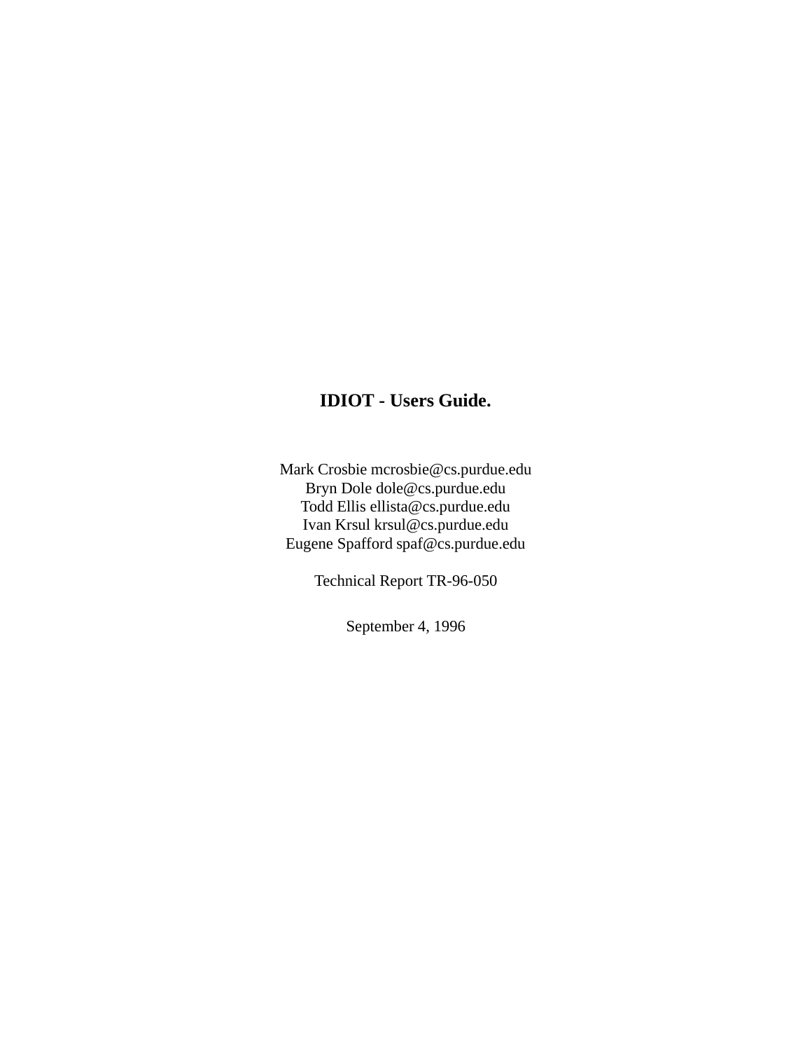# IDIOT - Users Guide.

Mark Crosbie mcrosbie@cs.purdue.edu
Bryn Dole dole@cs.purdue.edu
Todd Ellis ellista@cs.purdue.edu
Ivan Krsul krsul@cs.purdue.edu
Eugene Spafford spaf@cs.purdue.edu

Technical Report TR-96-050

September 4, 1996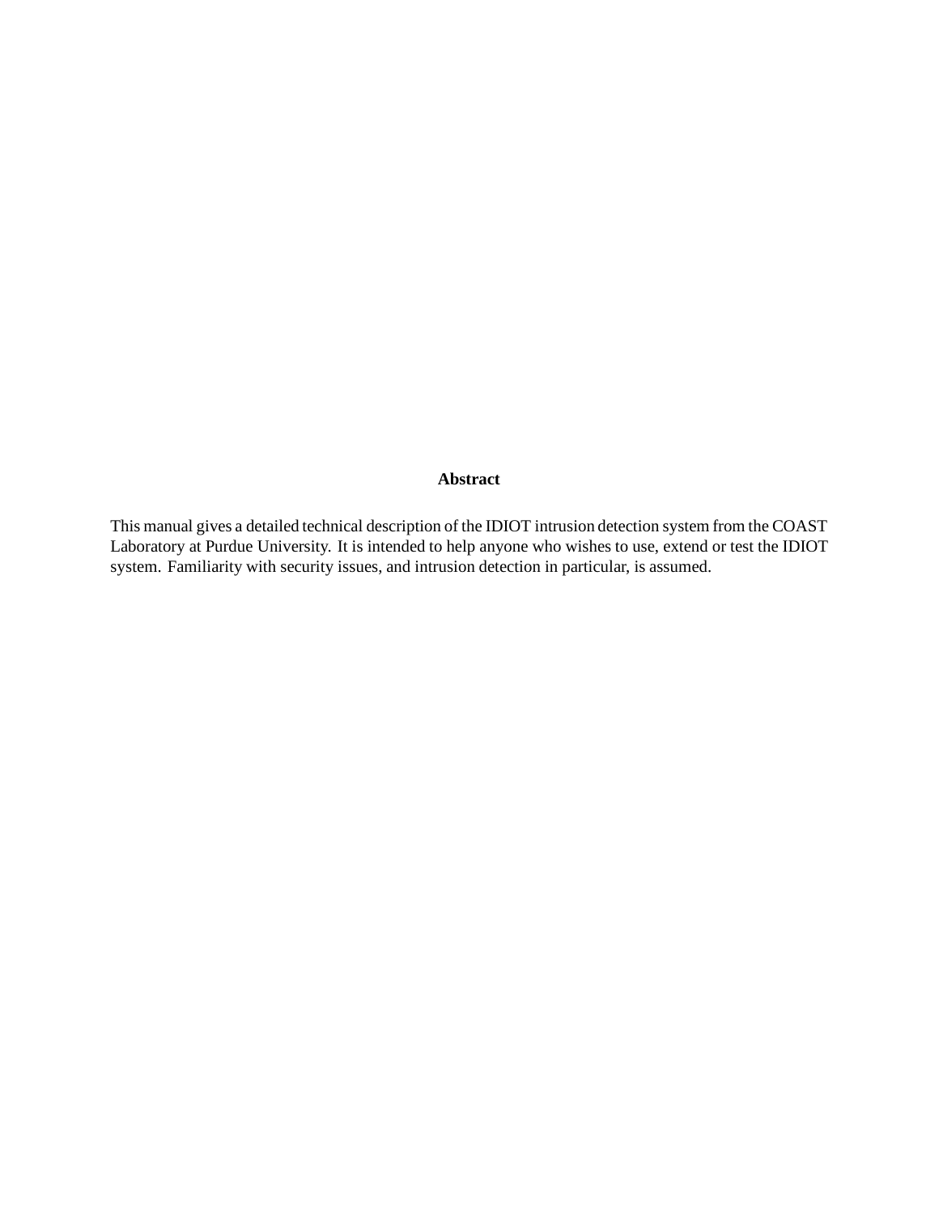## Abstract

This manual gives a detailed technical description of the IDIOT intrusion detection system from the COAST Laboratory at Purdue University. It is intended to help anyone who wishes to use, extend or test the IDIOT system. Familiarity with security issues, and intrusion detection in particular, is assumed.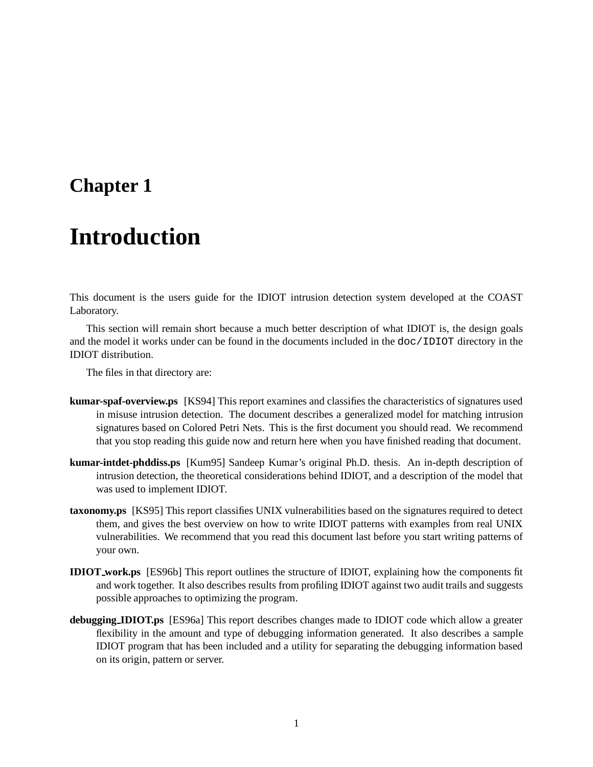# Chapter 1

# Introduction

This document is the users guide for the IDIOT intrusion detection system developed at the COAST Laboratory.

This section will remain short because a much better description of what IDIOT is, the design goals and the model it works under can be found in the documents included in the `doc/IDIOT` directory in the IDIOT distribution.

The files in that directory are:

**kumar-spaf-overview.ps** [KS94] This report examines and classifies the characteristics of signatures used in misuse intrusion detection. The document describes a generalized model for matching intrusion signatures based on Colored Petri Nets. This is the first document you should read. We recommend that you stop reading this guide now and return here when you have finished reading that document.

**kumar-intdet-phddiss.ps** [Kum95] Sandeep Kumar's original Ph.D. thesis. An in-depth description of intrusion detection, the theoretical considerations behind IDIOT, and a description of the model that was used to implement IDIOT.

**taxonomy.ps** [KS95] This report classifies UNIX vulnerabilities based on the signatures required to detect them, and gives the best overview on how to write IDIOT patterns with examples from real UNIX vulnerabilities. We recommend that you read this document last before you start writing patterns of your own.

**IDIOT_work.ps** [ES96b] This report outlines the structure of IDIOT, explaining how the components fit and work together. It also describes results from profiling IDIOT against two audit trails and suggests possible approaches to optimizing the program.

**debugging_IDIOT.ps** [ES96a] This report describes changes made to IDIOT code which allow a greater flexibility in the amount and type of debugging information generated. It also describes a sample IDIOT program that has been included and a utility for separating the debugging information based on its origin, pattern or server.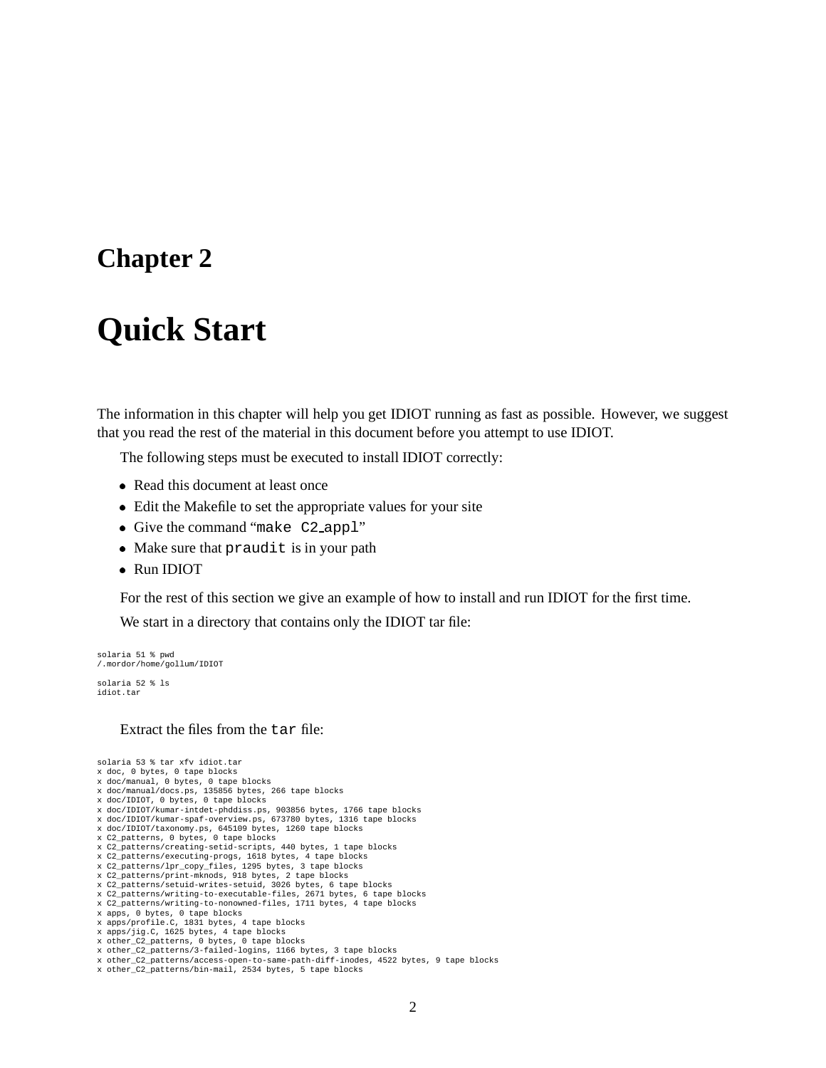# Chapter 2

# Quick Start

The information in this chapter will help you get IDIOT running as fast as possible. However, we suggest that you read the rest of the material in this document before you attempt to use IDIOT.

The following steps must be executed to install IDIOT correctly:

- Read this document at least once
- Edit the Makefile to set the appropriate values for your site
- Give the command "`make C2_appl`"
- Make sure that `praudit` is in your path
- Run IDIOT

For the rest of this section we give an example of how to install and run IDIOT for the first time.

We start in a directory that contains only the IDIOT tar file:

```
solaria 51 % pwd
/.mordor/home/gollum/IDIOT

solaria 52 % ls
idiot.tar
```

Extract the files from the `tar` file:

```
solaria 53 % tar xfv idiot.tar
x doc, 0 bytes, 0 tape blocks
x doc/manual, 0 bytes, 0 tape blocks
x doc/manual/docs.ps, 135856 bytes, 266 tape blocks
x doc/IDIOT, 0 bytes, 0 tape blocks
x doc/IDIOT/kumar-intdet-phddiss.ps, 903856 bytes, 1766 tape blocks
x doc/IDIOT/kumar-spaf-overview.ps, 673780 bytes, 1316 tape blocks
x doc/IDIOT/taxonomy.ps, 645109 bytes, 1260 tape blocks
x C2_patterns, 0 bytes, 0 tape blocks
x C2_patterns/creating-setid-scripts, 440 bytes, 1 tape blocks
x C2_patterns/executing-progs, 1618 bytes, 4 tape blocks
x C2_patterns/lpr_copy_files, 1295 bytes, 3 tape blocks
x C2_patterns/print-mknods, 918 bytes, 2 tape blocks
x C2_patterns/setuid-writes-setuid, 3026 bytes, 6 tape blocks
x C2_patterns/writing-to-executable-files, 2671 bytes, 6 tape blocks
x C2_patterns/writing-to-nonowned-files, 1711 bytes, 4 tape blocks
x apps, 0 bytes, 0 tape blocks
x apps/profile.C, 1831 bytes, 4 tape blocks
x apps/jig.C, 1625 bytes, 4 tape blocks
x other_C2_patterns, 0 bytes, 0 tape blocks
x other_C2_patterns/3-failed-logins, 1166 bytes, 3 tape blocks
x other_C2_patterns/access-open-to-same-path-diff-inodes, 4522 bytes, 9 tape blocks
x other_C2_patterns/bin-mail, 2534 bytes, 5 tape blocks
```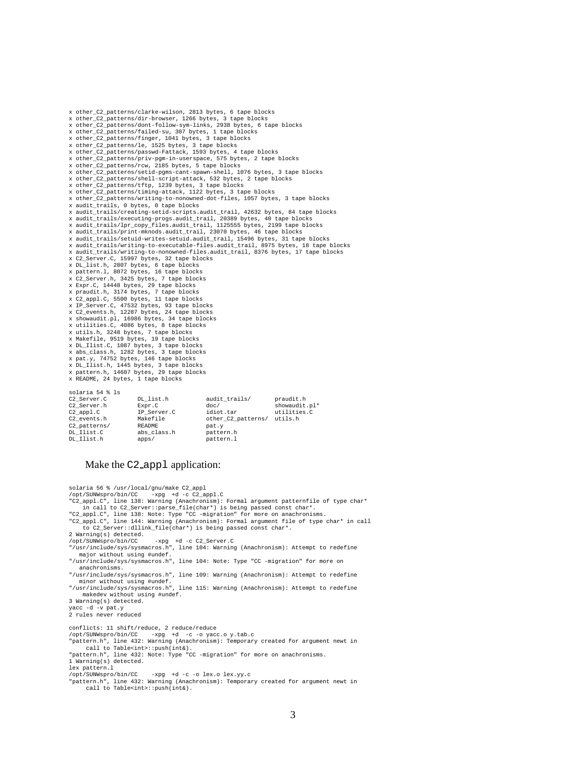```
x other_C2_patterns/clarke-wilson, 2813 bytes, 6 tape blocks
x other_C2_patterns/dir-browser, 1266 bytes, 3 tape blocks
x other_C2_patterns/dont-follow-sym-links, 2938 bytes, 6 tape blocks
x other_C2_patterns/failed-su, 307 bytes, 1 tape blocks
x other_C2_patterns/finger, 1041 bytes, 3 tape blocks
x other_C2_patterns/le, 1525 bytes, 3 tape blocks
x other_C2_patterns/passwd-Fattack, 1593 bytes, 4 tape blocks
x other_C2_patterns/priv-pgm-in-userspace, 575 bytes, 2 tape blocks
x other_C2_patterns/rcw, 2185 bytes, 5 tape blocks
x other_C2_patterns/setid-pgms-cant-spawn-shell, 1076 bytes, 3 tape blocks
x other_C2_patterns/shell-script-attack, 532 bytes, 2 tape blocks
x other_C2_patterns/tftp, 1239 bytes, 3 tape blocks
x other_C2_patterns/timing-attack, 1122 bytes, 3 tape blocks
x other_C2_patterns/writing-to-nonowned-dot-files, 1057 bytes, 3 tape blocks
x audit_trails, 0 bytes, 0 tape blocks
x audit_trails/creating-setid-scripts.audit_trail, 42632 bytes, 84 tape blocks
x audit_trails/executing-progs.audit_trail, 20389 bytes, 40 tape blocks
x audit_trails/lpr_copy_files.audit_trail, 1125555 bytes, 2199 tape blocks
x audit_trails/print-mknods.audit_trail, 23070 bytes, 46 tape blocks
x audit_trails/setuid-writes-setuid.audit_trail, 15496 bytes, 31 tape blocks
x audit_trails/writing-to-executable-files.audit_trail, 8975 bytes, 18 tape blocks
x audit_trails/writing-to-nonowned-files.audit_trail, 8376 bytes, 17 tape blocks
x C2_Server.C, 15997 bytes, 32 tape blocks
x DL_list.h, 2807 bytes, 6 tape blocks
x pattern.l, 8072 bytes, 16 tape blocks
x C2_Server.h, 3425 bytes, 7 tape blocks
x Expr.C, 14448 bytes, 29 tape blocks
x praudit.h, 3174 bytes, 7 tape blocks
x C2_appl.C, 5500 bytes, 11 tape blocks
x IP_Server.C, 47532 bytes, 93 tape blocks
x C2_events.h, 12287 bytes, 24 tape blocks
x showaudit.pl, 16986 bytes, 34 tape blocks
x utilities.C, 4086 bytes, 8 tape blocks
x utils.h, 3248 bytes, 7 tape blocks
x Makefile, 9519 bytes, 19 tape blocks
x DL_Ilist.C, 1087 bytes, 3 tape blocks
x abs_class.h, 1282 bytes, 3 tape blocks
x pat.y, 74752 bytes, 146 tape blocks
x DL_Ilist.h, 1445 bytes, 3 tape blocks
x pattern.h, 14607 bytes, 29 tape blocks
x README, 24 bytes, 1 tape blocks

solaria 54 % ls
C2_Server.C         DL_list.h           audit_trails/       praudit.h
C2_Server.h         Expr.C              doc/                showaudit.pl*
C2_appl.C           IP_Server.C         idiot.tar           utilities.C
C2_events.h         Makefile            other_C2_patterns/  utils.h
C2_patterns/        README              pat.y
DL_Ilist.C          abs_class.h         pattern.h
DL_Ilist.h          apps/               pattern.l
```

Make the `C2_appl` application:

```
solaria 56 % /usr/local/gnu/make C2_appl
/opt/SUNWspro/bin/CC    -xpg  +d -c C2_appl.C
"C2_appl.C", line 138: Warning (Anachronism): Formal argument patternfile of type char*
    in call to C2_Server::parse_file(char*) is being passed const char*.
"C2_appl.C", line 138: Note: Type "CC -migration" for more on anachronisms.
"C2_appl.C", line 144: Warning (Anachronism): Formal argument file of type char* in call
    to C2_Server::dllink_file(char*) is being passed const char*.
2 Warning(s) detected.
/opt/SUNWspro/bin/CC    -xpg  +d -c C2_Server.C
"/usr/include/sys/sysmacros.h", line 104: Warning (Anachronism): Attempt to redefine
   major without using #undef.
"/usr/include/sys/sysmacros.h", line 104: Note: Type "CC -migration" for more on
   anachronisms.
"/usr/include/sys/sysmacros.h", line 109: Warning (Anachronism): Attempt to redefine
   minor without using #undef.
"/usr/include/sys/sysmacros.h", line 115: Warning (Anachronism): Attempt to redefine
   makedev without using #undef.
3 Warning(s) detected.
yacc -d -v pat.y
2 rules never reduced

conflicts: 11 shift/reduce, 2 reduce/reduce
/opt/SUNWspro/bin/CC    -xpg  +d  -c -o yacc.o y.tab.c
"pattern.h", line 432: Warning (Anachronism): Temporary created for argument newt in
     call to Table<int>::push(int&).
"pattern.h", line 432: Note: Type "CC -migration" for more on anachronisms.
1 Warning(s) detected.
lex pattern.l
/opt/SUNWspro/bin/CC    -xpg  +d -c -o lex.o lex.yy.c
"pattern.h", line 432: Warning (Anachronism): Temporary created for argument newt in
     call to Table<int>::push(int&).
```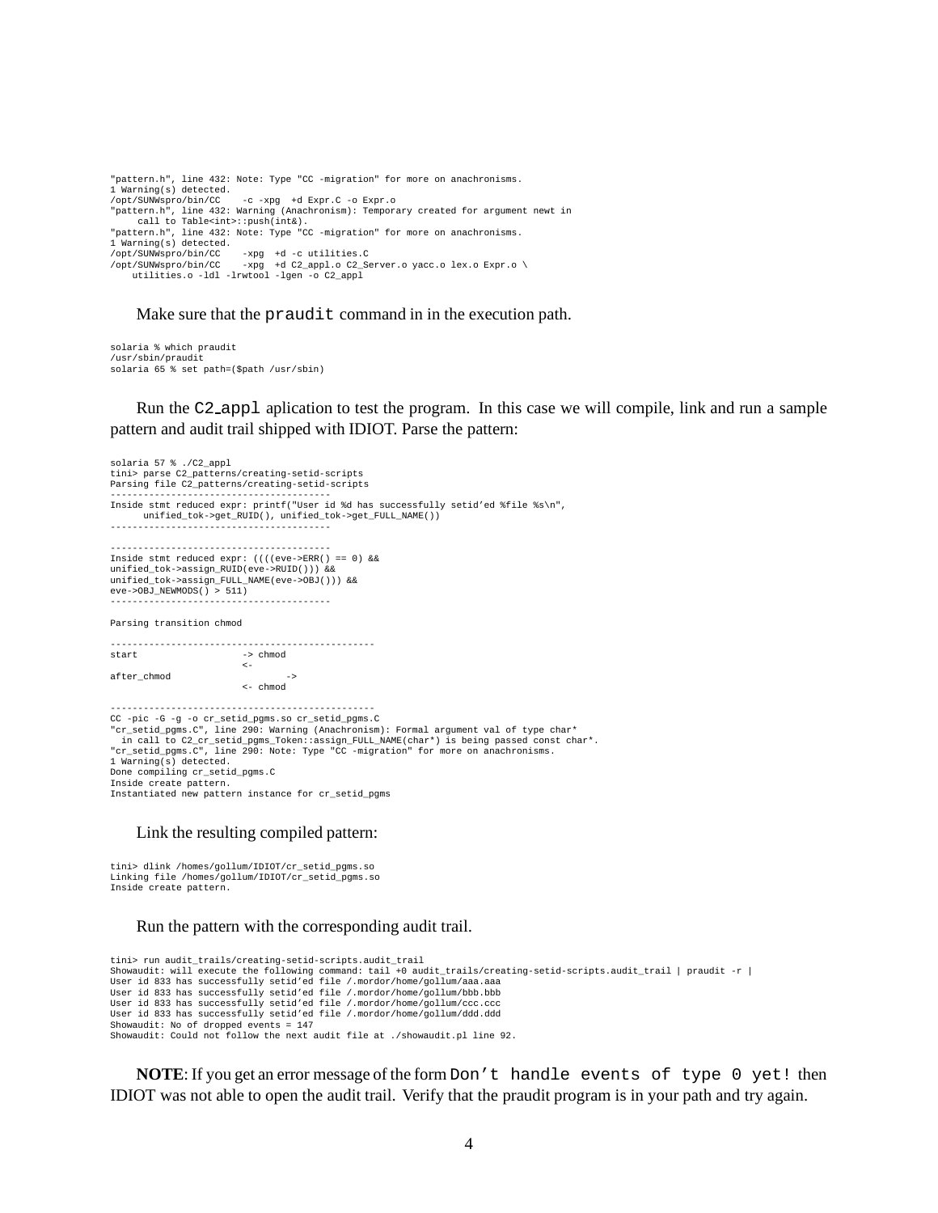```
"pattern.h", line 432: Note: Type "CC -migration" for more on anachronisms.
1 Warning(s) detected.
/opt/SUNWspro/bin/CC    -c -xpg  +d Expr.C -o Expr.o
"pattern.h", line 432: Warning (Anachronism): Temporary created for argument newt in
     call to Table<int>::push(int&).
"pattern.h", line 432: Note: Type "CC -migration" for more on anachronisms.
1 Warning(s) detected.
/opt/SUNWspro/bin/CC    -xpg  +d -c utilities.C
/opt/SUNWspro/bin/CC    -xpg  +d C2_appl.o C2_Server.o yacc.o lex.o Expr.o \
    utilities.o -ldl -lrwtool -lgen -o C2_appl
```

Make sure that the `praudit` command in in the execution path.

```
solaria % which praudit
/usr/sbin/praudit
solaria 65 % set path=($path /usr/sbin)
```

Run the `C2_appl` aplication to test the program. In this case we will compile, link and run a sample pattern and audit trail shipped with IDIOT. Parse the pattern:

```
solaria 57 % ./C2_appl
tini> parse C2_patterns/creating-setid-scripts
Parsing file C2_patterns/creating-setid-scripts
----------------------------------------
Inside stmt reduced expr: printf("User id %d has successfully setid'ed %file %s\n",
      unified_tok->get_RUID(), unified_tok->get_FULL_NAME())
----------------------------------------

----------------------------------------
Inside stmt reduced expr: ((((eve->ERR() == 0) &&
unified_tok->assign_RUID(eve->RUID())) &&
unified_tok->assign_FULL_NAME(eve->OBJ())) &&
eve->OBJ_NEWMODS() > 511)
----------------------------------------

Parsing transition chmod

------------------------------------------------
start                   -> chmod
                        <-
after_chmod                     ->
                        <- chmod

------------------------------------------------
CC -pic -G -g -o cr_setid_pgms.so cr_setid_pgms.C
"cr_setid_pgms.C", line 290: Warning (Anachronism): Formal argument val of type char*
  in call to C2_cr_setid_pgms_Token::assign_FULL_NAME(char*) is being passed const char*.
"cr_setid_pgms.C", line 290: Note: Type "CC -migration" for more on anachronisms.
1 Warning(s) detected.
Done compiling cr_setid_pgms.C
Inside create pattern.
Instantiated new pattern instance for cr_setid_pgms
```

Link the resulting compiled pattern:

```
tini> dlink /homes/gollum/IDIOT/cr_setid_pgms.so
Linking file /homes/gollum/IDIOT/cr_setid_pgms.so
Inside create pattern.
```

Run the pattern with the corresponding audit trail.

```
tini> run audit_trails/creating-setid-scripts.audit_trail
Showaudit: will execute the following command: tail +0 audit_trails/creating-setid-scripts.audit_trail | praudit -r |
User id 833 has successfully setid'ed file /.mordor/home/gollum/aaa.aaa
User id 833 has successfully setid'ed file /.mordor/home/gollum/bbb.bbb
User id 833 has successfully setid'ed file /.mordor/home/gollum/ccc.ccc
User id 833 has successfully setid'ed file /.mordor/home/gollum/ddd.ddd
Showaudit: No of dropped events = 147
Showaudit: Could not follow the next audit file at ./showaudit.pl line 92.
```

**NOTE**: If you get an error message of the form `Don't handle events of type 0 yet!` then IDIOT was not able to open the audit trail. Verify that the praudit program is in your path and try again.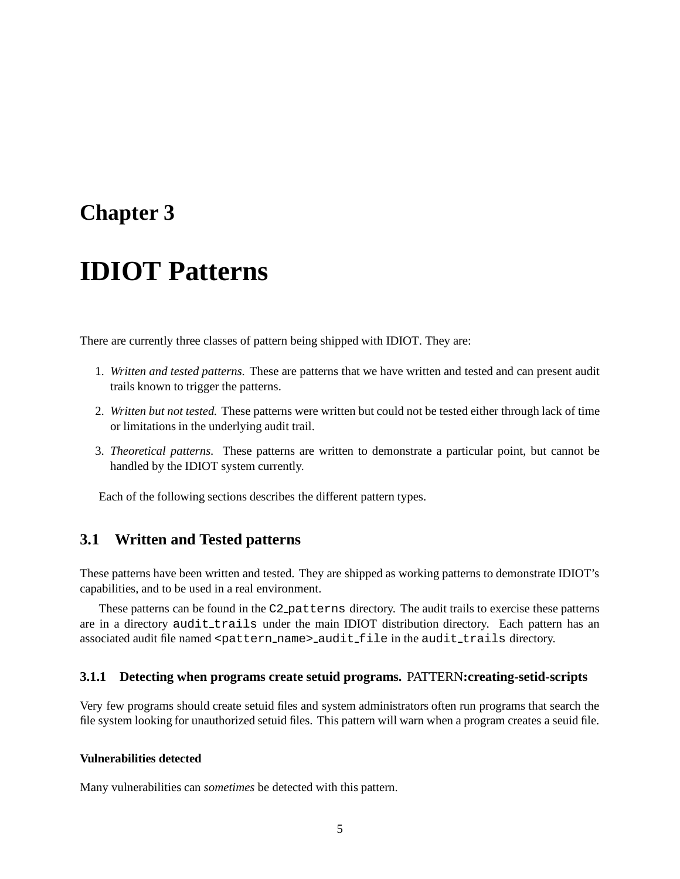# Chapter 3

# IDIOT Patterns

There are currently three classes of pattern being shipped with IDIOT. They are:

1. *Written and tested patterns.* These are patterns that we have written and tested and can present audit trails known to trigger the patterns.
2. *Written but not tested.* These patterns were written but could not be tested either through lack of time or limitations in the underlying audit trail.
3. *Theoretical patterns.* These patterns are written to demonstrate a particular point, but cannot be handled by the IDIOT system currently.

Each of the following sections describes the different pattern types.

## 3.1 Written and Tested patterns

These patterns have been written and tested. They are shipped as working patterns to demonstrate IDIOT's capabilities, and to be used in a real environment.

These patterns can be found in the `C2_patterns` directory. The audit trails to exercise these patterns are in a directory `audit_trails` under the main IDIOT distribution directory. Each pattern has an associated audit file named `<pattern_name>_audit_file` in the `audit_trails` directory.

### 3.1.1 Detecting when programs create setuid programs. PATTERN:creating-setid-scripts

Very few programs should create setuid files and system administrators often run programs that search the file system looking for unauthorized setuid files. This pattern will warn when a program creates a seuid file.

#### Vulnerabilities detected

Many vulnerabilities can *sometimes* be detected with this pattern.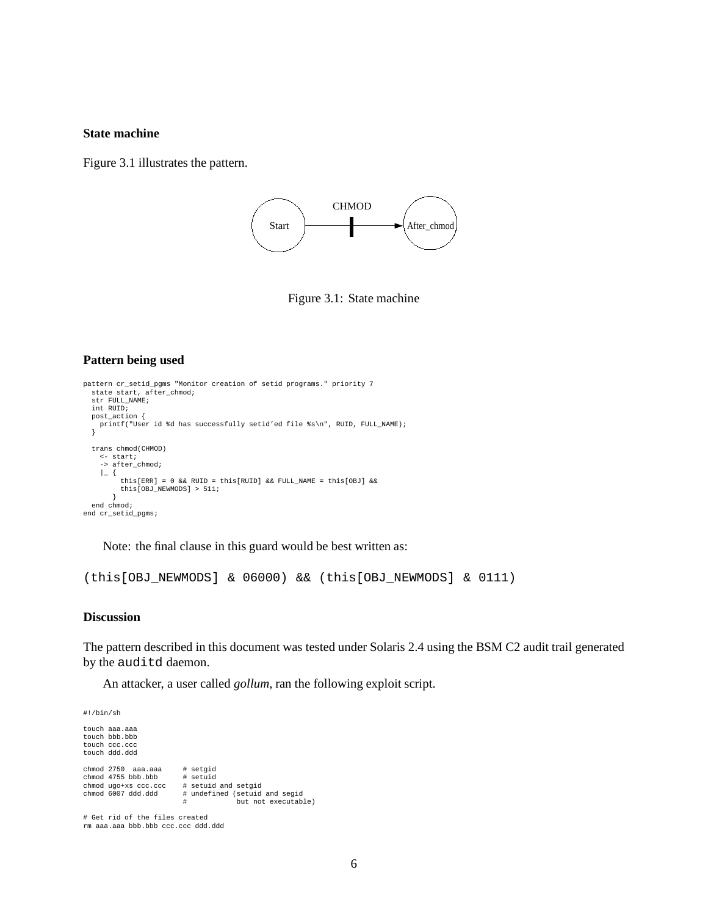**State machine**

Figure 3.1 illustrates the pattern.

Figure 3.1: State machine

**Pattern being used**

```
pattern cr_setid_pgms "Monitor creation of setid programs." priority 7
  state start, after_chmod;
  str FULL_NAME;
  int RUID;
  post_action {
    printf("User id %d has successfully setid’ed file %s\n", RUID, FULL_NAME);
  }

  trans chmod(CHMOD)
    <- start;
    -> after_chmod;
    |_ {
         this[ERR] = 0 && RUID = this[RUID] && FULL_NAME = this[OBJ] &&
         this[OBJ_NEWMODS] > 511;
       }
  end chmod;
end cr_setid_pgms;
```

Note: the final clause in this guard would be best written as:

```
(this[OBJ_NEWMODS] & 06000) && (this[OBJ_NEWMODS] & 0111)
```

**Discussion**

The pattern described in this document was tested under Solaris 2.4 using the BSM C2 audit trail generated by the `auditd` daemon.

An attacker, a user called *gollum*, ran the following exploit script.

```
#!/bin/sh

touch aaa.aaa
touch bbb.bbb
touch ccc.ccc
touch ddd.ddd

chmod 2750  aaa.aaa     # setgid
chmod 4755 bbb.bbb      # setuid
chmod ugo+xs ccc.ccc    # setuid and setgid
chmod 6007 ddd.ddd      # undefined (setuid and segid
                        #            but not executable)

# Get rid of the files created
rm aaa.aaa bbb.bbb ccc.ccc ddd.ddd
```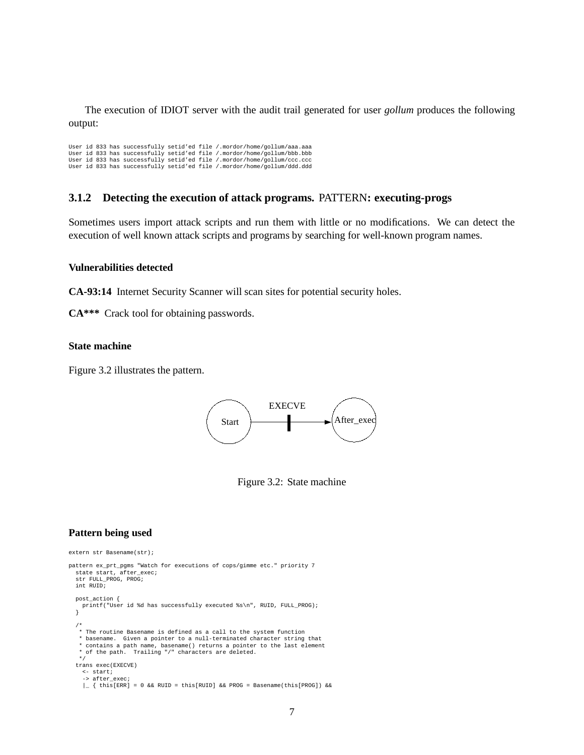The execution of IDIOT server with the audit trail generated for user *gollum* produces the following output:

```
User id 833 has successfully setid'ed file /.mordor/home/gollum/aaa.aaa
User id 833 has successfully setid'ed file /.mordor/home/gollum/bbb.bbb
User id 833 has successfully setid'ed file /.mordor/home/gollum/ccc.ccc
User id 833 has successfully setid'ed file /.mordor/home/gollum/ddd.ddd
```

### 3.1.2 Detecting the execution of attack programs. PATTERN: executing-progs

Sometimes users import attack scripts and run them with little or no modifications. We can detect the execution of well known attack scripts and programs by searching for well-known program names.

#### Vulnerabilities detected

**CA-93:14** Internet Security Scanner will scan sites for potential security holes.

**CA*** ** Crack tool for obtaining passwords.

#### State machine

Figure 3.2 illustrates the pattern.

Start —EXECVE→ After_exec

Figure 3.2: State machine

#### Pattern being used

```
extern str Basename(str);

pattern ex_prt_pgms "Watch for executions of cops/gimme etc." priority 7
  state start, after_exec;
  str FULL_PROG, PROG;
  int RUID;

  post_action {
    printf("User id %d has successfully executed %s\n", RUID, FULL_PROG);
  }

  /*
   * The routine Basename is defined as a call to the system function
   * basename.  Given a pointer to a null-terminated character string that
   * contains a path name, basename() returns a pointer to the last element
   * of the path.  Trailing "/" characters are deleted.
   */
  trans exec(EXECVE)
    <- start;
    -> after_exec;
    |_ { this[ERR] = 0 && RUID = this[RUID] && PROG = Basename(this[PROG]) &&
```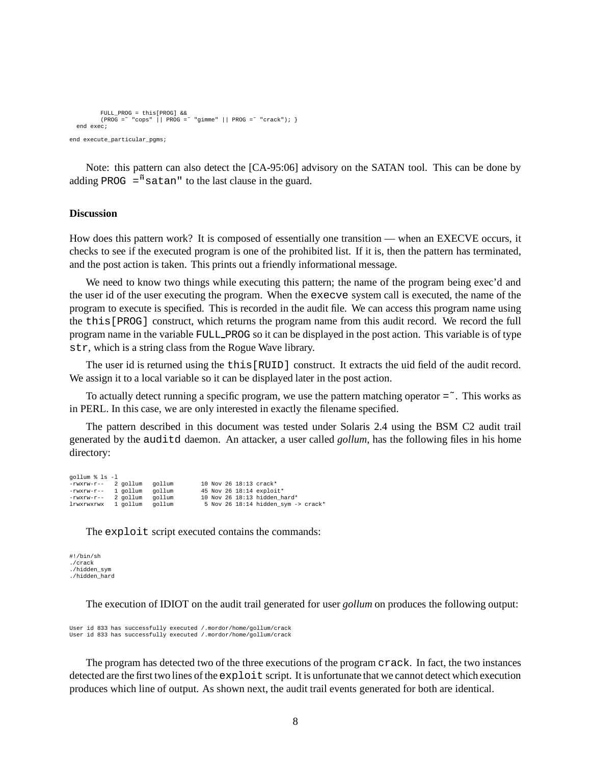```
        FULL_PROG = this[PROG] &&
        (PROG =~ "cops" || PROG =~ "gimme" || PROG =~ "crack"); }
  end exec;

end execute_particular_pgms;
```

Note: this pattern can also detect the [CA-95:06] advisory on the SATAN tool. This can be done by adding `PROG =~"satan"` to the last clause in the guard.

**Discussion**

How does this pattern work? It is composed of essentially one transition — when an EXECVE occurs, it checks to see if the executed program is one of the prohibited list. If it is, then the pattern has terminated, and the post action is taken. This prints out a friendly informational message.

We need to know two things while executing this pattern; the name of the program being exec'd and the user id of the user executing the program. When the `execve` system call is executed, the name of the program to execute is specified. This is recorded in the audit file. We can access this program name using the `this[PROG]` construct, which returns the program name from this audit record. We record the full program name in the variable FULL_PROG so it can be displayed in the post action. This variable is of type `str`, which is a string class from the Rogue Wave library.

The user id is returned using the `this[RUID]` construct. It extracts the uid field of the audit record. We assign it to a local variable so it can be displayed later in the post action.

To actually detect running a specific program, we use the pattern matching operator `=~`. This works as in PERL. In this case, we are only interested in exactly the filename specified.

The pattern described in this document was tested under Solaris 2.4 using the BSM C2 audit trail generated by the `auditd` daemon. An attacker, a user called *gollum*, has the following files in his home directory:

```
gollum % ls -l
-rwxrw-r--   2 gollum   gollum        10 Nov 26 18:13 crack*
-rwxrw-r--   1 gollum   gollum        45 Nov 26 18:14 exploit*
-rwxrw-r--   2 gollum   gollum        10 Nov 26 18:13 hidden_hard*
lrwxrwxrwx   1 gollum   gollum         5 Nov 26 18:14 hidden_sym -> crack*
```

The `exploit` script executed contains the commands:

```
#!/bin/sh
./crack
./hidden_sym
./hidden_hard
```

The execution of IDIOT on the audit trail generated for user *gollum* on produces the following output:

```
User id 833 has successfully executed /.mordor/home/gollum/crack
User id 833 has successfully executed /.mordor/home/gollum/crack
```

The program has detected two of the three executions of the program `crack`. In fact, the two instances detected are the first two lines of the `exploit` script. It is unfortunate that we cannot detect which execution produces which line of output. As shown next, the audit trail events generated for both are identical.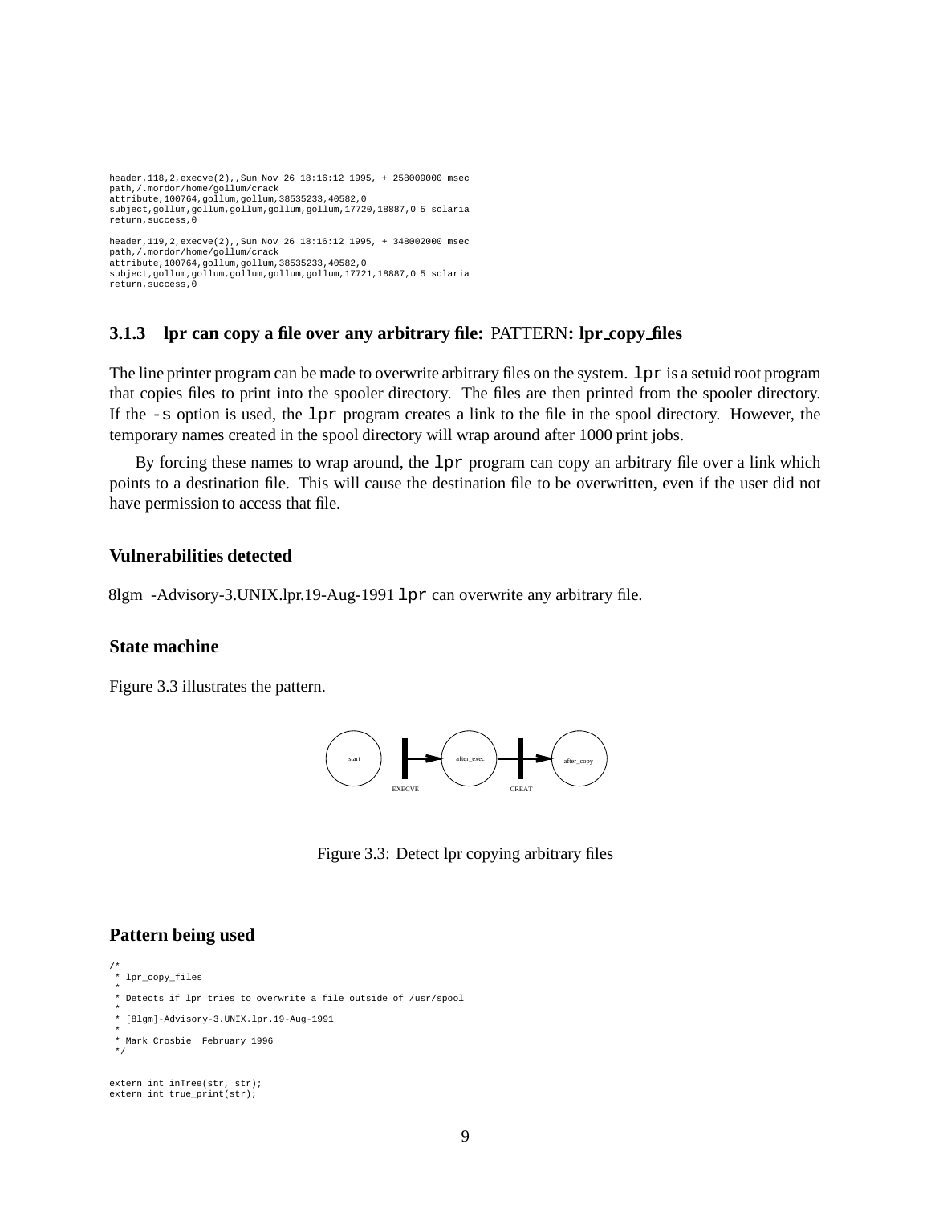```
header,118,2,execve(2),,Sun Nov 26 18:16:12 1995, + 258009000 msec
path,/.mordor/home/gollum/crack
attribute,100764,gollum,gollum,38535233,40582,0
subject,gollum,gollum,gollum,gollum,gollum,17720,18887,0 5 solaria
return,success,0

header,119,2,execve(2),,Sun Nov 26 18:16:12 1995, + 348002000 msec
path,/.mordor/home/gollum/crack
attribute,100764,gollum,gollum,38535233,40582,0
subject,gollum,gollum,gollum,gollum,gollum,17721,18887,0 5 solaria
return,success,0
```

### 3.1.3 lpr can copy a file over any arbitrary file: PATTERN: lpr_copy_files

The line printer program can be made to overwrite arbitrary files on the system. `lpr` is a setuid root program that copies files to print into the spooler directory. The files are then printed from the spooler directory. If the `-s` option is used, the `lpr` program creates a link to the file in the spool directory. However, the temporary names created in the spool directory will wrap around after 1000 print jobs.

By forcing these names to wrap around, the `lpr` program can copy an arbitrary file over a link which points to a destination file. This will cause the destination file to be overwritten, even if the user did not have permission to access that file.

#### Vulnerabilities detected

8lgm -Advisory-3.UNIX.lpr.19-Aug-1991 `lpr` can overwrite any arbitrary file.

#### State machine

Figure 3.3 illustrates the pattern.

start → EXECVE → after_exec → CREAT → after_copy

Figure 3.3: Detect lpr copying arbitrary files

#### Pattern being used

```
/*
 * lpr_copy_files
 *
 * Detects if lpr tries to overwrite a file outside of /usr/spool
 *
 * [8lgm]-Advisory-3.UNIX.lpr.19-Aug-1991
 *
 * Mark Crosbie  February 1996
 */


extern int inTree(str, str);
extern int true_print(str);
```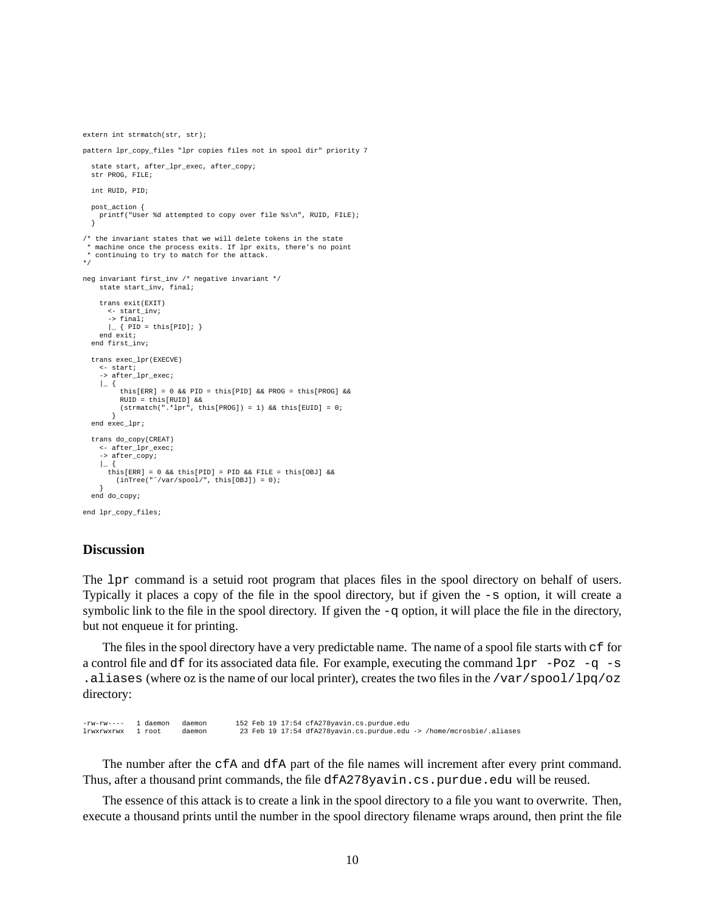```
extern int strmatch(str, str);

pattern lpr_copy_files "lpr copies files not in spool dir" priority 7

  state start, after_lpr_exec, after_copy;
  str PROG, FILE;

  int RUID, PID;

  post_action {
    printf("User %d attempted to copy over file %s\n", RUID, FILE);
  }

/* the invariant states that we will delete tokens in the state
 * machine once the process exits. If lpr exits, there's no point
 * continuing to try to match for the attack.
*/

neg invariant first_inv /* negative invariant */
    state start_inv, final;

    trans exit(EXIT)
      <- start_inv;
      -> final;
      |_ { PID = this[PID]; }
    end exit;
  end first_inv;

  trans exec_lpr(EXECVE)
    <- start;
    -> after_lpr_exec;
    |_ {
         this[ERR] = 0 && PID = this[PID] && PROG = this[PROG] &&
         RUID = this[RUID] &&
         (strmatch(".*lpr", this[PROG]) = 1) && this[EUID] = 0;
       }
  end exec_lpr;

  trans do_copy(CREAT)
    <- after_lpr_exec;
    -> after_copy;
    |_ {
      this[ERR] = 0 && this[PID] = PID && FILE = this[OBJ] &&
        (inTree("^/var/spool/", this[OBJ]) = 0);
    }
  end do_copy;

end lpr_copy_files;
```

### Discussion

The `lpr` command is a setuid root program that places files in the spool directory on behalf of users. Typically it places a copy of the file in the spool directory, but if given the `-s` option, it will create a symbolic link to the file in the spool directory. If given the `-q` option, it will place the file in the directory, but not enqueue it for printing.

The files in the spool directory have a very predictable name. The name of a spool file starts with `cf` for a control file and `df` for its associated data file. For example, executing the command `lpr -Poz -q -s .aliases` (where oz is the name of our local printer), creates the two files in the `/var/spool/lpq/oz` directory:

```
-rw-rw----   1 daemon   daemon       152 Feb 19 17:54 cfA278yavin.cs.purdue.edu
lrwxrwxrwx   1 root     daemon        23 Feb 19 17:54 dfA278yavin.cs.purdue.edu -> /home/mcrosbie/.aliases
```

The number after the `cfA` and `dfA` part of the file names will increment after every print command. Thus, after a thousand print commands, the file `dfA278yavin.cs.purdue.edu` will be reused.

The essence of this attack is to create a link in the spool directory to a file you want to overwrite. Then, execute a thousand prints until the number in the spool directory filename wraps around, then print the file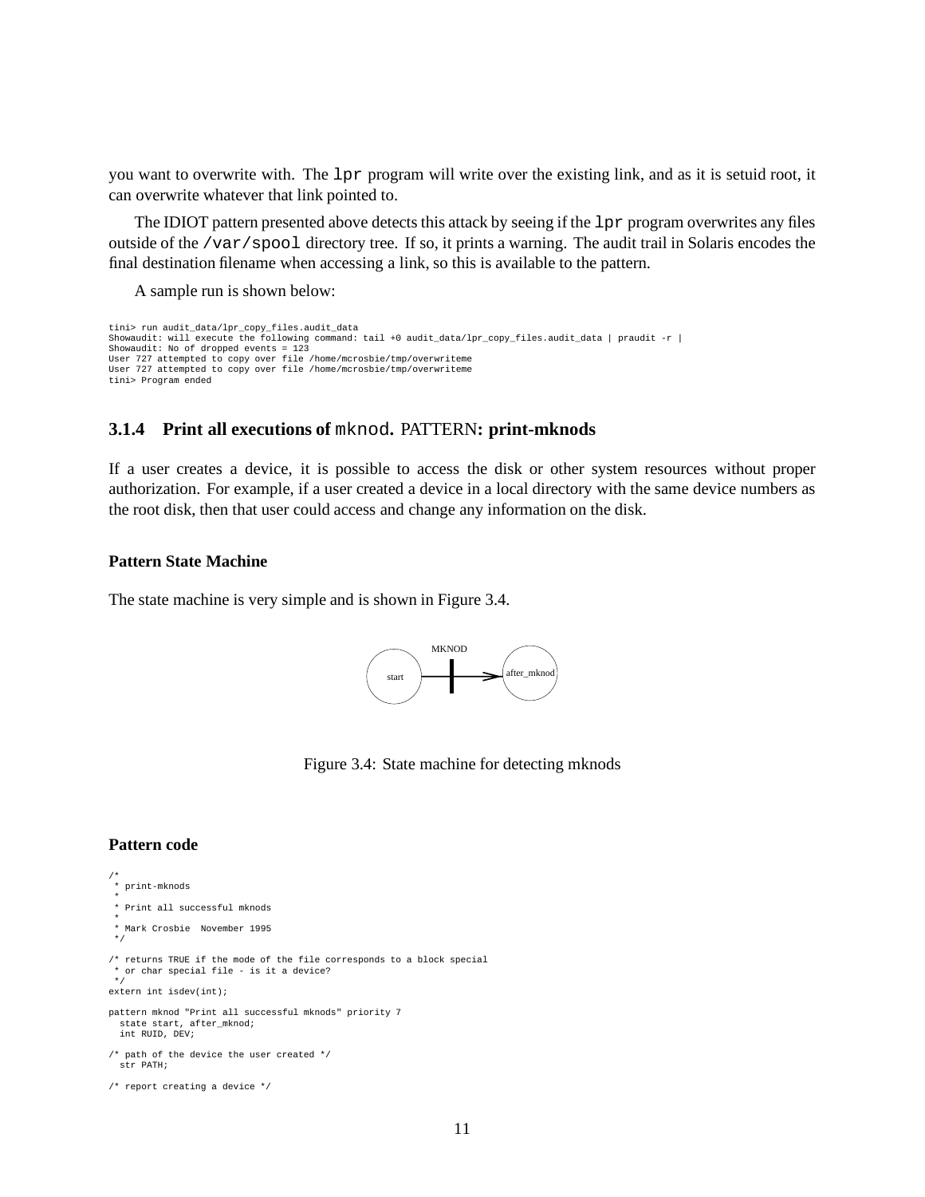you want to overwrite with. The `lpr` program will write over the existing link, and as it is setuid root, it can overwrite whatever that link pointed to.

The IDIOT pattern presented above detects this attack by seeing if the `lpr` program overwrites any files outside of the `/var/spool` directory tree. If so, it prints a warning. The audit trail in Solaris encodes the final destination filename when accessing a link, so this is available to the pattern.

A sample run is shown below:

```
tini> run audit_data/lpr_copy_files.audit_data
Showaudit: will execute the following command: tail +0 audit_data/lpr_copy_files.audit_data | praudit -r |
Showaudit: No of dropped events = 123
User 727 attempted to copy over file /home/mcrosbie/tmp/overwriteme
User 727 attempted to copy over file /home/mcrosbie/tmp/overwriteme
tini> Program ended
```

### 3.1.4 Print all executions of `mknod`. PATTERN: print-mknods

If a user creates a device, it is possible to access the disk or other system resources without proper authorization. For example, if a user created a device in a local directory with the same device numbers as the root disk, then that user could access and change any information on the disk.

#### Pattern State Machine

The state machine is very simple and is shown in Figure 3.4.

start —MKNOD→ after_mknod

Figure 3.4: State machine for detecting mknods

#### Pattern code

```
/*
 * print-mknods
 *
 * Print all successful mknods
 *
 * Mark Crosbie  November 1995
 */

/* returns TRUE if the mode of the file corresponds to a block special
 * or char special file - is it a device?
 */
extern int isdev(int);

pattern mknod "Print all successful mknods" priority 7
  state start, after_mknod;
  int RUID, DEV;

/* path of the device the user created */
  str PATH;

/* report creating a device */
```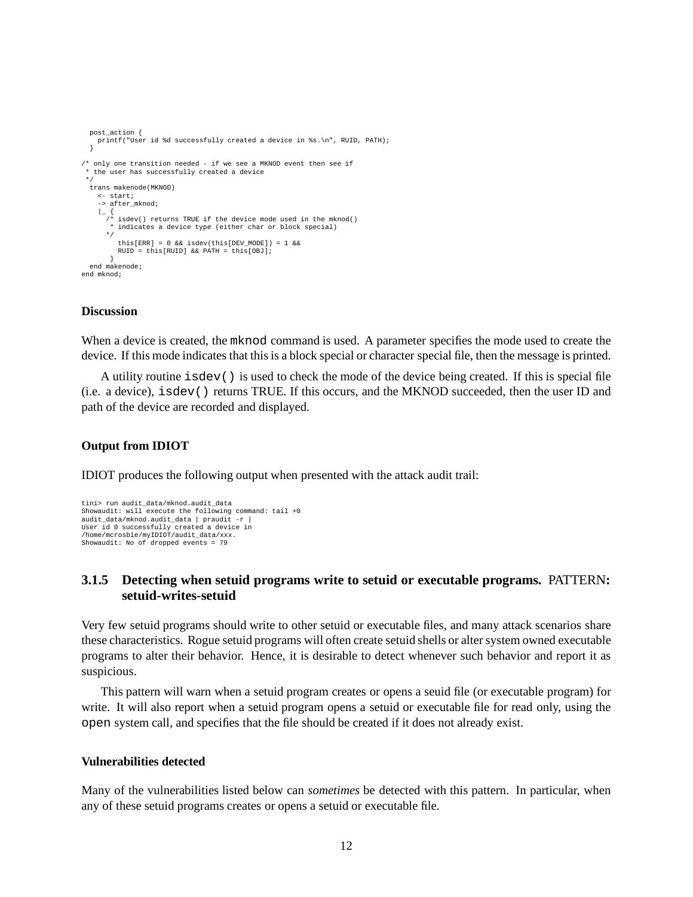```
  post_action {
    printf("User id %d successfully created a device in %s.\n", RUID, PATH);
  }

/* only one transition needed - if we see a MKNOD event then see if
 * the user has successfully created a device
 */
  trans makenode(MKNOD)
    <- start;
    -> after_mknod;
    |_ {
      /* isdev() returns TRUE if the device mode used in the mknod()
       * indicates a device type (either char or block special)
       */
         this[ERR] = 0 && isdev(this[DEV_MODE]) = 1 &&
         RUID = this[RUID] && PATH = this[OBJ];
       }
  end makenode;
end mknod;
```

#### Discussion

When a device is created, the `mknod` command is used. A parameter specifies the mode used to create the device. If this mode indicates that this is a block special or character special file, then the message is printed.

A utility routine `isdev()` is used to check the mode of the device being created. If this is special file (i.e. a device), `isdev()` returns TRUE. If this occurs, and the MKNOD succeeded, then the user ID and path of the device are recorded and displayed.

#### Output from IDIOT

IDIOT produces the following output when presented with the attack audit trail:

```
tini> run audit_data/mknod.audit_data
Showaudit: will execute the following command: tail +0
audit_data/mknod.audit_data | praudit -r |
User id 0 successfully created a device in
/home/mcrosbie/myIDIOT/audit_data/xxx.
Showaudit: No of dropped events = 79
```

### 3.1.5 Detecting when setuid programs write to setuid or executable programs. PATTERN: setuid-writes-setuid

Very few setuid programs should write to other setuid or executable files, and many attack scenarios share these characteristics. Rogue setuid programs will often create setuid shells or alter system owned executable programs to alter their behavior. Hence, it is desirable to detect whenever such behavior and report it as suspicious.

This pattern will warn when a setuid program creates or opens a seuid file (or executable program) for write. It will also report when a setuid program opens a setuid or executable file for read only, using the `open` system call, and specifies that the file should be created if it does not already exist.

#### Vulnerabilities detected

Many of the vulnerabilities listed below can *sometimes* be detected with this pattern. In particular, when any of these setuid programs creates or opens a setuid or executable file.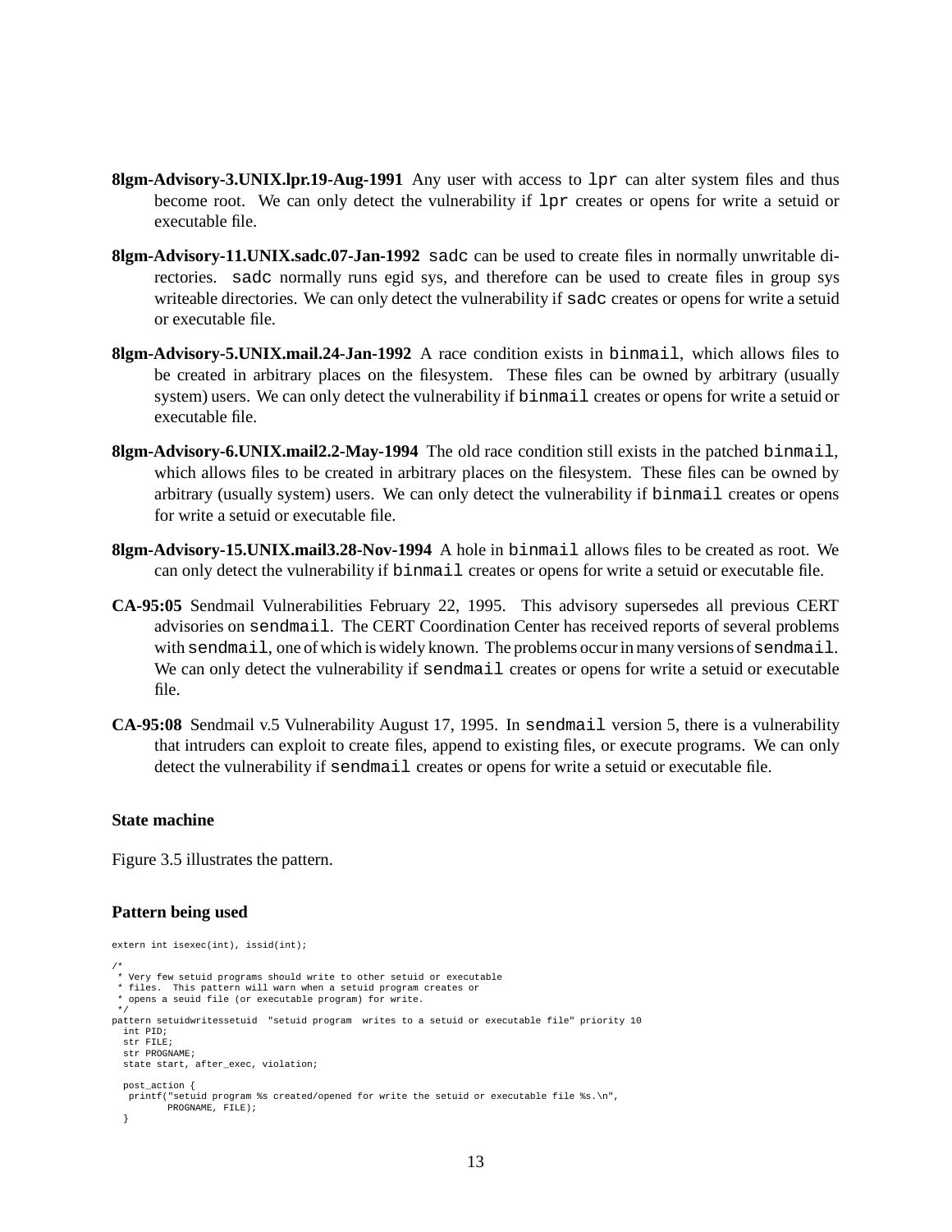**8lgm-Advisory-3.UNIX.lpr.19-Aug-1991** Any user with access to `lpr` can alter system files and thus become root. We can only detect the vulnerability if `lpr` creates or opens for write a setuid or executable file.

**8lgm-Advisory-11.UNIX.sadc.07-Jan-1992** `sadc` can be used to create files in normally unwritable directories. `sadc` normally runs egid sys, and therefore can be used to create files in group sys writeable directories. We can only detect the vulnerability if `sadc` creates or opens for write a setuid or executable file.

**8lgm-Advisory-5.UNIX.mail.24-Jan-1992** A race condition exists in `binmail`, which allows files to be created in arbitrary places on the filesystem. These files can be owned by arbitrary (usually system) users. We can only detect the vulnerability if `binmail` creates or opens for write a setuid or executable file.

**8lgm-Advisory-6.UNIX.mail2.2-May-1994** The old race condition still exists in the patched `binmail`, which allows files to be created in arbitrary places on the filesystem. These files can be owned by arbitrary (usually system) users. We can only detect the vulnerability if `binmail` creates or opens for write a setuid or executable file.

**8lgm-Advisory-15.UNIX.mail3.28-Nov-1994** A hole in `binmail` allows files to be created as root. We can only detect the vulnerability if `binmail` creates or opens for write a setuid or executable file.

**CA-95:05** Sendmail Vulnerabilities February 22, 1995. This advisory supersedes all previous CERT advisories on `sendmail`. The CERT Coordination Center has received reports of several problems with `sendmail`, one of which is widely known. The problems occur in many versions of `sendmail`. We can only detect the vulnerability if `sendmail` creates or opens for write a setuid or executable file.

**CA-95:08** Sendmail v.5 Vulnerability August 17, 1995. In `sendmail` version 5, there is a vulnerability that intruders can exploit to create files, append to existing files, or execute programs. We can only detect the vulnerability if `sendmail` creates or opens for write a setuid or executable file.

### State machine

Figure 3.5 illustrates the pattern.

### Pattern being used

```
extern int isexec(int), issid(int);

/*
 * Very few setuid programs should write to other setuid or executable
 * files.  This pattern will warn when a setuid program creates or
 * opens a seuid file (or executable program) for write.
 */
pattern setuidwritessetuid  "setuid program  writes to a setuid or executable file" priority 10
  int PID;
  str FILE;
  str PROGNAME;
  state start, after_exec, violation;

  post_action {
   printf("setuid program %s created/opened for write the setuid or executable file %s.\n",
          PROGNAME, FILE);
  }
```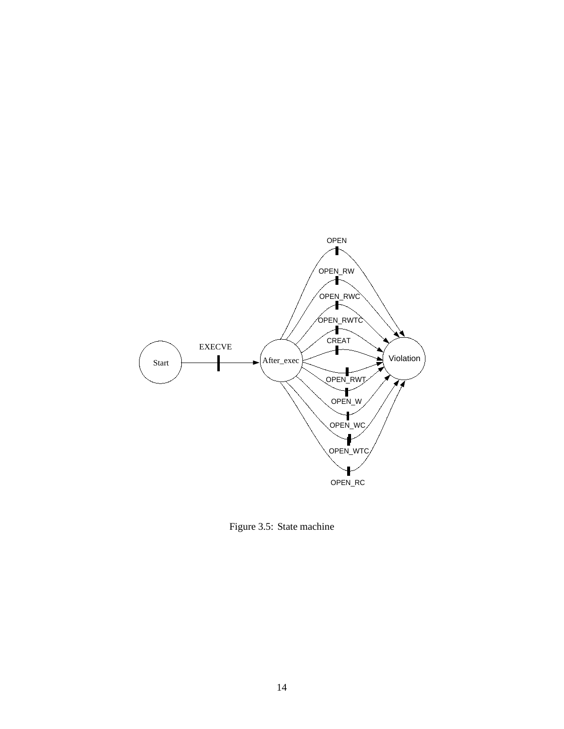Figure 3.5: State machine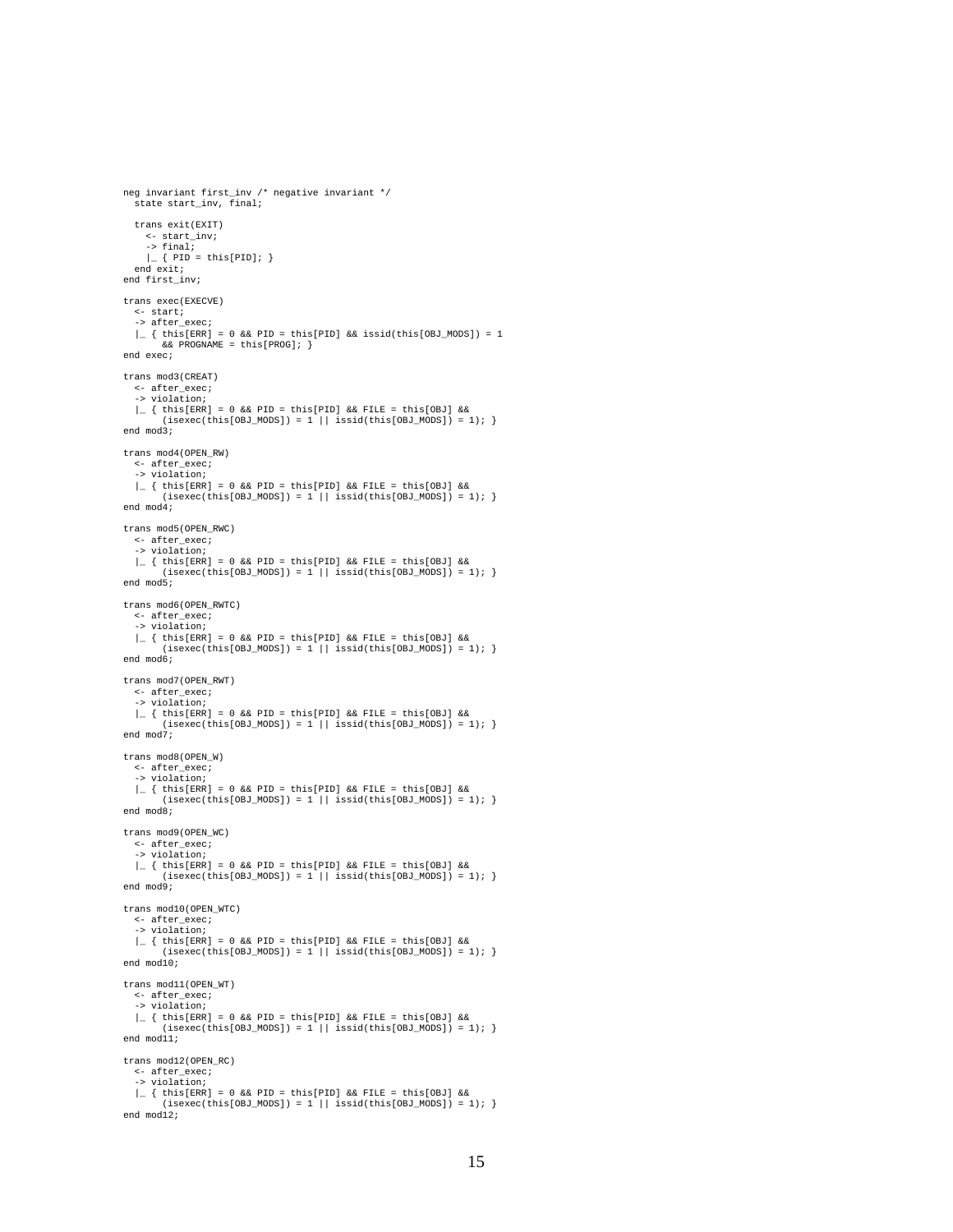```
neg invariant first_inv /* negative invariant */
  state start_inv, final;

  trans exit(EXIT)
    <- start_inv;
    -> final;
    |_ { PID = this[PID]; }
  end exit;
end first_inv;

trans exec(EXECVE)
  <- start;
  -> after_exec;
  |_ { this[ERR] = 0 && PID = this[PID] && issid(this[OBJ_MODS]) = 1
      && PROGNAME = this[PROG]; }
end exec;

trans mod3(CREAT)
  <- after_exec;
  -> violation;
  |_ { this[ERR] = 0 && PID = this[PID] && FILE = this[OBJ] &&
      (isexec(this[OBJ_MODS]) = 1 || issid(this[OBJ_MODS]) = 1); }
end mod3;

trans mod4(OPEN_RW)
  <- after_exec;
  -> violation;
  |_ { this[ERR] = 0 && PID = this[PID] && FILE = this[OBJ] &&
      (isexec(this[OBJ_MODS]) = 1 || issid(this[OBJ_MODS]) = 1); }
end mod4;

trans mod5(OPEN_RWC)
  <- after_exec;
  -> violation;
  |_ { this[ERR] = 0 && PID = this[PID] && FILE = this[OBJ] &&
      (isexec(this[OBJ_MODS]) = 1 || issid(this[OBJ_MODS]) = 1); }
end mod5;

trans mod6(OPEN_RWTC)
  <- after_exec;
  -> violation;
  |_ { this[ERR] = 0 && PID = this[PID] && FILE = this[OBJ] &&
      (isexec(this[OBJ_MODS]) = 1 || issid(this[OBJ_MODS]) = 1); }
end mod6;

trans mod7(OPEN_RWT)
  <- after_exec;
  -> violation;
  |_ { this[ERR] = 0 && PID = this[PID] && FILE = this[OBJ] &&
      (isexec(this[OBJ_MODS]) = 1 || issid(this[OBJ_MODS]) = 1); }
end mod7;

trans mod8(OPEN_W)
  <- after_exec;
  -> violation;
  |_ { this[ERR] = 0 && PID = this[PID] && FILE = this[OBJ] &&
      (isexec(this[OBJ_MODS]) = 1 || issid(this[OBJ_MODS]) = 1); }
end mod8;

trans mod9(OPEN_WC)
  <- after_exec;
  -> violation;
  |_ { this[ERR] = 0 && PID = this[PID] && FILE = this[OBJ] &&
      (isexec(this[OBJ_MODS]) = 1 || issid(this[OBJ_MODS]) = 1); }
end mod9;

trans mod10(OPEN_WTC)
  <- after_exec;
  -> violation;
  |_ { this[ERR] = 0 && PID = this[PID] && FILE = this[OBJ] &&
      (isexec(this[OBJ_MODS]) = 1 || issid(this[OBJ_MODS]) = 1); }
end mod10;

trans mod11(OPEN_WT)
  <- after_exec;
  -> violation;
  |_ { this[ERR] = 0 && PID = this[PID] && FILE = this[OBJ] &&
      (isexec(this[OBJ_MODS]) = 1 || issid(this[OBJ_MODS]) = 1); }
end mod11;

trans mod12(OPEN_RC)
  <- after_exec;
  -> violation;
  |_ { this[ERR] = 0 && PID = this[PID] && FILE = this[OBJ] &&
      (isexec(this[OBJ_MODS]) = 1 || issid(this[OBJ_MODS]) = 1); }
end mod12;
```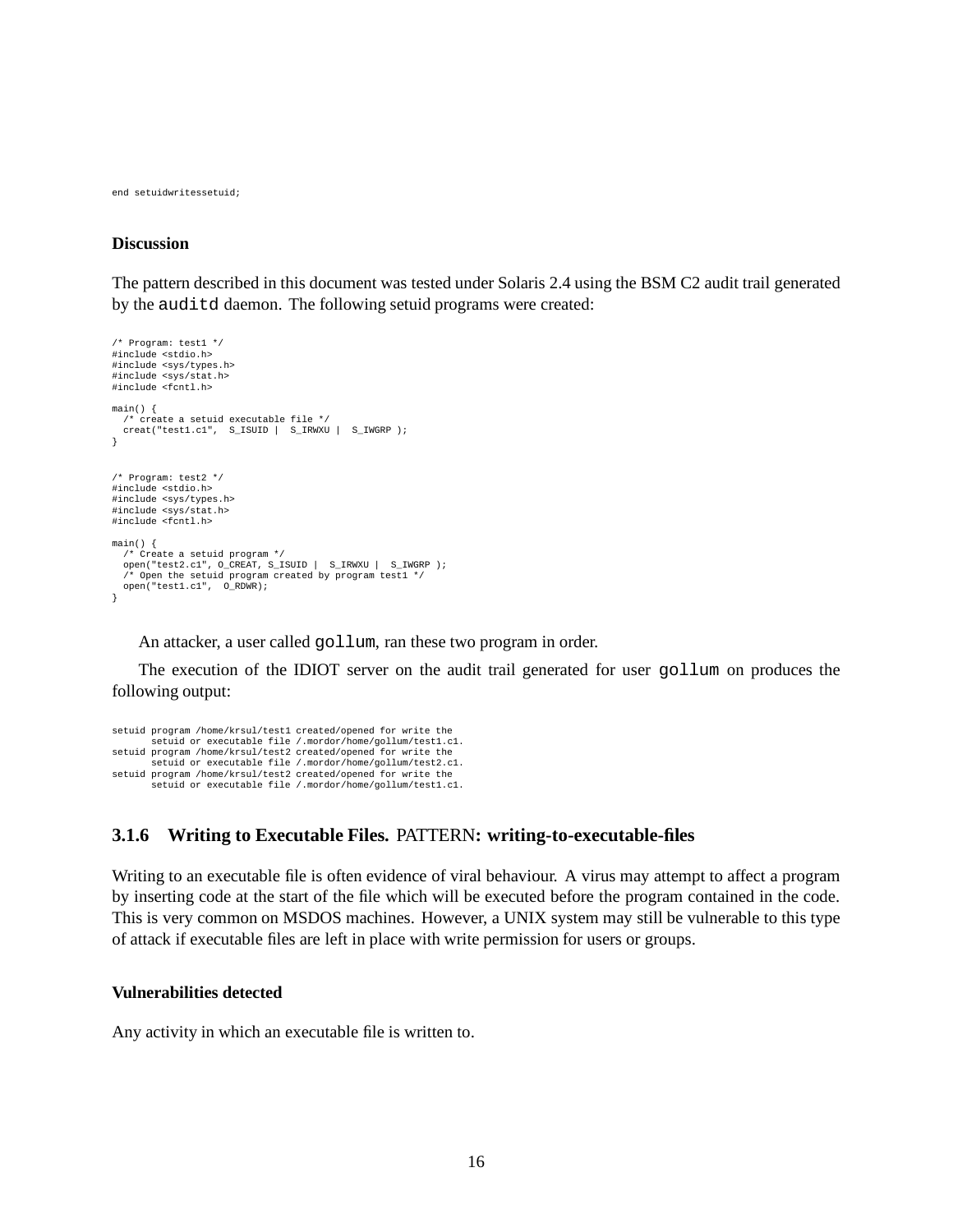```
end setuidwritessetuid;
```

**Discussion**

The pattern described in this document was tested under Solaris 2.4 using the BSM C2 audit trail generated by the `auditd` daemon. The following setuid programs were created:

```
/* Program: test1 */
#include <stdio.h>
#include <sys/types.h>
#include <sys/stat.h>
#include <fcntl.h>

main() {
  /* create a setuid executable file */
  creat("test1.c1",  S_ISUID |  S_IRWXU |  S_IWGRP );
}


/* Program: test2 */
#include <stdio.h>
#include <sys/types.h>
#include <sys/stat.h>
#include <fcntl.h>

main() {
  /* Create a setuid program */
  open("test2.c1", O_CREAT, S_ISUID |  S_IRWXU |  S_IWGRP );
  /* Open the setuid program created by program test1 */
  open("test1.c1",  O_RDWR);
}
```

An attacker, a user called `gollum`, ran these two program in order.

The execution of the IDIOT server on the audit trail generated for user `gollum` on produces the following output:

```
setuid program /home/krsul/test1 created/opened for write the
       setuid or executable file /.mordor/home/gollum/test1.c1.
setuid program /home/krsul/test2 created/opened for write the
       setuid or executable file /.mordor/home/gollum/test2.c1.
setuid program /home/krsul/test2 created/opened for write the
       setuid or executable file /.mordor/home/gollum/test1.c1.
```

### 3.1.6 Writing to Executable Files. PATTERN: writing-to-executable-files

Writing to an executable file is often evidence of viral behaviour. A virus may attempt to affect a program by inserting code at the start of the file which will be executed before the program contained in the code. This is very common on MSDOS machines. However, a UNIX system may still be vulnerable to this type of attack if executable files are left in place with write permission for users or groups.

**Vulnerabilities detected**

Any activity in which an executable file is written to.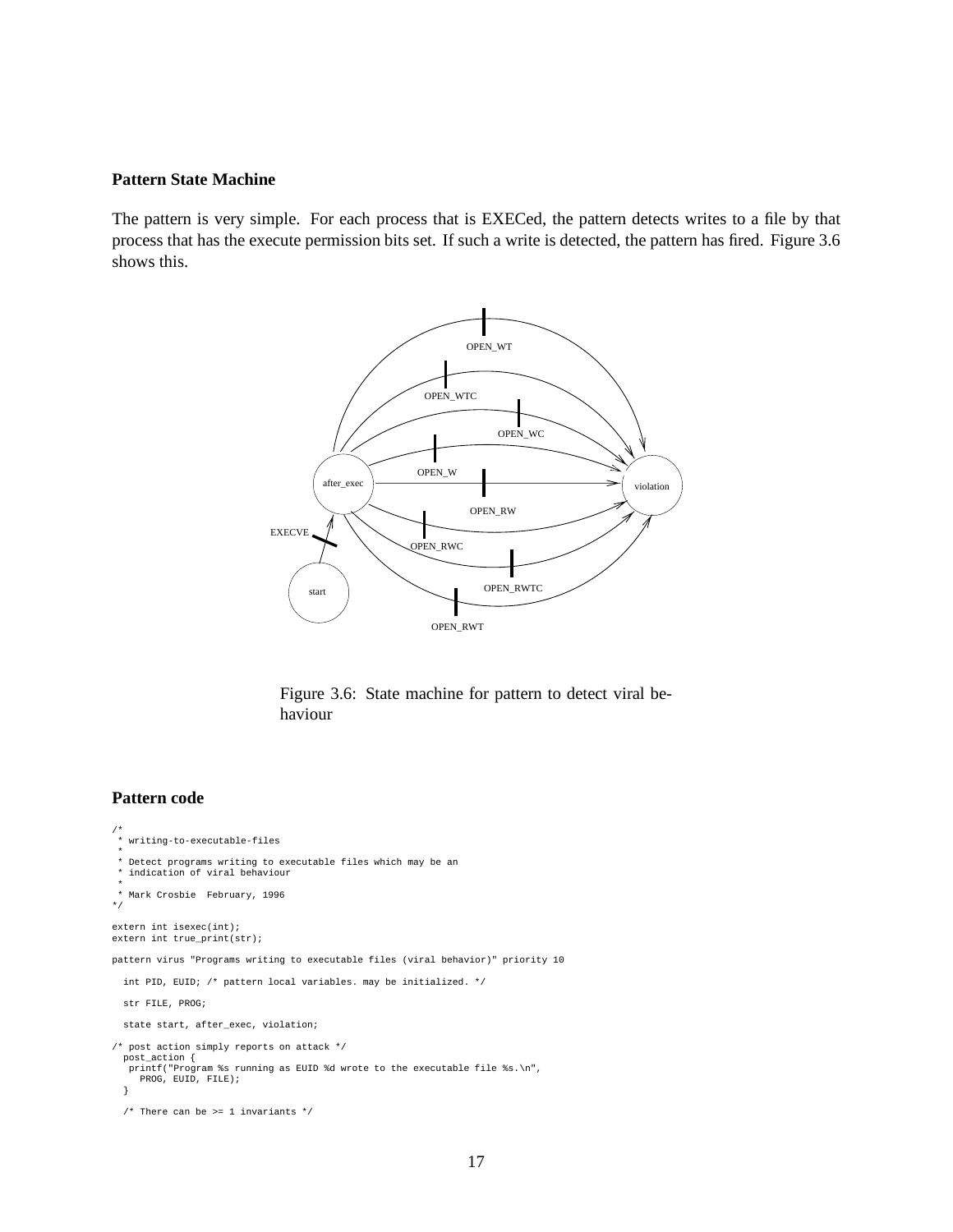### Pattern State Machine

The pattern is very simple. For each process that is EXECed, the pattern detects writes to a file by that process that has the execute permission bits set. If such a write is detected, the pattern has fired. Figure 3.6 shows this.

Figure 3.6: State machine for pattern to detect viral behaviour

### Pattern code

```
/*
 * writing-to-executable-files
 *
 * Detect programs writing to executable files which may be an
 * indication of viral behaviour
 *
 * Mark Crosbie  February, 1996
*/

extern int isexec(int);
extern int true_print(str);

pattern virus "Programs writing to executable files (viral behavior)" priority 10

  int PID, EUID; /* pattern local variables. may be initialized. */

  str FILE, PROG;

  state start, after_exec, violation;

/* post action simply reports on attack */
  post_action {
   printf("Program %s running as EUID %d wrote to the executable file %s.\n",
     PROG, EUID, FILE);
  }

  /* There can be >= 1 invariants */
```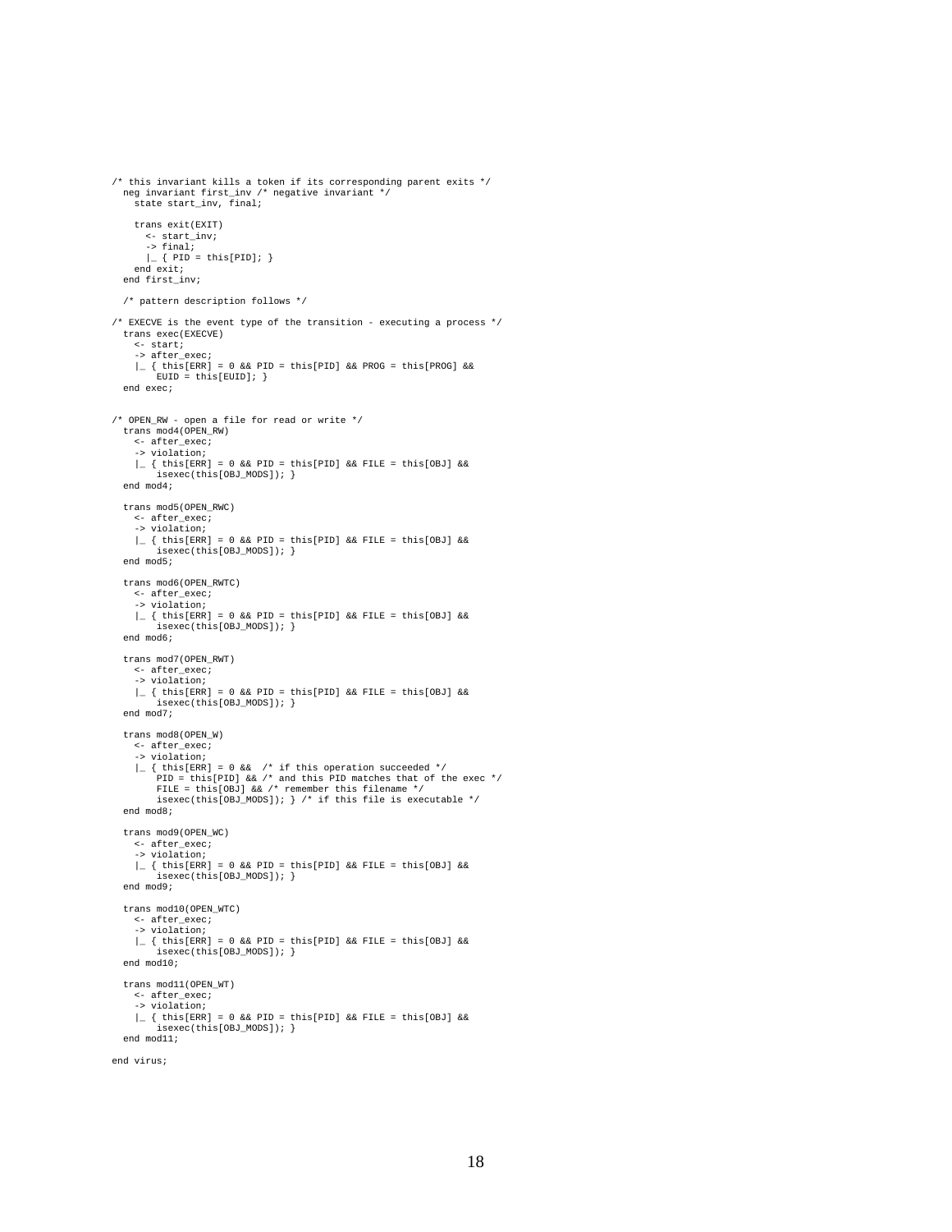```
/* this invariant kills a token if its corresponding parent exits */
  neg invariant first_inv /* negative invariant */
    state start_inv, final;

    trans exit(EXIT)
      <- start_inv;
      -> final;
      |_ { PID = this[PID]; }
    end exit;
  end first_inv;

  /* pattern description follows */

/* EXECVE is the event type of the transition - executing a process */
  trans exec(EXECVE)
    <- start;
    -> after_exec;
    |_ { this[ERR] = 0 && PID = this[PID] && PROG = this[PROG] &&
         EUID = this[EUID]; }
  end exec;


/* OPEN_RW - open a file for read or write */
  trans mod4(OPEN_RW)
    <- after_exec;
    -> violation;
    |_ { this[ERR] = 0 && PID = this[PID] && FILE = this[OBJ] &&
        isexec(this[OBJ_MODS]); }
  end mod4;

  trans mod5(OPEN_RWC)
    <- after_exec;
    -> violation;
    |_ { this[ERR] = 0 && PID = this[PID] && FILE = this[OBJ] &&
        isexec(this[OBJ_MODS]); }
  end mod5;

  trans mod6(OPEN_RWTC)
    <- after_exec;
    -> violation;
    |_ { this[ERR] = 0 && PID = this[PID] && FILE = this[OBJ] &&
        isexec(this[OBJ_MODS]); }
  end mod6;

  trans mod7(OPEN_RWT)
    <- after_exec;
    -> violation;
    |_ { this[ERR] = 0 && PID = this[PID] && FILE = this[OBJ] &&
        isexec(this[OBJ_MODS]); }
  end mod7;

  trans mod8(OPEN_W)
    <- after_exec;
    -> violation;
    |_ { this[ERR] = 0 &&  /* if this operation succeeded */
         PID = this[PID] && /* and this PID matches that of the exec */
         FILE = this[OBJ] && /* remember this filename */
        isexec(this[OBJ_MODS]); } /* if this file is executable */
  end mod8;

  trans mod9(OPEN_WC)
    <- after_exec;
    -> violation;
    |_ { this[ERR] = 0 && PID = this[PID] && FILE = this[OBJ] &&
        isexec(this[OBJ_MODS]); }
  end mod9;

  trans mod10(OPEN_WTC)
    <- after_exec;
    -> violation;
    |_ { this[ERR] = 0 && PID = this[PID] && FILE = this[OBJ] &&
        isexec(this[OBJ_MODS]); }
  end mod10;

  trans mod11(OPEN_WT)
    <- after_exec;
    -> violation;
    |_ { this[ERR] = 0 && PID = this[PID] && FILE = this[OBJ] &&
        isexec(this[OBJ_MODS]); }
  end mod11;

end virus;
```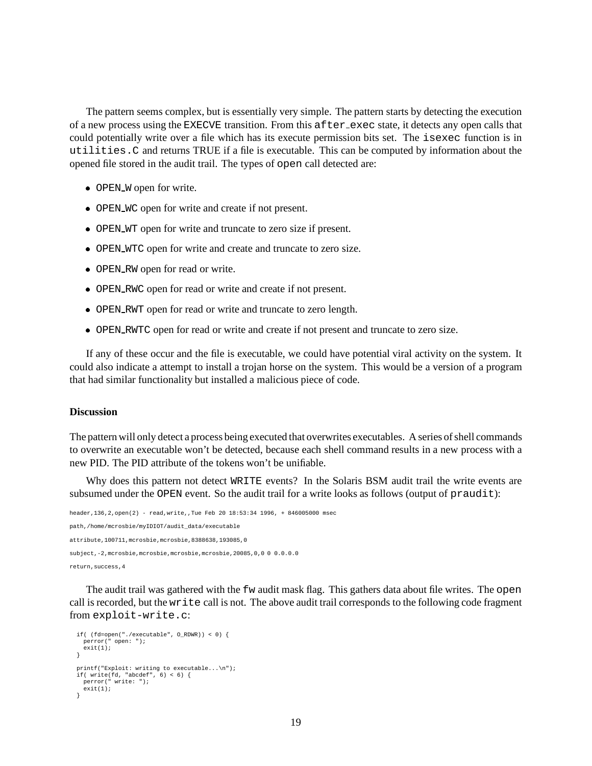The pattern seems complex, but is essentially very simple. The pattern starts by detecting the execution of a new process using the `EXECVE` transition. From this `after_exec` state, it detects any open calls that could potentially write over a file which has its execute permission bits set. The `isexec` function is in `utilities.C` and returns TRUE if a file is executable. This can be computed by information about the opened file stored in the audit trail. The types of `open` call detected are:

- `OPEN_W` open for write.
- `OPEN_WC` open for write and create if not present.
- `OPEN_WT` open for write and truncate to zero size if present.
- `OPEN_WTC` open for write and create and truncate to zero size.
- `OPEN_RW` open for read or write.
- `OPEN_RWC` open for read or write and create if not present.
- `OPEN_RWT` open for read or write and truncate to zero length.
- `OPEN_RWTC` open for read or write and create if not present and truncate to zero size.

If any of these occur and the file is executable, we could have potential viral activity on the system. It could also indicate a attempt to install a trojan horse on the system. This would be a version of a program that had similar functionality but installed a malicious piece of code.

**Discussion**

The pattern will only detect a process being executed that overwrites executables. A series of shell commands to overwrite an executable won't be detected, because each shell command results in a new process with a new PID. The PID attribute of the tokens won't be unifiable.

Why does this pattern not detect `WRITE` events? In the Solaris BSM audit trail the write events are subsumed under the `OPEN` event. So the audit trail for a write looks as follows (output of `praudit`):

```
header,136,2,open(2) - read,write,,Tue Feb 20 18:53:34 1996, + 846005000 msec

path,/home/mcrosbie/myIDIOT/audit_data/executable

attribute,100711,mcrosbie,mcrosbie,8388638,193085,0

subject,-2,mcrosbie,mcrosbie,mcrosbie,mcrosbie,20085,0,0 0 0.0.0.0

return,success,4
```

The audit trail was gathered with the `fw` audit mask flag. This gathers data about file writes. The `open` call is recorded, but the `write` call is not. The above audit trail corresponds to the following code fragment from `exploit-write.c`:

```
  if( (fd=open("./executable", O_RDWR)) < 0) {
    perror(" open: ");
    exit(1);
  }

  printf("Exploit: writing to executable...\n");
  if( write(fd, "abcdef", 6) < 6) {
    perror(" write: ");
    exit(1);
  }
```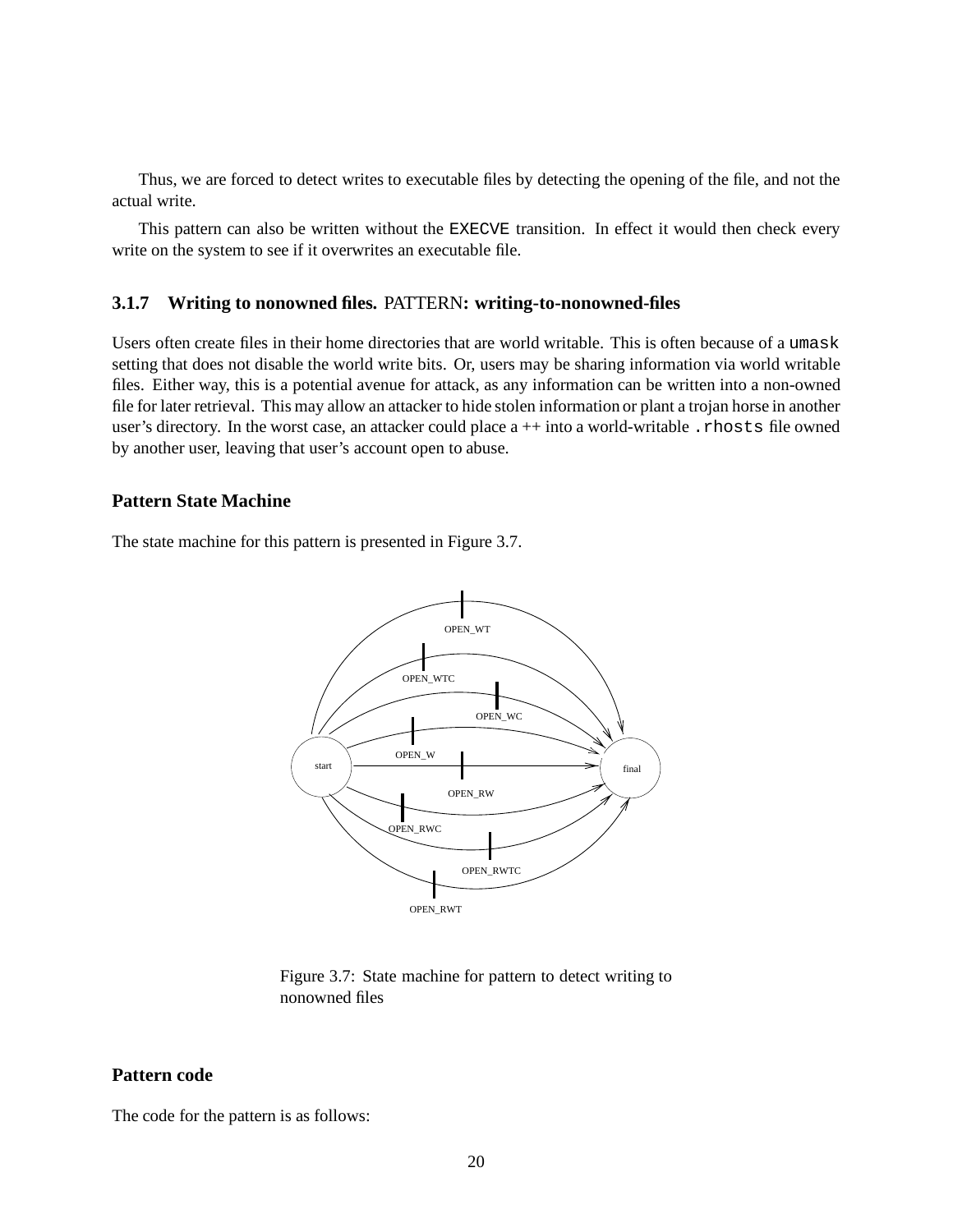Thus, we are forced to detect writes to executable files by detecting the opening of the file, and not the actual write.

This pattern can also be written without the EXECVE transition. In effect it would then check every write on the system to see if it overwrites an executable file.

### 3.1.7 Writing to nonowned files. PATTERN: writing-to-nonowned-files

Users often create files in their home directories that are world writable. This is often because of a umask setting that does not disable the world write bits. Or, users may be sharing information via world writable files. Either way, this is a potential avenue for attack, as any information can be written into a non-owned file for later retrieval. This may allow an attacker to hide stolen information or plant a trojan horse in another user's directory. In the worst case, an attacker could place a ++ into a world-writable .rhosts file owned by another user, leaving that user's account open to abuse.

#### Pattern State Machine

The state machine for this pattern is presented in Figure 3.7.

Figure 3.7: State machine for pattern to detect writing to nonowned files

#### Pattern code

The code for the pattern is as follows: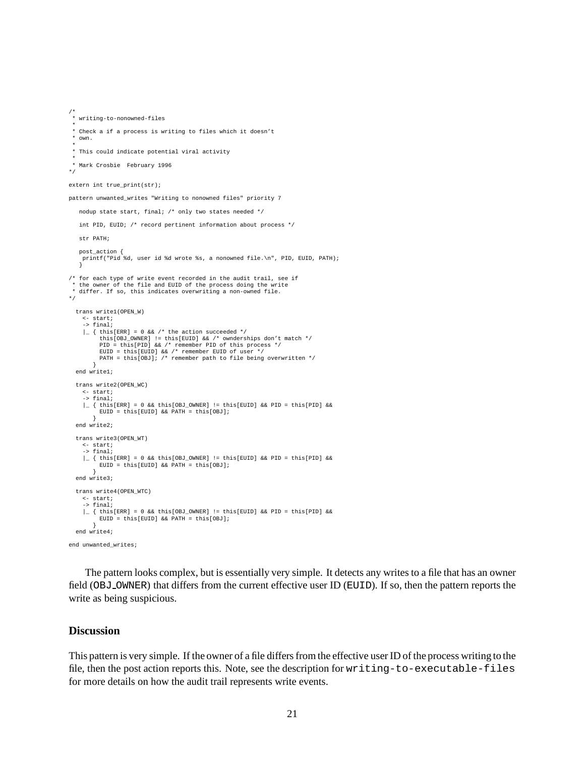```
/*
 * writing-to-nonowned-files
 *
 * Check a if a process is writing to files which it doesn't
 * own.
 *
 * This could indicate potential viral activity
 *
 * Mark Crosbie  February 1996
*/

extern int true_print(str);

pattern unwanted_writes "Writing to nonowned files" priority 7

   nodup state start, final; /* only two states needed */

   int PID, EUID; /* record pertinent information about process */

   str PATH;

   post_action {
     printf("Pid %d, user id %d wrote %s, a nonowned file.\n", PID, EUID, PATH);
   }

/* for each type of write event recorded in the audit trail, see if
 * the owner of the file and EUID of the process doing the write
 * differ. If so, this indicates overwriting a non-owned file.
*/

  trans write1(OPEN_W)
    <- start;
    -> final;
    |_ { this[ERR] = 0 && /* the action succeeded */
         this[OBJ_OWNER] != this[EUID] && /* ownderships don't match */
         PID = this[PID] && /* remember PID of this process */
         EUID = this[EUID] && /* remember EUID of user */
         PATH = this[OBJ]; /* remember path to file being overwritten */
       }
  end write1;

  trans write2(OPEN_WC)
    <- start;
    -> final;
    |_ { this[ERR] = 0 && this[OBJ_OWNER] != this[EUID] && PID = this[PID] &&
         EUID = this[EUID] && PATH = this[OBJ];
       }
  end write2;

  trans write3(OPEN_WT)
    <- start;
    -> final;
    |_ { this[ERR] = 0 && this[OBJ_OWNER] != this[EUID] && PID = this[PID] &&
         EUID = this[EUID] && PATH = this[OBJ];
       }
  end write3;

  trans write4(OPEN_WTC)
    <- start;
    -> final;
    |_ { this[ERR] = 0 && this[OBJ_OWNER] != this[EUID] && PID = this[PID] &&
         EUID = this[EUID] && PATH = this[OBJ];
       }
  end write4;

end unwanted_writes;
```

The pattern looks complex, but is essentially very simple. It detects any writes to a file that has an owner field (`OBJ_OWNER`) that differs from the current effective user ID (`EUID`). If so, then the pattern reports the write as being suspicious.

### Discussion

This pattern is very simple. If the owner of a file differs from the effective user ID of the process writing to the file, then the post action reports this. Note, see the description for `writing-to-executable-files` for more details on how the audit trail represents write events.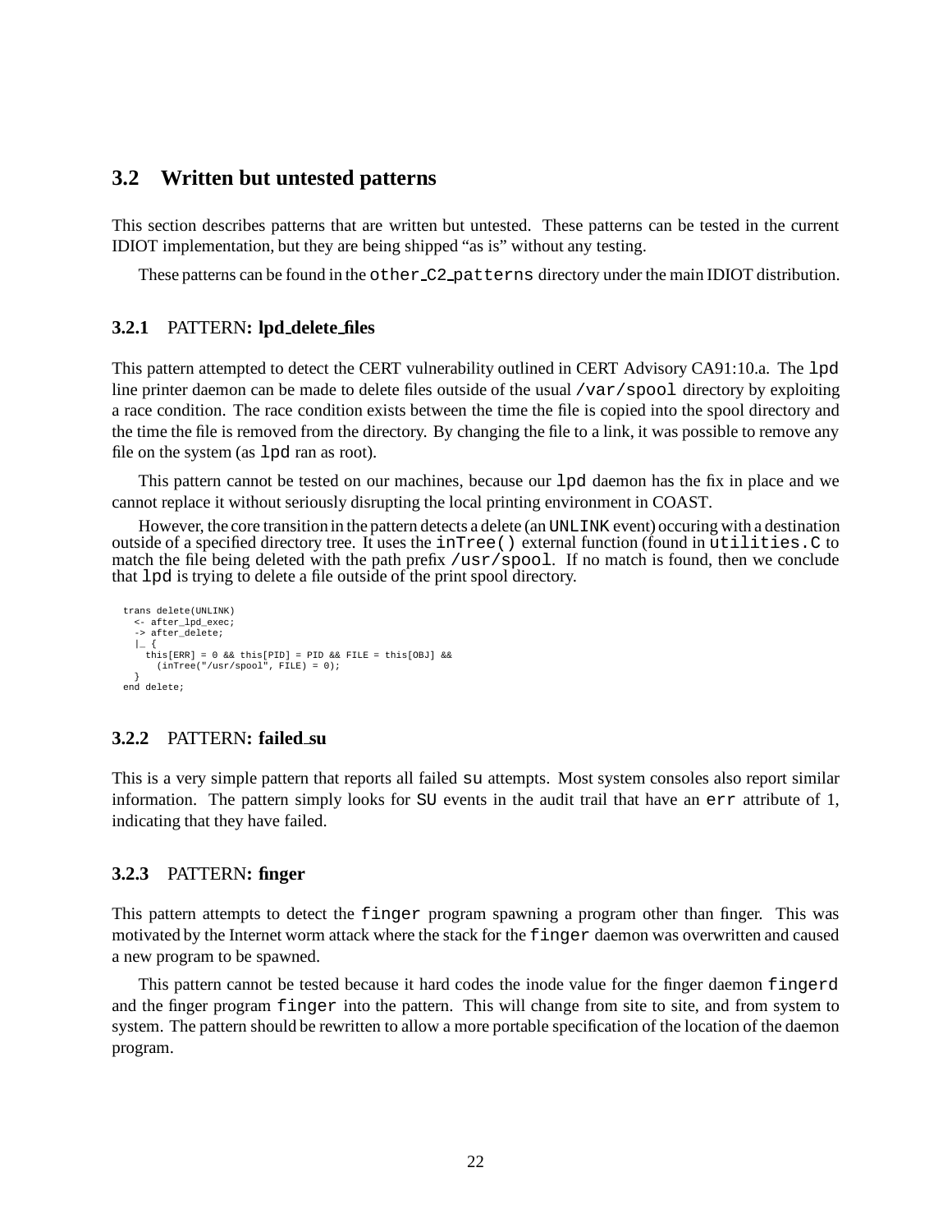## 3.2 Written but untested patterns

This section describes patterns that are written but untested. These patterns can be tested in the current IDIOT implementation, but they are being shipped "as is" without any testing.

These patterns can be found in the `other_C2_patterns` directory under the main IDIOT distribution.

### 3.2.1 PATTERN: lpd_delete_files

This pattern attempted to detect the CERT vulnerability outlined in CERT Advisory CA91:10.a. The `lpd` line printer daemon can be made to delete files outside of the usual `/var/spool` directory by exploiting a race condition. The race condition exists between the time the file is copied into the spool directory and the time the file is removed from the directory. By changing the file to a link, it was possible to remove any file on the system (as `lpd` ran as root).

This pattern cannot be tested on our machines, because our `lpd` daemon has the fix in place and we cannot replace it without seriously disrupting the local printing environment in COAST.

However, the core transition in the pattern detects a delete (an `UNLINK` event) occuring with a destination outside of a specified directory tree. It uses the `inTree()` external function (found in `utilities.C` to match the file being deleted with the path prefix `/usr/spool`. If no match is found, then we conclude that `lpd` is trying to delete a file outside of the print spool directory.

```
trans delete(UNLINK)
  <- after_lpd_exec;
  -> after_delete;
  |_ {
    this[ERR] = 0 && this[PID] = PID && FILE = this[OBJ] &&
      (inTree("/usr/spool", FILE) = 0);
  }
end delete;
```

### 3.2.2 PATTERN: failed_su

This is a very simple pattern that reports all failed `su` attempts. Most system consoles also report similar information. The pattern simply looks for `SU` events in the audit trail that have an `err` attribute of 1, indicating that they have failed.

### 3.2.3 PATTERN: finger

This pattern attempts to detect the `finger` program spawning a program other than finger. This was motivated by the Internet worm attack where the stack for the `finger` daemon was overwritten and caused a new program to be spawned.

This pattern cannot be tested because it hard codes the inode value for the finger daemon `fingerd` and the finger program `finger` into the pattern. This will change from site to site, and from system to system. The pattern should be rewritten to allow a more portable specification of the location of the daemon program.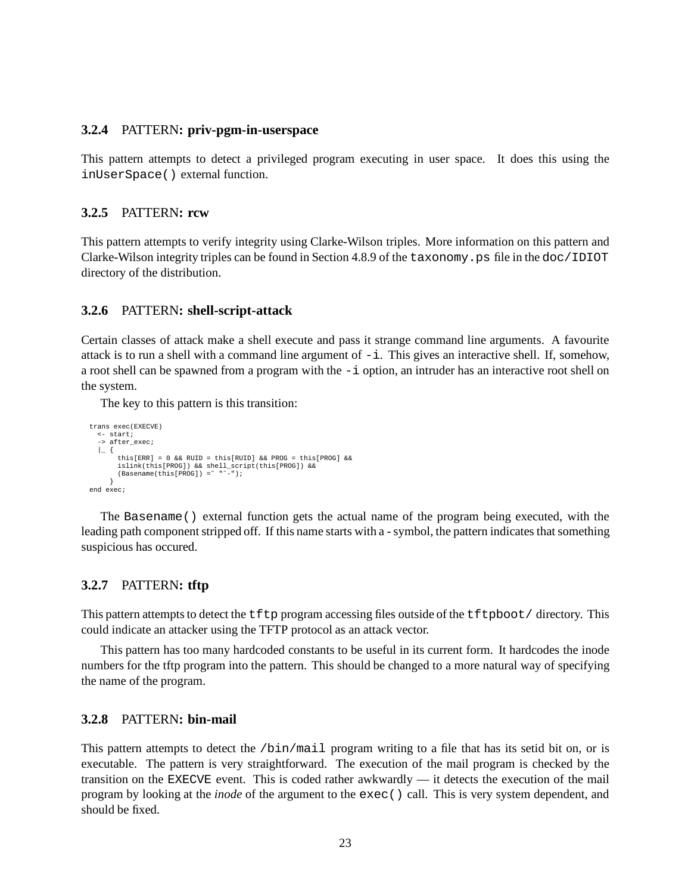### 3.2.4 PATTERN: **priv-pgm-in-userspace**

This pattern attempts to detect a privileged program executing in user space. It does this using the `inUserSpace()` external function.

### 3.2.5 PATTERN: **rcw**

This pattern attempts to verify integrity using Clarke-Wilson triples. More information on this pattern and Clarke-Wilson integrity triples can be found in Section 4.8.9 of the `taxonomy.ps` file in the `doc/IDIOT` directory of the distribution.

### 3.2.6 PATTERN: **shell-script-attack**

Certain classes of attack make a shell execute and pass it strange command line arguments. A favourite attack is to run a shell with a command line argument of `-i`. This gives an interactive shell. If, somehow, a root shell can be spawned from a program with the `-i` option, an intruder has an interactive root shell on the system.

The key to this pattern is this transition:

```
trans exec(EXECVE)
  <- start;
  -> after_exec;
  |_ {
       this[ERR] = 0 && RUID = this[RUID] && PROG = this[PROG] &&
       islink(this[PROG]) && shell_script(this[PROG]) &&
       (Basename(this[PROG]) =~ "^-");
     }
end exec;
```

The `Basename()` external function gets the actual name of the program being executed, with the leading path component stripped off. If this name starts with a - symbol, the pattern indicates that something suspicious has occured.

### 3.2.7 PATTERN: **tftp**

This pattern attempts to detect the `tftp` program accessing files outside of the `tftpboot/` directory. This could indicate an attacker using the TFTP protocol as an attack vector.

This pattern has too many hardcoded constants to be useful in its current form. It hardcodes the inode numbers for the tftp program into the pattern. This should be changed to a more natural way of specifying the name of the program.

### 3.2.8 PATTERN: **bin-mail**

This pattern attempts to detect the `/bin/mail` program writing to a file that has its setid bit on, or is executable. The pattern is very straightforward. The execution of the mail program is checked by the transition on the `EXECVE` event. This is coded rather awkwardly — it detects the execution of the mail program by looking at the *inode* of the argument to the `exec()` call. This is very system dependent, and should be fixed.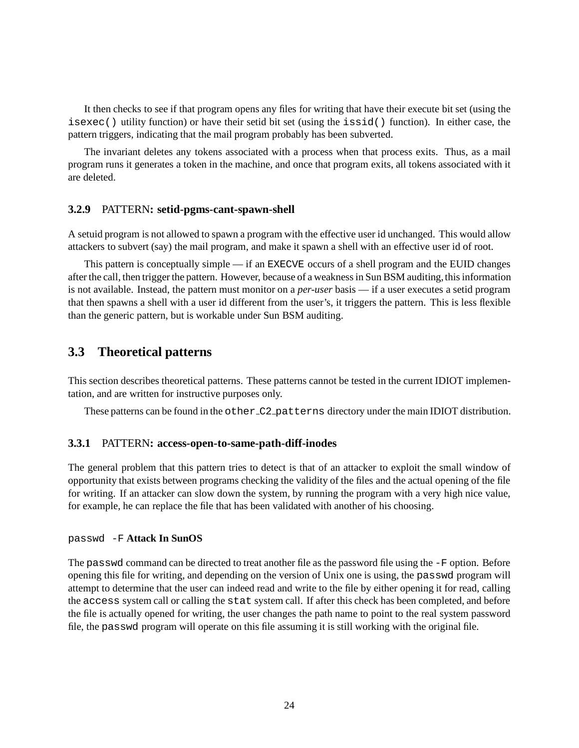It then checks to see if that program opens any files for writing that have their execute bit set (using the `isexec()` utility function) or have their setid bit set (using the `issid()` function). In either case, the pattern triggers, indicating that the mail program probably has been subverted.

The invariant deletes any tokens associated with a process when that process exits. Thus, as a mail program runs it generates a token in the machine, and once that program exits, all tokens associated with it are deleted.

### 3.2.9 PATTERN: setid-pgms-cant-spawn-shell

A setuid program is not allowed to spawn a program with the effective user id unchanged. This would allow attackers to subvert (say) the mail program, and make it spawn a shell with an effective user id of root.

This pattern is conceptually simple — if an `EXECVE` occurs of a shell program and the EUID changes after the call, then trigger the pattern. However, because of a weakness in Sun BSM auditing, this information is not available. Instead, the pattern must monitor on a *per-user* basis — if a user executes a setid program that then spawns a shell with a user id different from the user's, it triggers the pattern. This is less flexible than the generic pattern, but is workable under Sun BSM auditing.

## 3.3 Theoretical patterns

This section describes theoretical patterns. These patterns cannot be tested in the current IDIOT implementation, and are written for instructive purposes only.

These patterns can be found in the `other_C2_patterns` directory under the main IDIOT distribution.

### 3.3.1 PATTERN: access-open-to-same-path-diff-inodes

The general problem that this pattern tries to detect is that of an attacker to exploit the small window of opportunity that exists between programs checking the validity of the files and the actual opening of the file for writing. If an attacker can slow down the system, by running the program with a very high nice value, for example, he can replace the file that has been validated with another of his choosing.

#### `passwd -F` Attack In SunOS

The `passwd` command can be directed to treat another file as the password file using the `-F` option. Before opening this file for writing, and depending on the version of Unix one is using, the `passwd` program will attempt to determine that the user can indeed read and write to the file by either opening it for read, calling the `access` system call or calling the `stat` system call. If after this check has been completed, and before the file is actually opened for writing, the user changes the path name to point to the real system password file, the `passwd` program will operate on this file assuming it is still working with the original file.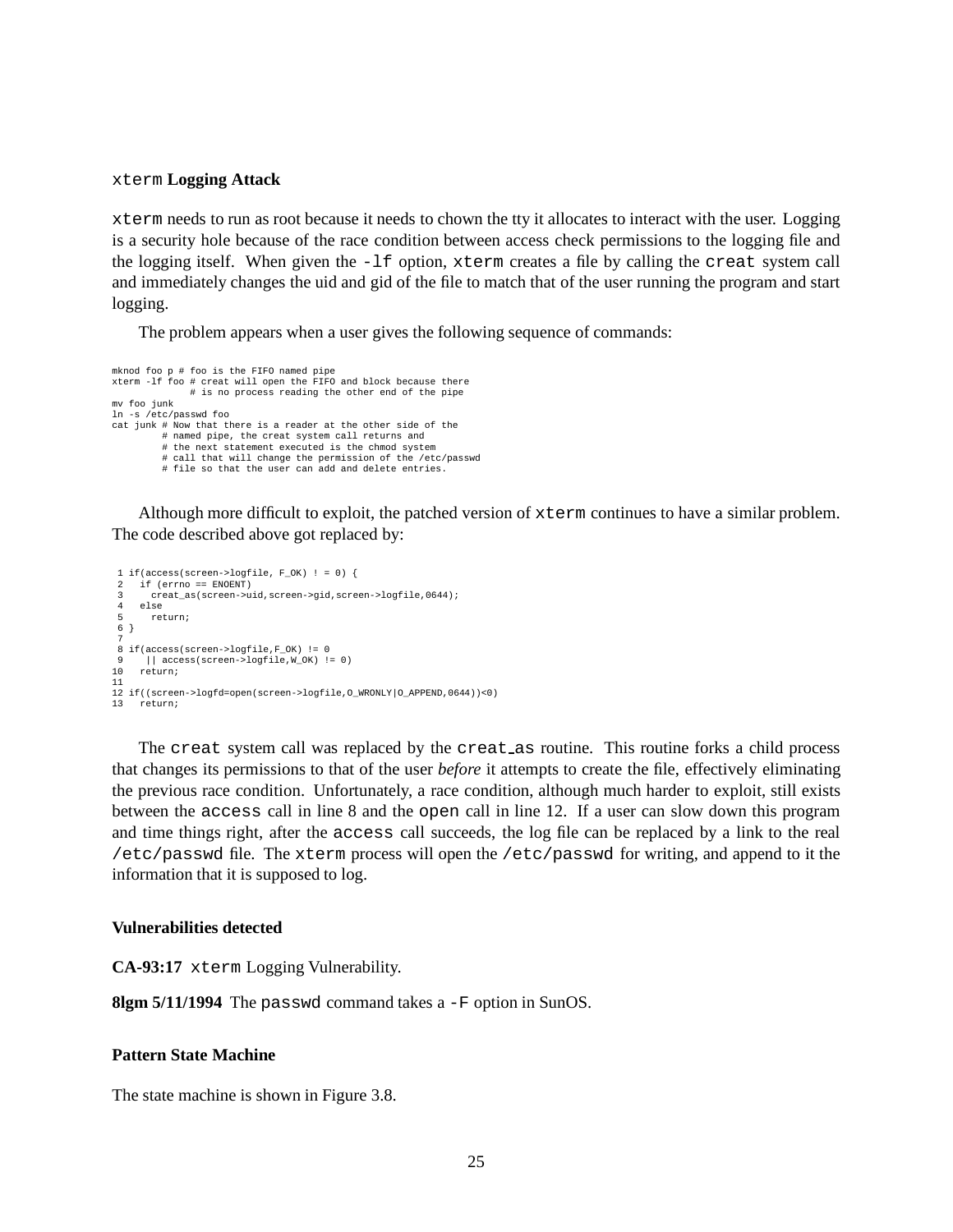### `xterm` Logging Attack

`xterm` needs to run as root because it needs to chown the tty it allocates to interact with the user. Logging is a security hole because of the race condition between access check permissions to the logging file and the logging itself. When given the `-lf` option, `xterm` creates a file by calling the `creat` system call and immediately changes the uid and gid of the file to match that of the user running the program and start logging.

The problem appears when a user gives the following sequence of commands:

```
mknod foo p # foo is the FIFO named pipe
xterm -lf foo # creat will open the FIFO and block because there
            # is no process reading the other end of the pipe
mv foo junk
ln -s /etc/passwd foo
cat junk # Now that there is a reader at the other side of the
         # named pipe, the creat system call returns and
         # the next statement executed is the chmod system
         # call that will change the permission of the /etc/passwd
         # file so that the user can add and delete entries.
```

Although more difficult to exploit, the patched version of `xterm` continues to have a similar problem. The code described above got replaced by:

```
 1 if(access(screen->logfile, F_OK) ! = 0) {
 2   if (errno == ENOENT)
 3     creat_as(screen->uid,screen->gid,screen->logfile,0644);
 4   else
 5     return;
 6 }
 7
 8 if(access(screen->logfile,F_OK) != 0
 9    || access(screen->logfile,W_OK) != 0)
10   return;
11
12 if((screen->logfd=open(screen->logfile,O_WRONLY|O_APPEND,0644))<0)
13   return;
```

The `creat` system call was replaced by the `creat_as` routine. This routine forks a child process that changes its permissions to that of the user *before* it attempts to create the file, effectively eliminating the previous race condition. Unfortunately, a race condition, although much harder to exploit, still exists between the `access` call in line 8 and the `open` call in line 12. If a user can slow down this program and time things right, after the `access` call succeeds, the log file can be replaced by a link to the real `/etc/passwd` file. The `xterm` process will open the `/etc/passwd` for writing, and append to it the information that it is supposed to log.

#### Vulnerabilities detected

**CA-93:17** `xterm` Logging Vulnerability.

**8lgm 5/11/1994** The `passwd` command takes a `-F` option in SunOS.

#### Pattern State Machine

The state machine is shown in Figure 3.8.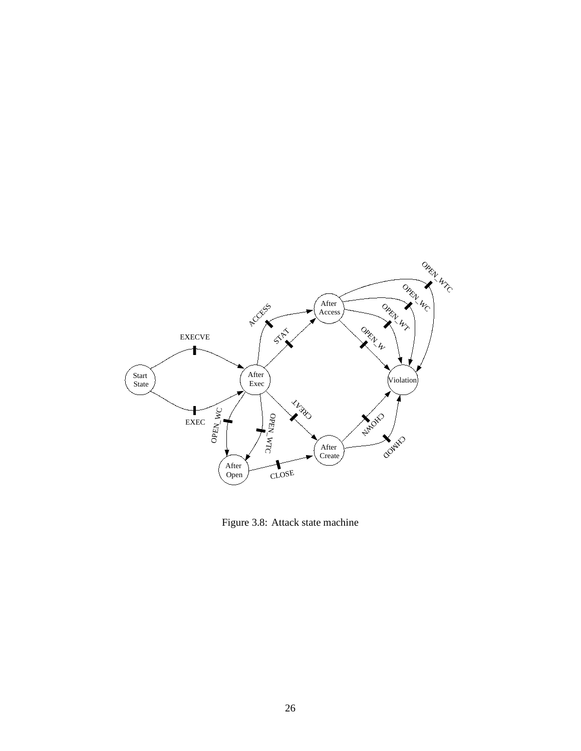Figure 3.8: Attack state machine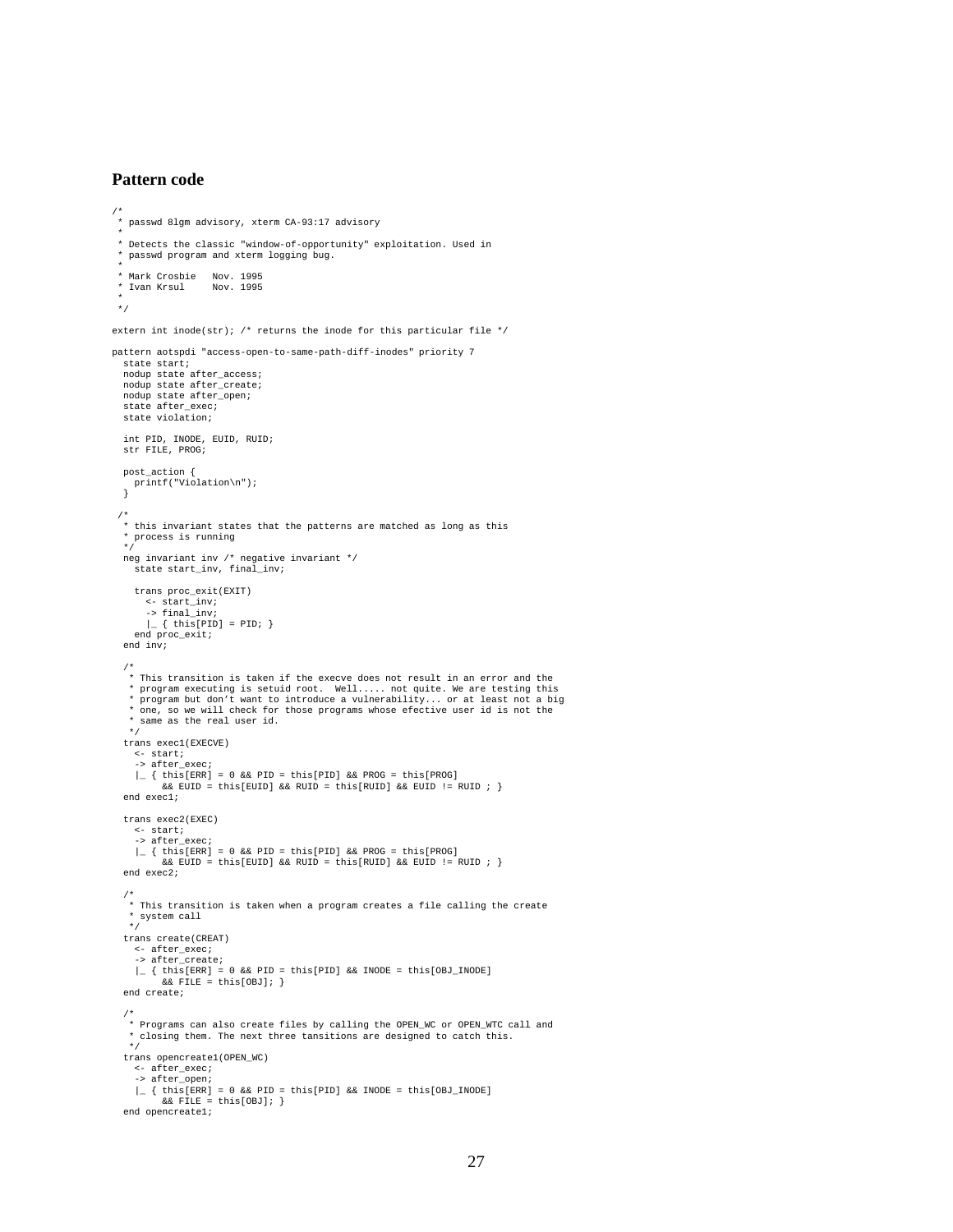### Pattern code

```
/*
 * passwd 8lgm advisory, xterm CA-93:17 advisory
 *
 * Detects the classic "window-of-opportunity" exploitation. Used in
 * passwd program and xterm logging bug.
 *
 * Mark Crosbie   Nov. 1995
 * Ivan Krsul     Nov. 1995
 *
 */

extern int inode(str); /* returns the inode for this particular file */

pattern aotspdi "access-open-to-same-path-diff-inodes" priority 7
  state start;
  nodup state after_access;
  nodup state after_create;
  nodup state after_open;
  state after_exec;
  state violation;

  int PID, INODE, EUID, RUID;
  str FILE, PROG;

  post_action {
    printf("Violation\n");
  }

 /*
  * this invariant states that the patterns are matched as long as this
  * process is running
  */
  neg invariant inv /* negative invariant */
    state start_inv, final_inv;

    trans proc_exit(EXIT)
      <- start_inv;
      -> final_inv;
      |_ { this[PID] = PID; }
    end proc_exit;
  end inv;

  /*
   * This transition is taken if the execve does not result in an error and the
   * program executing is setuid root.  Well..... not quite. We are testing this
   * program but don't want to introduce a vulnerability... or at least not a big
   * one, so we will check for those programs whose efective user id is not the
   * same as the real user id.
   */
  trans exec1(EXECVE)
    <- start;
    -> after_exec;
    |_ { this[ERR] = 0 && PID = this[PID] && PROG = this[PROG]
         && EUID = this[EUID] && RUID = this[RUID] && EUID != RUID ; }
  end exec1;

  trans exec2(EXEC)
    <- start;
    -> after_exec;
    |_ { this[ERR] = 0 && PID = this[PID] && PROG = this[PROG]
         && EUID = this[EUID] && RUID = this[RUID] && EUID != RUID ; }
  end exec2;

  /*
   * This transition is taken when a program creates a file calling the create
   * system call
   */
  trans create(CREAT)
    <- after_exec;
    -> after_create;
    |_ { this[ERR] = 0 && PID = this[PID] && INODE = this[OBJ_INODE]
         && FILE = this[OBJ]; }
  end create;

  /*
   * Programs can also create files by calling the OPEN_WC or OPEN_WTC call and
   * closing them. The next three tansitions are designed to catch this.
   */
  trans opencreate1(OPEN_WC)
    <- after_exec;
    -> after_open;
    |_ { this[ERR] = 0 && PID = this[PID] && INODE = this[OBJ_INODE]
         && FILE = this[OBJ]; }
  end opencreate1;
```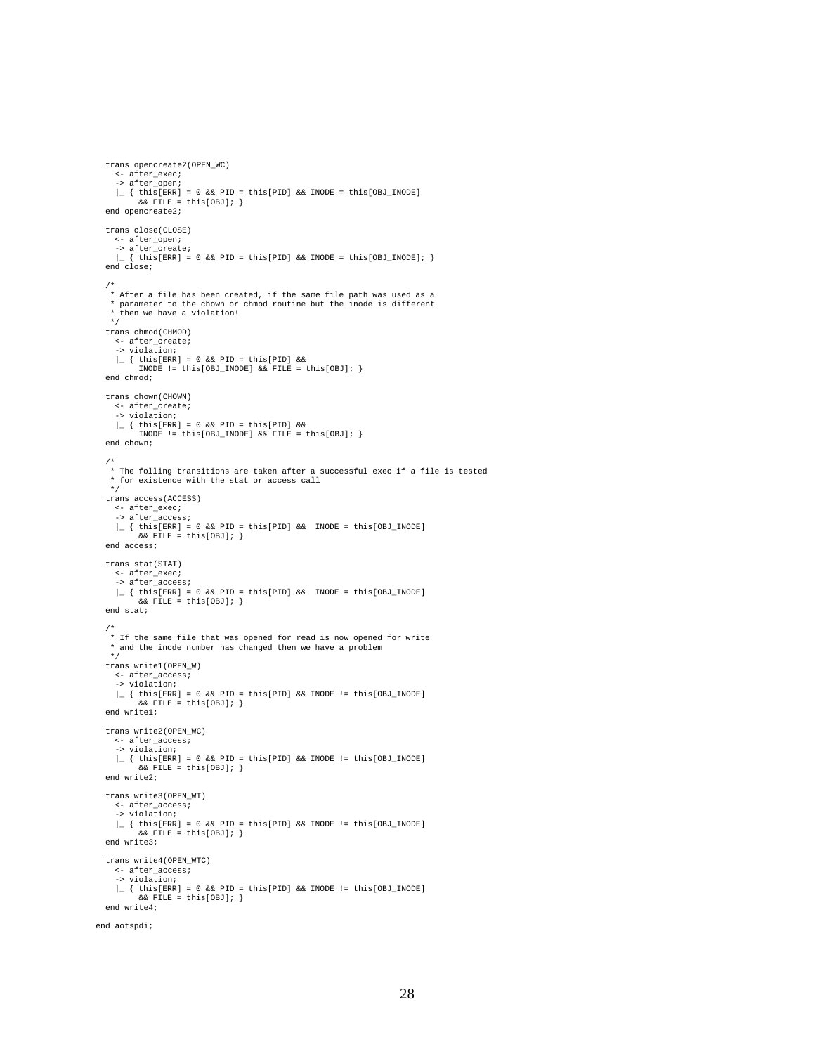```
  trans opencreate2(OPEN_WC)
    <- after_exec;
    -> after_open;
    |_ { this[ERR] = 0 && PID = this[PID] && INODE = this[OBJ_INODE]
         && FILE = this[OBJ]; }
  end opencreate2;

  trans close(CLOSE)
    <- after_open;
    -> after_create;
    |_ { this[ERR] = 0 && PID = this[PID] && INODE = this[OBJ_INODE]; }
  end close;

  /*
   * After a file has been created, if the same file path was used as a
   * parameter to the chown or chmod routine but the inode is different
   * then we have a violation!
   */
  trans chmod(CHMOD)
    <- after_create;
    -> violation;
    |_ { this[ERR] = 0 && PID = this[PID] &&
         INODE != this[OBJ_INODE] && FILE = this[OBJ]; }
  end chmod;

  trans chown(CHOWN)
    <- after_create;
    -> violation;
    |_ { this[ERR] = 0 && PID = this[PID] &&
         INODE != this[OBJ_INODE] && FILE = this[OBJ]; }
  end chown;

  /*
   * The folling transitions are taken after a successful exec if a file is tested
   * for existence with the stat or access call
   */
  trans access(ACCESS)
    <- after_exec;
    -> after_access;
    |_ { this[ERR] = 0 && PID = this[PID] &&  INODE = this[OBJ_INODE]
         && FILE = this[OBJ]; }
  end access;

  trans stat(STAT)
    <- after_exec;
    -> after_access;
    |_ { this[ERR] = 0 && PID = this[PID] &&  INODE = this[OBJ_INODE]
         && FILE = this[OBJ]; }
  end stat;

  /*
   * If the same file that was opened for read is now opened for write
   * and the inode number has changed then we have a problem
   */
  trans write1(OPEN_W)
    <- after_access;
    -> violation;
    |_ { this[ERR] = 0 && PID = this[PID] && INODE != this[OBJ_INODE]
         && FILE = this[OBJ]; }
  end write1;

  trans write2(OPEN_WC)
    <- after_access;
    -> violation;
    |_ { this[ERR] = 0 && PID = this[PID] && INODE != this[OBJ_INODE]
         && FILE = this[OBJ]; }
  end write2;

  trans write3(OPEN_WT)
    <- after_access;
    -> violation;
    |_ { this[ERR] = 0 && PID = this[PID] && INODE != this[OBJ_INODE]
         && FILE = this[OBJ]; }
  end write3;

  trans write4(OPEN_WTC)
    <- after_access;
    -> violation;
    |_ { this[ERR] = 0 && PID = this[PID] && INODE != this[OBJ_INODE]
         && FILE = this[OBJ]; }
  end write4;

end aotspdi;
```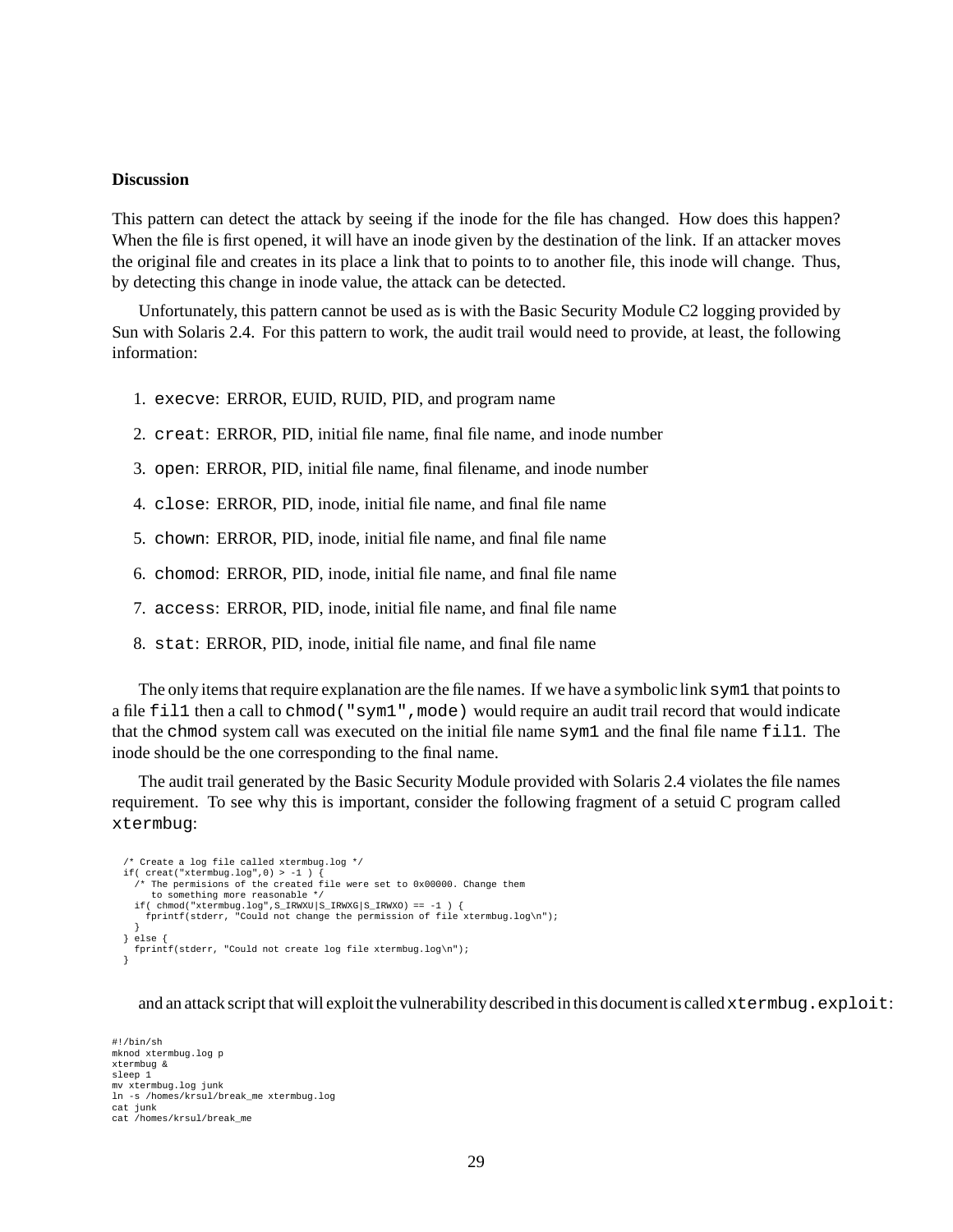### Discussion

This pattern can detect the attack by seeing if the inode for the file has changed. How does this happen? When the file is first opened, it will have an inode given by the destination of the link. If an attacker moves the original file and creates in its place a link that to points to to another file, this inode will change. Thus, by detecting this change in inode value, the attack can be detected.

Unfortunately, this pattern cannot be used as is with the Basic Security Module C2 logging provided by Sun with Solaris 2.4. For this pattern to work, the audit trail would need to provide, at least, the following information:

1. `execve`: ERROR, EUID, RUID, PID, and program name
2. `creat`: ERROR, PID, initial file name, final file name, and inode number
3. `open`: ERROR, PID, initial file name, final filename, and inode number
4. `close`: ERROR, PID, inode, initial file name, and final file name
5. `chown`: ERROR, PID, inode, initial file name, and final file name
6. `chomod`: ERROR, PID, inode, initial file name, and final file name
7. `access`: ERROR, PID, inode, initial file name, and final file name
8. `stat`: ERROR, PID, inode, initial file name, and final file name

The only items that require explanation are the file names. If we have a symbolic link `sym1` that points to a file `fil1` then a call to `chmod("sym1",mode)` would require an audit trail record that would indicate that the `chmod` system call was executed on the initial file name `sym1` and the final file name `fil1`. The inode should be the one corresponding to the final name.

The audit trail generated by the Basic Security Module provided with Solaris 2.4 violates the file names requirement. To see why this is important, consider the following fragment of a setuid C program called `xtermbug`:

```
  /* Create a log file called xtermbug.log */
  if( creat("xtermbug.log",0) > -1 ) {
    /* The permisions of the created file were set to 0x00000. Change them
       to something more reasonable */
    if( chmod("xtermbug.log",S_IRWXU|S_IRWXG|S_IRWXO) == -1 ) {
      fprintf(stderr, "Could not change the permission of file xtermbug.log\n");
    }
  } else {
    fprintf(stderr, "Could not create log file xtermbug.log\n");
  }
```

and an attack script that will exploit the vulnerability described in this document is called `xtermbug.exploit`:

```
#!/bin/sh
mknod xtermbug.log p
xtermbug &
sleep 1
mv xtermbug.log junk
ln -s /homes/krsul/break_me xtermbug.log
cat junk
cat /homes/krsul/break_me
```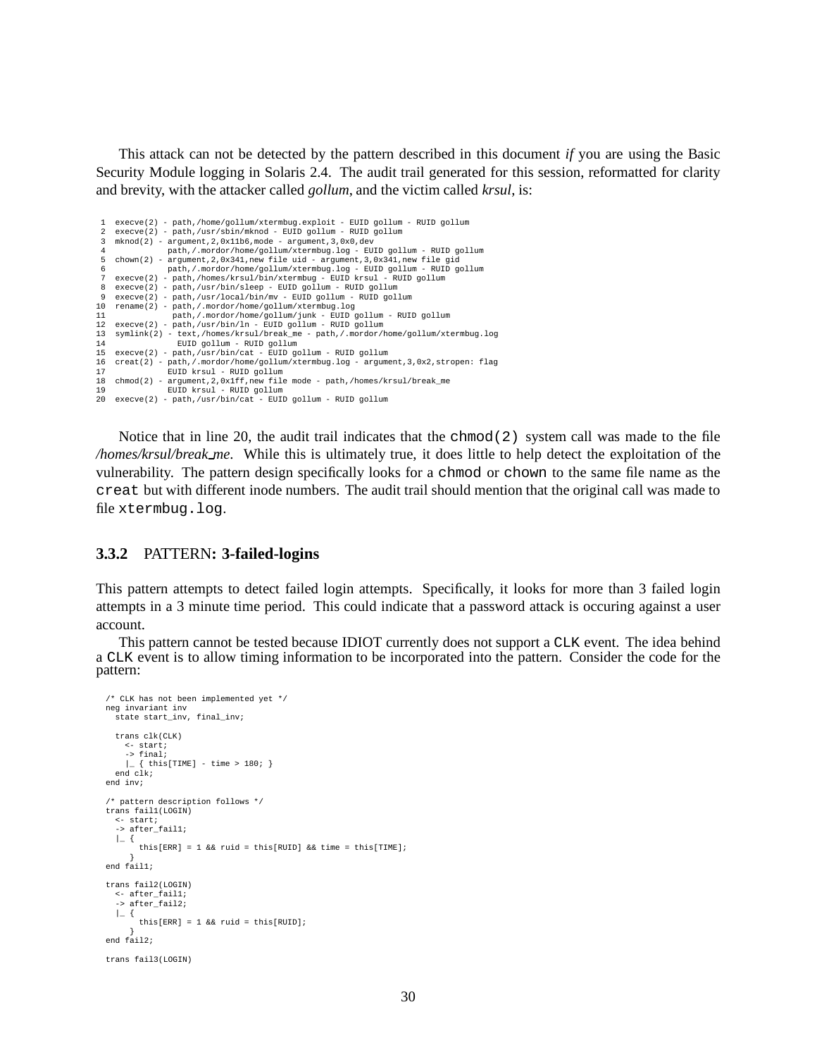This attack can not be detected by the pattern described in this document *if* you are using the Basic Security Module logging in Solaris 2.4. The audit trail generated for this session, reformatted for clarity and brevity, with the attacker called *gollum*, and the victim called *krsul*, is:

```
 1  execve(2) - path,/home/gollum/xtermbug.exploit - EUID gollum - RUID gollum
 2  execve(2) - path,/usr/sbin/mknod - EUID gollum - RUID gollum
 3  mknod(2) - argument,2,0x11b6,mode - argument,3,0x0,dev
 4            path,/.mordor/home/gollum/xtermbug.log - EUID gollum - RUID gollum
 5  chown(2) - argument,2,0x341,new file uid - argument,3,0x341,new file gid
 6            path,/.mordor/home/gollum/xtermbug.log - EUID gollum - RUID gollum
 7  execve(2) - path,/homes/krsul/bin/xtermbug - EUID krsul - RUID gollum
 8  execve(2) - path,/usr/bin/sleep - EUID gollum - RUID gollum
 9  execve(2) - path,/usr/local/bin/mv - EUID gollum - RUID gollum
10  rename(2) - path,/.mordor/home/gollum/xtermbug.log
11             path,/.mordor/home/gollum/junk - EUID gollum - RUID gollum
12  execve(2) - path,/usr/bin/ln - EUID gollum - RUID gollum
13  symlink(2) - text,/homes/krsul/break_me - path,/.mordor/home/gollum/xtermbug.log
14              EUID gollum - RUID gollum
15  execve(2) - path,/usr/bin/cat - EUID gollum - RUID gollum
16  creat(2) - path,/.mordor/home/gollum/xtermbug.log - argument,3,0x2,stropen: flag
17            EUID krsul - RUID gollum
18  chmod(2) - argument,2,0x1ff,new file mode - path,/homes/krsul/break_me
19            EUID krsul - RUID gollum
20  execve(2) - path,/usr/bin/cat - EUID gollum - RUID gollum
```

Notice that in line 20, the audit trail indicates that the `chmod(2)` system call was made to the file */homes/krsul/break_me*. While this is ultimately true, it does little to help detect the exploitation of the vulnerability. The pattern design specifically looks for a `chmod` or `chown` to the same file name as the `creat` but with different inode numbers. The audit trail should mention that the original call was made to file `xtermbug.log`.

### 3.3.2 PATTERN: 3-failed-logins

This pattern attempts to detect failed login attempts. Specifically, it looks for more than 3 failed login attempts in a 3 minute time period. This could indicate that a password attack is occuring against a user account.

This pattern cannot be tested because IDIOT currently does not support a `CLK` event. The idea behind a `CLK` event is to allow timing information to be incorporated into the pattern. Consider the code for the pattern:

```
/* CLK has not been implemented yet */
neg invariant inv
  state start_inv, final_inv;

  trans clk(CLK)
    <- start;
    -> final;
    |_ { this[TIME] - time > 180; }
  end clk;
end inv;

/* pattern description follows */
trans fail1(LOGIN)
  <- start;
  -> after_fail1;
  |_ {
      this[ERR] = 1 && ruid = this[RUID] && time = this[TIME];
     }
end fail1;

trans fail2(LOGIN)
  <- after_fail1;
  -> after_fail2;
  |_ {
      this[ERR] = 1 && ruid = this[RUID];
     }
end fail2;

trans fail3(LOGIN)
```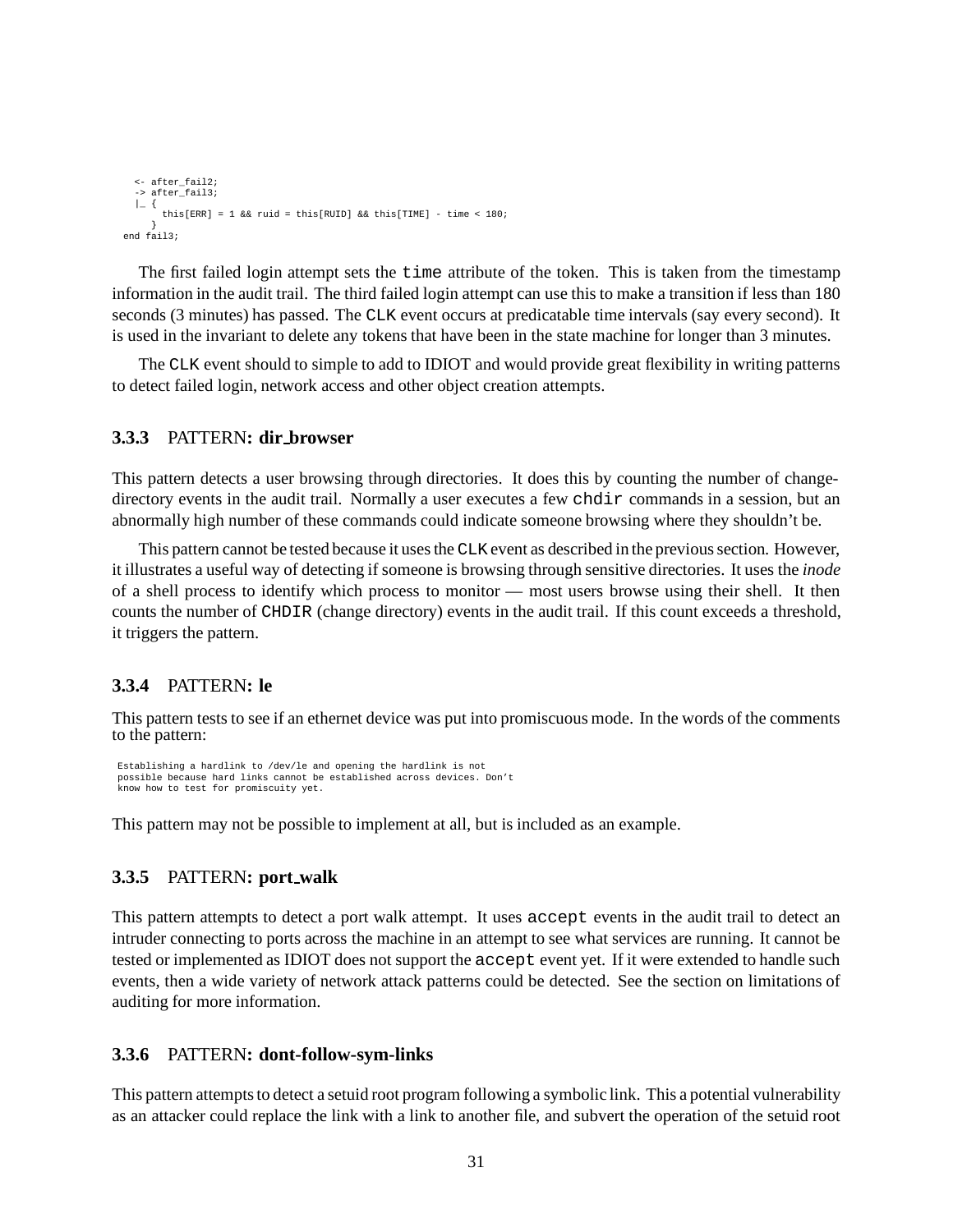```
    <- after_fail2;
    -> after_fail3;
    |_ {
        this[ERR] = 1 && ruid = this[RUID] && this[TIME] - time < 180;
       }
  end fail3;
```

The first failed login attempt sets the `time` attribute of the token. This is taken from the timestamp information in the audit trail. The third failed login attempt can use this to make a transition if less than 180 seconds (3 minutes) has passed. The `CLK` event occurs at predicatable time intervals (say every second). It is used in the invariant to delete any tokens that have been in the state machine for longer than 3 minutes.

The `CLK` event should to simple to add to IDIOT and would provide great flexibility in writing patterns to detect failed login, network access and other object creation attempts.

### 3.3.3 PATTERN: dir_browser

This pattern detects a user browsing through directories. It does this by counting the number of change-directory events in the audit trail. Normally a user executes a few `chdir` commands in a session, but an abnormally high number of these commands could indicate someone browsing where they shouldn't be.

This pattern cannot be tested because it uses the `CLK` event as described in the previous section. However, it illustrates a useful way of detecting if someone is browsing through sensitive directories. It uses the *inode* of a shell process to identify which process to monitor — most users browse using their shell. It then counts the number of `CHDIR` (change directory) events in the audit trail. If this count exceeds a threshold, it triggers the pattern.

### 3.3.4 PATTERN: le

This pattern tests to see if an ethernet device was put into promiscuous mode. In the words of the comments to the pattern:

```
Establishing a hardlink to /dev/le and opening the hardlink is not
possible because hard links cannot be established across devices. Don't
know how to test for promiscuity yet.
```

This pattern may not be possible to implement at all, but is included as an example.

### 3.3.5 PATTERN: port_walk

This pattern attempts to detect a port walk attempt. It uses `accept` events in the audit trail to detect an intruder connecting to ports across the machine in an attempt to see what services are running. It cannot be tested or implemented as IDIOT does not support the `accept` event yet. If it were extended to handle such events, then a wide variety of network attack patterns could be detected. See the section on limitations of auditing for more information.

### 3.3.6 PATTERN: dont-follow-sym-links

This pattern attempts to detect a setuid root program following a symbolic link. This a potential vulnerability as an attacker could replace the link with a link to another file, and subvert the operation of the setuid root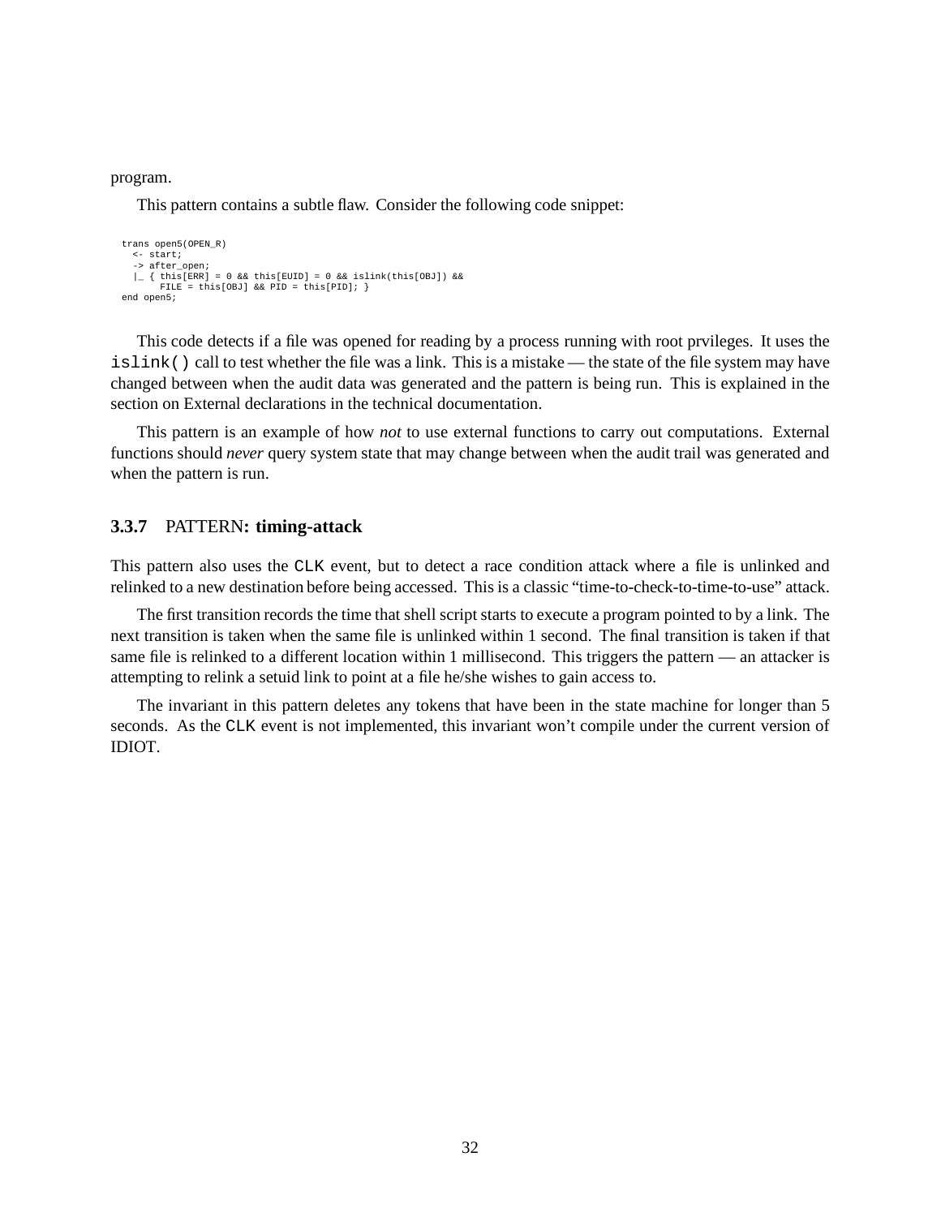program.

This pattern contains a subtle flaw. Consider the following code snippet:

```
trans open5(OPEN_R)
  <- start;
  -> after_open;
  |_ { this[ERR] = 0 && this[EUID] = 0 && islink(this[OBJ]) &&
       FILE = this[OBJ] && PID = this[PID]; }
end open5;
```

This code detects if a file was opened for reading by a process running with root prvileges. It uses the `islink()` call to test whether the file was a link. This is a mistake — the state of the file system may have changed between when the audit data was generated and the pattern is being run. This is explained in the section on External declarations in the technical documentation.

This pattern is an example of how *not* to use external functions to carry out computations. External functions should *never* query system state that may change between when the audit trail was generated and when the pattern is run.

### 3.3.7 PATTERN: timing-attack

This pattern also uses the `CLK` event, but to detect a race condition attack where a file is unlinked and relinked to a new destination before being accessed. This is a classic "time-to-check-to-time-to-use" attack.

The first transition records the time that shell script starts to execute a program pointed to by a link. The next transition is taken when the same file is unlinked within 1 second. The final transition is taken if that same file is relinked to a different location within 1 millisecond. This triggers the pattern — an attacker is attempting to relink a setuid link to point at a file he/she wishes to gain access to.

The invariant in this pattern deletes any tokens that have been in the state machine for longer than 5 seconds. As the `CLK` event is not implemented, this invariant won't compile under the current version of IDIOT.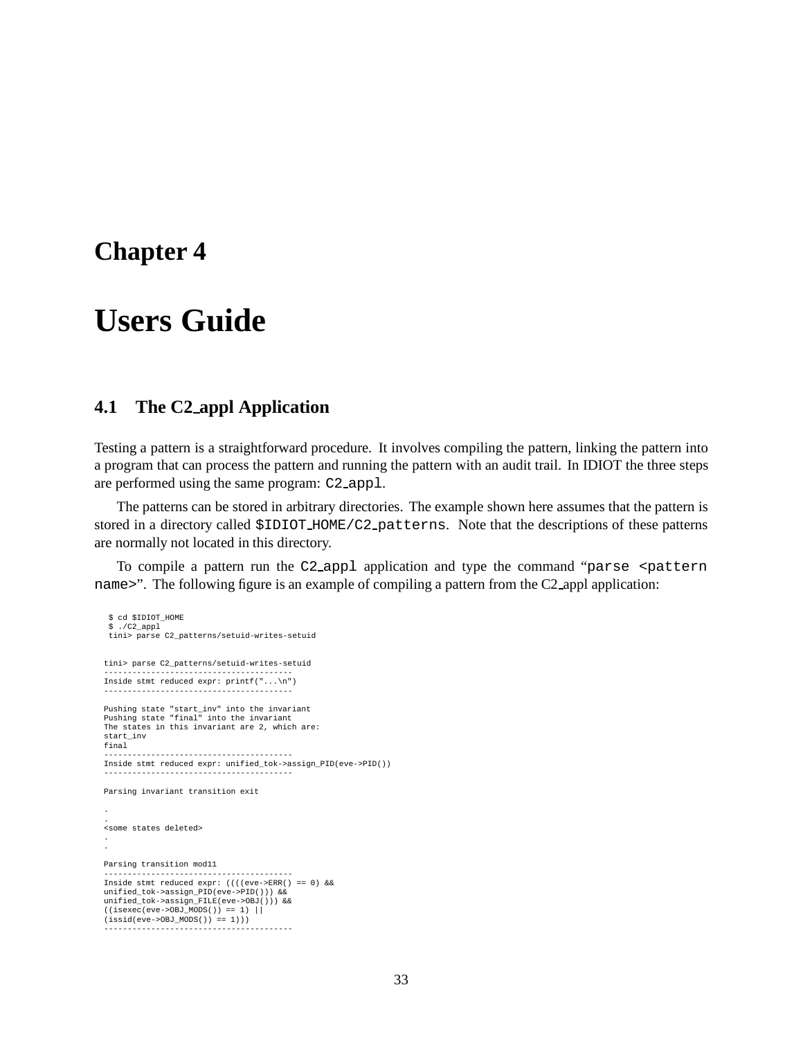# Chapter 4

# Users Guide

## 4.1 The C2_appl Application

Testing a pattern is a straightforward procedure. It involves compiling the pattern, linking the pattern into a program that can process the pattern and running the pattern with an audit trail. In IDIOT the three steps are performed using the same program: `C2_appl`.

The patterns can be stored in arbitrary directories. The example shown here assumes that the pattern is stored in a directory called `$IDIOT_HOME/C2_patterns`. Note that the descriptions of these patterns are normally not located in this directory.

To compile a pattern run the `C2_appl` application and type the command "`parse <pattern name>`". The following figure is an example of compiling a pattern from the C2_appl application:

```
 $ cd $IDIOT_HOME
 $ ./C2_appl
 tini> parse C2_patterns/setuid-writes-setuid


tini> parse C2_patterns/setuid-writes-setuid
----------------------------------------
Inside stmt reduced expr: printf("...\n")
----------------------------------------

Pushing state "start_inv" into the invariant
Pushing state "final" into the invariant
The states in this invariant are 2, which are:
start_inv
final
----------------------------------------
Inside stmt reduced expr: unified_tok->assign_PID(eve->PID())
----------------------------------------

Parsing invariant transition exit

.
.
<some states deleted>
.
.

Parsing transition mod11
----------------------------------------
Inside stmt reduced expr: ((((eve->ERR() == 0) &&
unified_tok->assign_PID(eve->PID())) &&
unified_tok->assign_FILE(eve->OBJ())) &&
((isexec(eve->OBJ_MODS()) == 1) ||
(issid(eve->OBJ_MODS()) == 1)))
----------------------------------------
```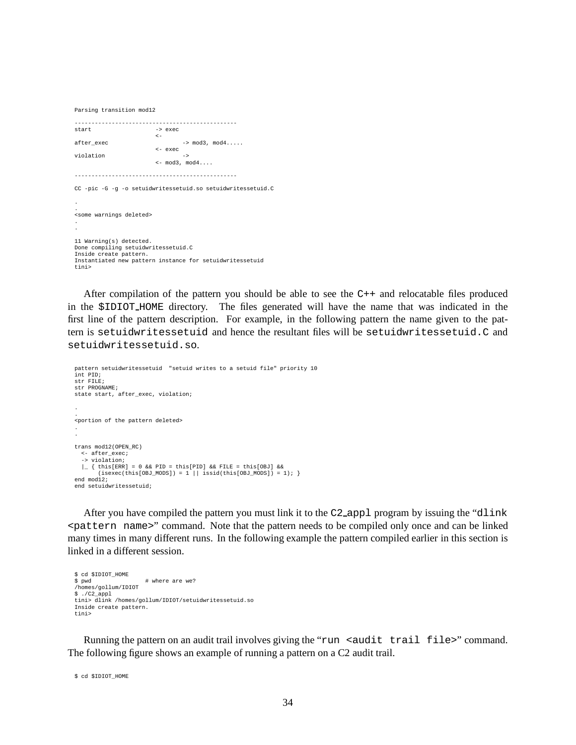```
Parsing transition mod12

-----------------------------------------------
start                   -> exec
                        <-
after_exec                      -> mod3, mod4.....
                        <- exec
violation                       ->
                        <- mod3, mod4....

-----------------------------------------------

CC -pic -G -g -o setuidwritessetuid.so setuidwritessetuid.C

.
.
<some warnings deleted>
.
.

11 Warning(s) detected.
Done compiling setuidwritessetuid.C
Inside create pattern.
Instantiated new pattern instance for setuidwritessetuid
tini>
```

After compilation of the pattern you should be able to see the C++ and relocatable files produced in the `$IDIOT_HOME` directory. The files generated will have the name that was indicated in the first line of the pattern description. For example, in the following pattern the name given to the pattern is `setuidwritessetuid` and hence the resultant files will be `setuidwritessetuid.C` and `setuidwritessetuid.so`.

```
pattern setuidwritessetuid  "setuid writes to a setuid file" priority 10
int PID;
str FILE;
str PROGNAME;
state start, after_exec, violation;

.
.
<portion of the pattern deleted>
.
.

trans mod12(OPEN_RC)
  <- after_exec;
  -> violation;
  |_ { this[ERR] = 0 && PID = this[PID] && FILE = this[OBJ] &&
       (isexec(this[OBJ_MODS]) = 1 || issid(this[OBJ_MODS]) = 1); }
end mod12;
end setuidwritessetuid;
```

After you have compiled the pattern you must link it to the `C2_appl` program by issuing the "`dlink <pattern name>`" command. Note that the pattern needs to be compiled only once and can be linked many times in many different runs. In the following example the pattern compiled earlier in this section is linked in a different session.

```
$ cd $IDIOT_HOME
$ pwd              # where are we?
/homes/gollum/IDIOT
$ ./C2_appl
tini> dlink /homes/gollum/IDIOT/setuidwritessetuid.so
Inside create pattern.
tini>
```

Running the pattern on an audit trail involves giving the "`run <audit trail file>`" command. The following figure shows an example of running a pattern on a C2 audit trail.

```
$ cd $IDIOT_HOME
```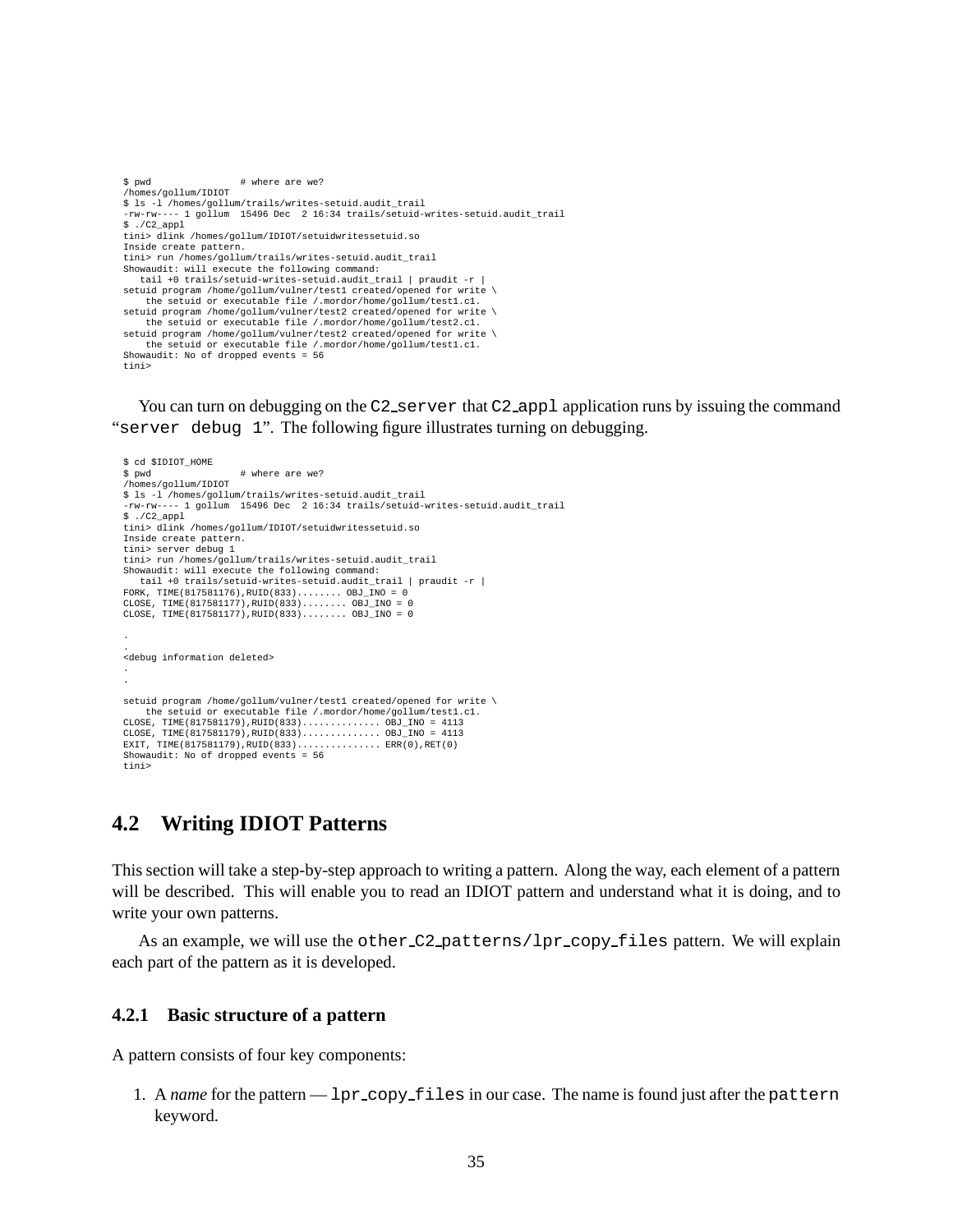```
$ pwd                # where are we?
/homes/gollum/IDIOT
$ ls -l /homes/gollum/trails/writes-setuid.audit_trail
-rw-rw---- 1 gollum  15496 Dec  2 16:34 trails/setuid-writes-setuid.audit_trail
$ ./C2_appl
tini> dlink /homes/gollum/IDIOT/setuidwritessetuid.so
Inside create pattern.
tini> run /homes/gollum/trails/writes-setuid.audit_trail
Showaudit: will execute the following command:
   tail +0 trails/setuid-writes-setuid.audit_trail | praudit -r |
setuid program /home/gollum/vulner/test1 created/opened for write \
    the setuid or executable file /.mordor/home/gollum/test1.c1.
setuid program /home/gollum/vulner/test2 created/opened for write \
    the setuid or executable file /.mordor/home/gollum/test2.c1.
setuid program /home/gollum/vulner/test2 created/opened for write \
    the setuid or executable file /.mordor/home/gollum/test1.c1.
Showaudit: No of dropped events = 56
tini>
```

You can turn on debugging on the `C2_server` that `C2_appl` application runs by issuing the command "`server debug 1`". The following figure illustrates turning on debugging.

```
$ cd $IDIOT_HOME
$ pwd                # where are we?
/homes/gollum/IDIOT
$ ls -l /homes/gollum/trails/writes-setuid.audit_trail
-rw-rw---- 1 gollum  15496 Dec  2 16:34 trails/setuid-writes-setuid.audit_trail
$ ./C2_appl
tini> dlink /homes/gollum/IDIOT/setuidwritessetuid.so
Inside create pattern.
tini> server debug 1
tini> run /homes/gollum/trails/writes-setuid.audit_trail
Showaudit: will execute the following command:
   tail +0 trails/setuid-writes-setuid.audit_trail | praudit -r |
FORK, TIME(817581176),RUID(833)........ OBJ_INO = 0
CLOSE, TIME(817581177),RUID(833)........ OBJ_INO = 0
CLOSE, TIME(817581177),RUID(833)........ OBJ_INO = 0

.
.
<debug information deleted>
.
.

setuid program /home/gollum/vulner/test1 created/opened for write \
    the setuid or executable file /.mordor/home/gollum/test1.c1.
CLOSE, TIME(817581179),RUID(833).............. OBJ_INO = 4113
CLOSE, TIME(817581179),RUID(833).............. OBJ_INO = 4113
EXIT, TIME(817581179),RUID(833)............... ERR(0),RET(0)
Showaudit: No of dropped events = 56
tini>
```

## 4.2 Writing IDIOT Patterns

This section will take a step-by-step approach to writing a pattern. Along the way, each element of a pattern will be described. This will enable you to read an IDIOT pattern and understand what it is doing, and to write your own patterns.

As an example, we will use the `other_C2_patterns/lpr_copy_files` pattern. We will explain each part of the pattern as it is developed.

### 4.2.1 Basic structure of a pattern

A pattern consists of four key components:

1. A *name* for the pattern — `lpr_copy_files` in our case. The name is found just after the `pattern` keyword.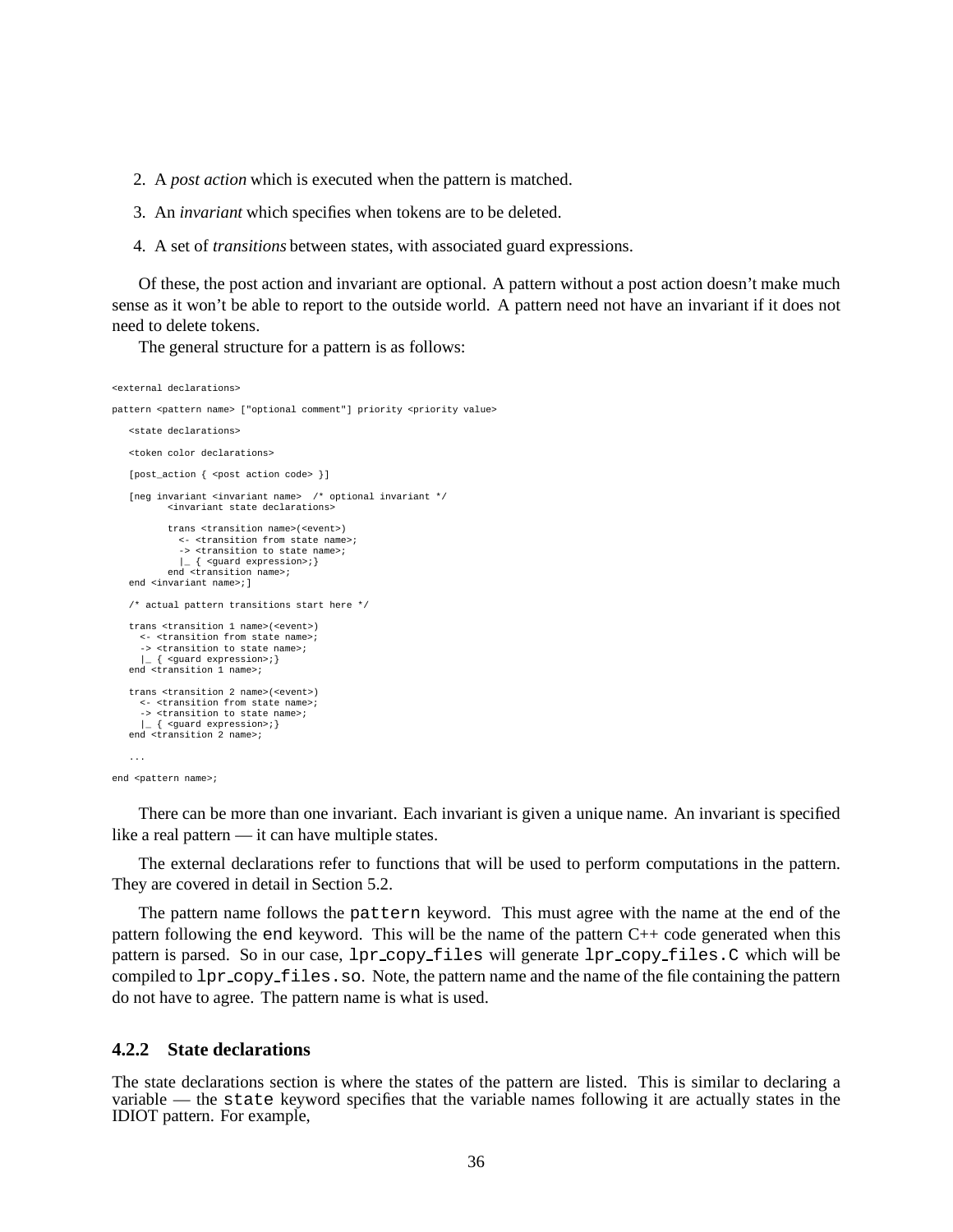2. A *post action* which is executed when the pattern is matched.

3. An *invariant* which specifies when tokens are to be deleted.

4. A set of *transitions* between states, with associated guard expressions.

Of these, the post action and invariant are optional. A pattern without a post action doesn't make much sense as it won't be able to report to the outside world. A pattern need not have an invariant if it does not need to delete tokens.

The general structure for a pattern is as follows:

```
<external declarations>

pattern <pattern name> ["optional comment"] priority <priority value>

   <state declarations>

   <token color declarations>

   [post_action { <post action code> }]

   [neg invariant <invariant name>  /* optional invariant */
         <invariant state declarations>

         trans <transition name>(<event>)
           <- <transition from state name>;
           -> <transition to state name>;
           |_ { <guard expression>;}
         end <transition name>;
   end <invariant name>;]

   /* actual pattern transitions start here */

   trans <transition 1 name>(<event>)
     <- <transition from state name>;
     -> <transition to state name>;
     |_ { <guard expression>;}
   end <transition 1 name>;

   trans <transition 2 name>(<event>)
     <- <transition from state name>;
     -> <transition to state name>;
     |_ { <guard expression>;}
   end <transition 2 name>;

   ...

end <pattern name>;
```

There can be more than one invariant. Each invariant is given a unique name. An invariant is specified like a real pattern — it can have multiple states.

The external declarations refer to functions that will be used to perform computations in the pattern. They are covered in detail in Section 5.2.

The pattern name follows the `pattern` keyword. This must agree with the name at the end of the pattern following the `end` keyword. This will be the name of the pattern C++ code generated when this pattern is parsed. So in our case, `lpr_copy_files` will generate `lpr_copy_files.C` which will be compiled to `lpr_copy_files.so`. Note, the pattern name and the name of the file containing the pattern do not have to agree. The pattern name is what is used.

### 4.2.2 State declarations

The state declarations section is where the states of the pattern are listed. This is similar to declaring a variable — the `state` keyword specifies that the variable names following it are actually states in the IDIOT pattern. For example,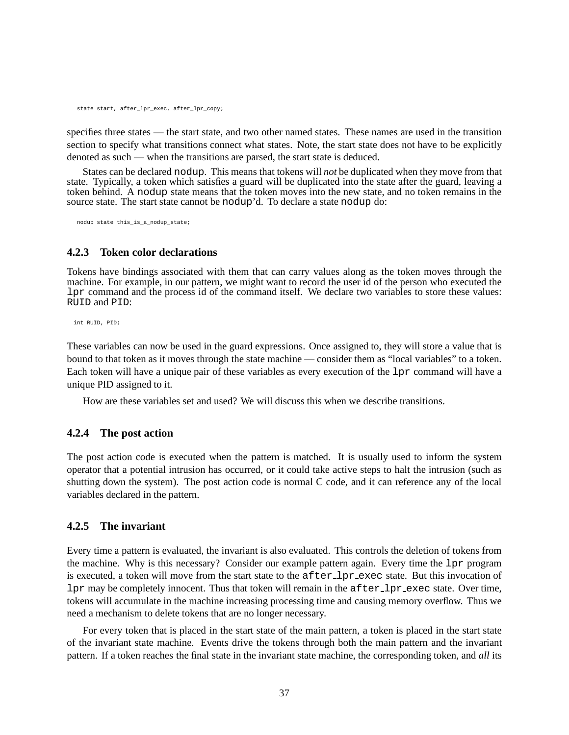```
state start, after_lpr_exec, after_lpr_copy;
```

specifies three states — the start state, and two other named states. These names are used in the transition section to specify what transitions connect what states. Note, the start state does not have to be explicitly denoted as such — when the transitions are parsed, the start state is deduced.

States can be declared `nodup`. This means that tokens will *not* be duplicated when they move from that state. Typically, a token which satisfies a guard will be duplicated into the state after the guard, leaving a token behind. A `nodup` state means that the token moves into the new state, and no token remains in the source state. The start state cannot be `nodup`'d. To declare a state `nodup` do:

```
nodup state this_is_a_nodup_state;
```

### 4.2.3 Token color declarations

Tokens have bindings associated with them that can carry values along as the token moves through the machine. For example, in our pattern, we might want to record the user id of the person who executed the `lpr` command and the process id of the command itself. We declare two variables to store these values: `RUID` and `PID`:

```
int RUID, PID;
```

These variables can now be used in the guard expressions. Once assigned to, they will store a value that is bound to that token as it moves through the state machine — consider them as "local variables" to a token. Each token will have a unique pair of these variables as every execution of the `lpr` command will have a unique PID assigned to it.

How are these variables set and used? We will discuss this when we describe transitions.

### 4.2.4 The post action

The post action code is executed when the pattern is matched. It is usually used to inform the system operator that a potential intrusion has occurred, or it could take active steps to halt the intrusion (such as shutting down the system). The post action code is normal C code, and it can reference any of the local variables declared in the pattern.

### 4.2.5 The invariant

Every time a pattern is evaluated, the invariant is also evaluated. This controls the deletion of tokens from the machine. Why is this necessary? Consider our example pattern again. Every time the `lpr` program is executed, a token will move from the start state to the `after_lpr_exec` state. But this invocation of `lpr` may be completely innocent. Thus that token will remain in the `after_lpr_exec` state. Over time, tokens will accumulate in the machine increasing processing time and causing memory overflow. Thus we need a mechanism to delete tokens that are no longer necessary.

For every token that is placed in the start state of the main pattern, a token is placed in the start state of the invariant state machine. Events drive the tokens through both the main pattern and the invariant pattern. If a token reaches the final state in the invariant state machine, the corresponding token, and *all* its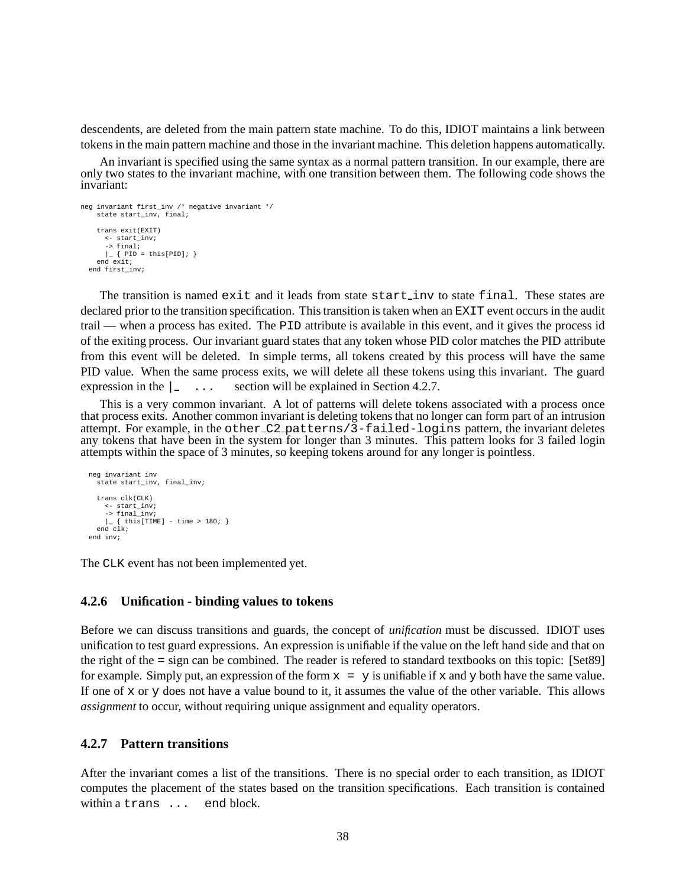descendents, are deleted from the main pattern state machine. To do this, IDIOT maintains a link between tokens in the main pattern machine and those in the invariant machine. This deletion happens automatically.

An invariant is specified using the same syntax as a normal pattern transition. In our example, there are only two states to the invariant machine, with one transition between them. The following code shows the invariant:

```
neg invariant first_inv /* negative invariant */
    state start_inv, final;

    trans exit(EXIT)
      <- start_inv;
      -> final;
      |_ { PID = this[PID]; }
    end exit;
  end first_inv;
```

The transition is named `exit` and it leads from state `start_inv` to state `final`. These states are declared prior to the transition specification. This transition is taken when an `EXIT` event occurs in the audit trail — when a process has exited. The `PID` attribute is available in this event, and it gives the process id of the exiting process. Our invariant guard states that any token whose PID color matches the PID attribute from this event will be deleted. In simple terms, all tokens created by this process will have the same PID value. When the same process exits, we will delete all these tokens using this invariant. The guard expression in the `|_ ...` section will be explained in Section 4.2.7.

This is a very common invariant. A lot of patterns will delete tokens associated with a process once that process exits. Another common invariant is deleting tokens that no longer can form part of an intrusion attempt. For example, in the `other_C2_patterns/3-failed-logins` pattern, the invariant deletes any tokens that have been in the system for longer than 3 minutes. This pattern looks for 3 failed login attempts within the space of 3 minutes, so keeping tokens around for any longer is pointless.

```
  neg invariant inv
    state start_inv, final_inv;

    trans clk(CLK)
      <- start_inv;
      -> final_inv;
      |_ { this[TIME] - time > 180; }
    end clk;
  end inv;
```

The `CLK` event has not been implemented yet.

### 4.2.6 Unification - binding values to tokens

Before we can discuss transitions and guards, the concept of *unification* must be discussed. IDIOT uses unification to test guard expressions. An expression is unifiable if the value on the left hand side and that on the right of the `=` sign can be combined. The reader is refered to standard textbooks on this topic: [Set89] for example. Simply put, an expression of the form `x = y` is unifiable if `x` and `y` both have the same value. If one of `x` or `y` does not have a value bound to it, it assumes the value of the other variable. This allows *assignment* to occur, without requiring unique assignment and equality operators.

### 4.2.7 Pattern transitions

After the invariant comes a list of the transitions. There is no special order to each transition, as IDIOT computes the placement of the states based on the transition specifications. Each transition is contained within a `trans ... end` block.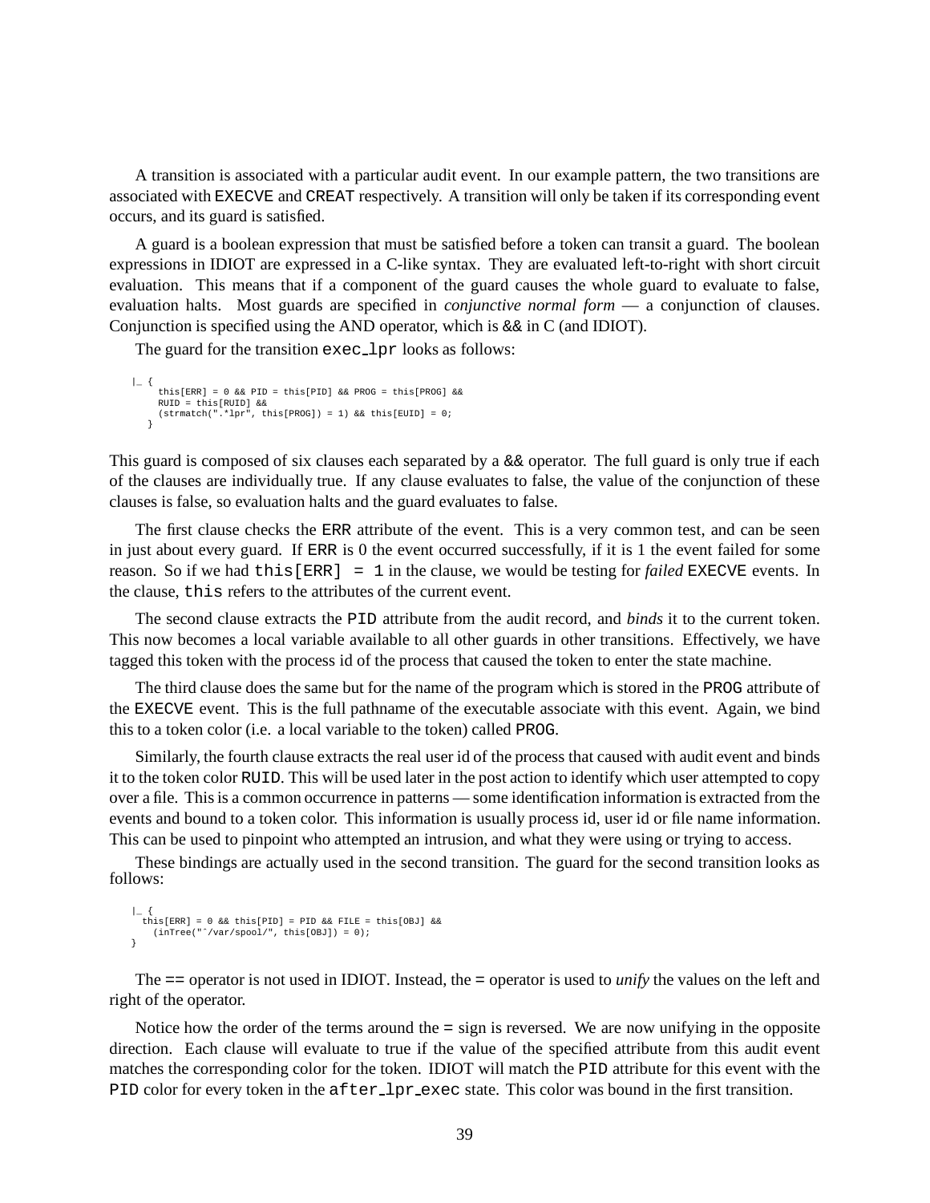A transition is associated with a particular audit event. In our example pattern, the two transitions are associated with `EXECVE` and `CREAT` respectively. A transition will only be taken if its corresponding event occurs, and its guard is satisfied.

A guard is a boolean expression that must be satisfied before a token can transit a guard. The boolean expressions in IDIOT are expressed in a C-like syntax. They are evaluated left-to-right with short circuit evaluation. This means that if a component of the guard causes the whole guard to evaluate to false, evaluation halts. Most guards are specified in *conjunctive normal form* — a conjunction of clauses. Conjunction is specified using the AND operator, which is `&&` in C (and IDIOT).

The guard for the transition `exec_lpr` looks as follows:

```
|_ {
     this[ERR] = 0 && PID = this[PID] && PROG = this[PROG] &&
     RUID = this[RUID] &&
     (strmatch(".*lpr", this[PROG]) = 1) && this[EUID] = 0;
   }
```

This guard is composed of six clauses each separated by a `&&` operator. The full guard is only true if each of the clauses are individually true. If any clause evaluates to false, the value of the conjunction of these clauses is false, so evaluation halts and the guard evaluates to false.

The first clause checks the `ERR` attribute of the event. This is a very common test, and can be seen in just about every guard. If `ERR` is 0 the event occurred successfully, if it is 1 the event failed for some reason. So if we had `this[ERR] = 1` in the clause, we would be testing for *failed* `EXECVE` events. In the clause, `this` refers to the attributes of the current event.

The second clause extracts the `PID` attribute from the audit record, and *binds* it to the current token. This now becomes a local variable available to all other guards in other transitions. Effectively, we have tagged this token with the process id of the process that caused the token to enter the state machine.

The third clause does the same but for the name of the program which is stored in the `PROG` attribute of the `EXECVE` event. This is the full pathname of the executable associate with this event. Again, we bind this to a token color (i.e. a local variable to the token) called `PROG`.

Similarly, the fourth clause extracts the real user id of the process that caused with audit event and binds it to the token color `RUID`. This will be used later in the post action to identify which user attempted to copy over a file. This is a common occurrence in patterns — some identification information is extracted from the events and bound to a token color. This information is usually process id, user id or file name information. This can be used to pinpoint who attempted an intrusion, and what they were using or trying to access.

These bindings are actually used in the second transition. The guard for the second transition looks as follows:

```
|_ {
  this[ERR] = 0 && this[PID] = PID && FILE = this[OBJ] &&
    (inTree("^/var/spool/", this[OBJ]) = 0);
}
```

The `==` operator is not used in IDIOT. Instead, the `=` operator is used to *unify* the values on the left and right of the operator.

Notice how the order of the terms around the `=` sign is reversed. We are now unifying in the opposite direction. Each clause will evaluate to true if the value of the specified attribute from this audit event matches the corresponding color for the token. IDIOT will match the `PID` attribute for this event with the `PID` color for every token in the `after_lpr_exec` state. This color was bound in the first transition.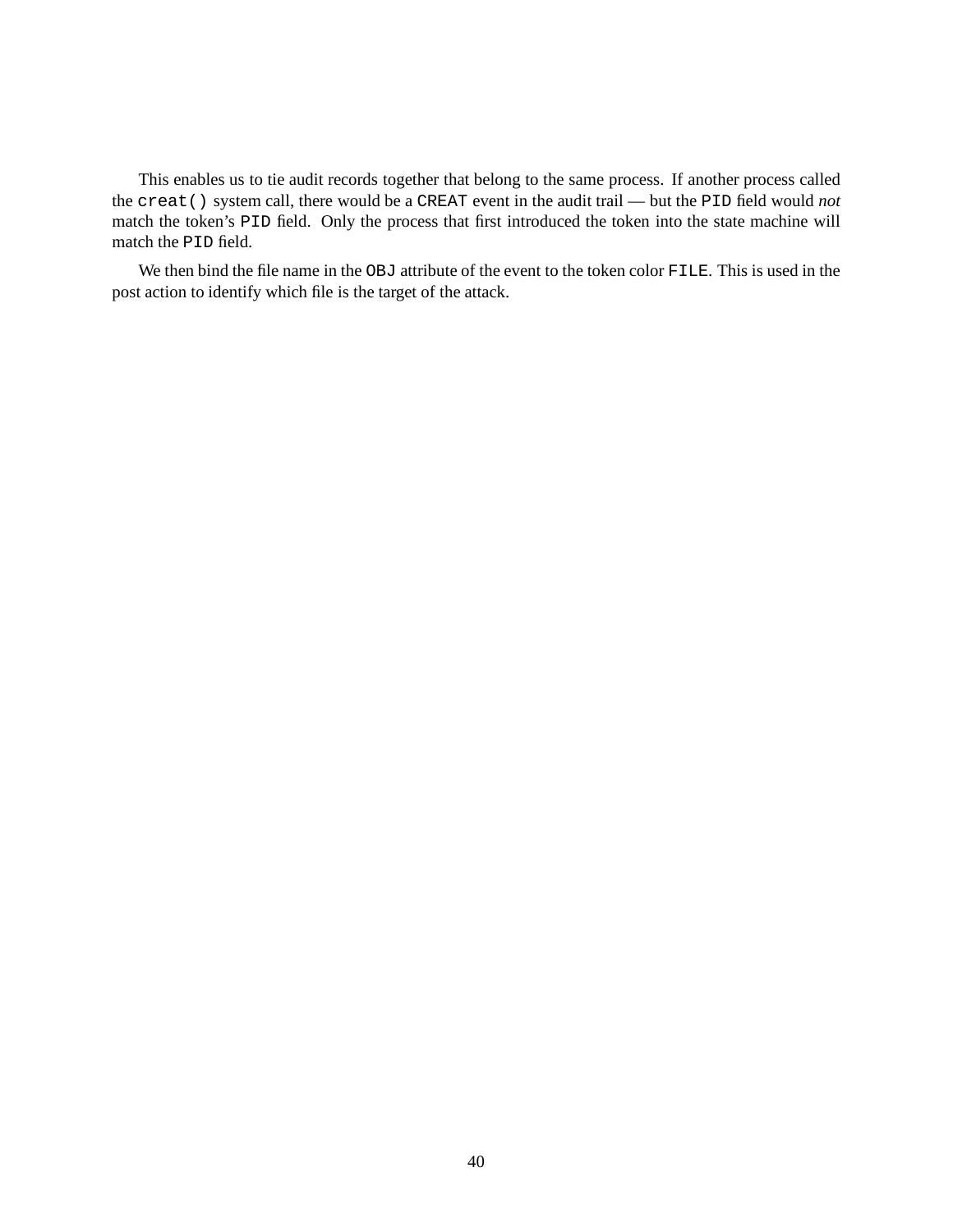This enables us to tie audit records together that belong to the same process. If another process called the `creat()` system call, there would be a `CREAT` event in the audit trail — but the `PID` field would *not* match the token's `PID` field. Only the process that first introduced the token into the state machine will match the `PID` field.

We then bind the file name in the `OBJ` attribute of the event to the token color `FILE`. This is used in the post action to identify which file is the target of the attack.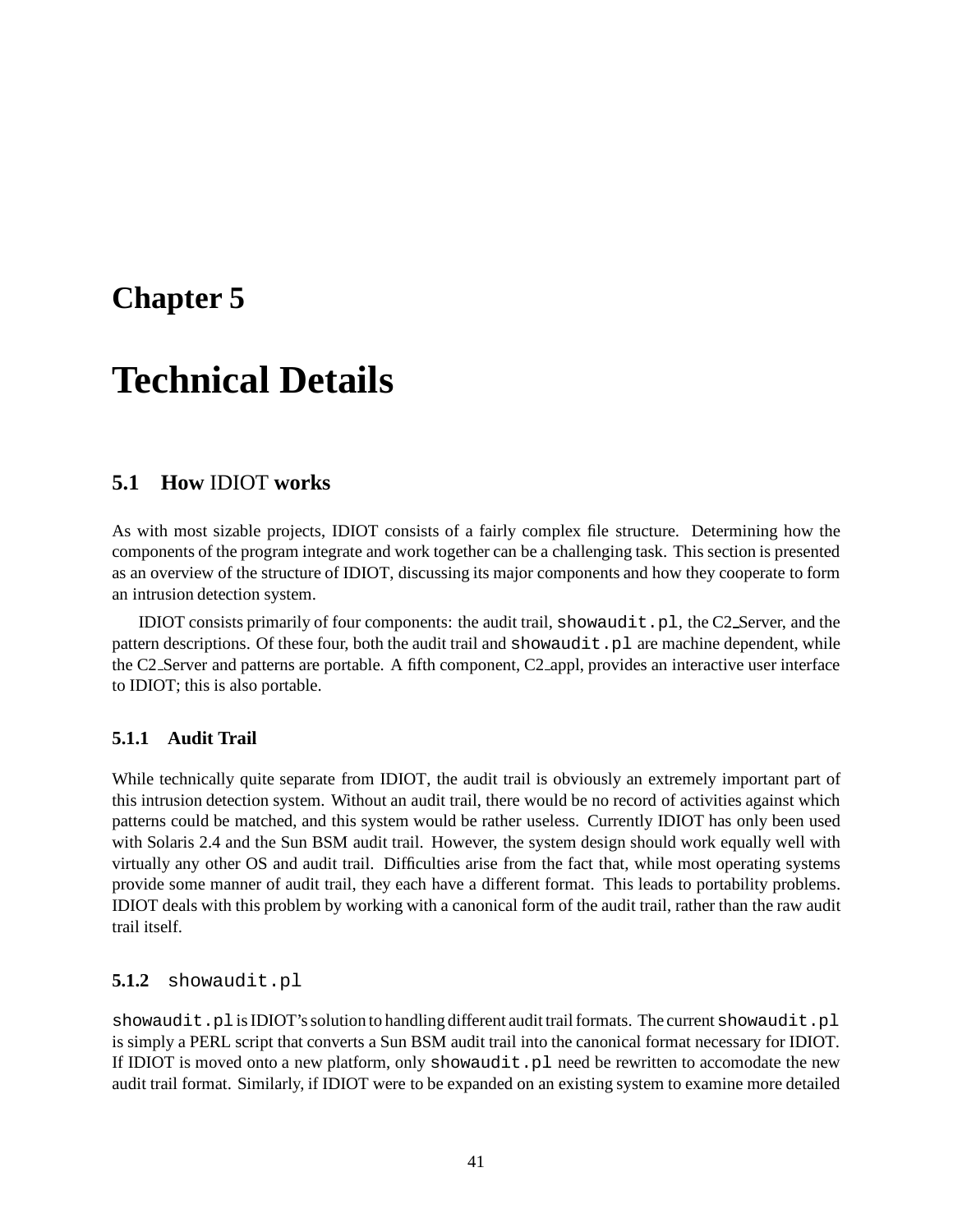# Chapter 5

# Technical Details

## 5.1 How IDIOT works

As with most sizable projects, IDIOT consists of a fairly complex file structure. Determining how the components of the program integrate and work together can be a challenging task. This section is presented as an overview of the structure of IDIOT, discussing its major components and how they cooperate to form an intrusion detection system.

IDIOT consists primarily of four components: the audit trail, `showaudit.pl`, the C2_Server, and the pattern descriptions. Of these four, both the audit trail and `showaudit.pl` are machine dependent, while the C2_Server and patterns are portable. A fifth component, C2_appl, provides an interactive user interface to IDIOT; this is also portable.

### 5.1.1 Audit Trail

While technically quite separate from IDIOT, the audit trail is obviously an extremely important part of this intrusion detection system. Without an audit trail, there would be no record of activities against which patterns could be matched, and this system would be rather useless. Currently IDIOT has only been used with Solaris 2.4 and the Sun BSM audit trail. However, the system design should work equally well with virtually any other OS and audit trail. Difficulties arise from the fact that, while most operating systems provide some manner of audit trail, they each have a different format. This leads to portability problems. IDIOT deals with this problem by working with a canonical form of the audit trail, rather than the raw audit trail itself.

### 5.1.2 `showaudit.pl`

`showaudit.pl` is IDIOT's solution to handling different audit trail formats. The current `showaudit.pl` is simply a PERL script that converts a Sun BSM audit trail into the canonical format necessary for IDIOT. If IDIOT is moved onto a new platform, only `showaudit.pl` need be rewritten to accomodate the new audit trail format. Similarly, if IDIOT were to be expanded on an existing system to examine more detailed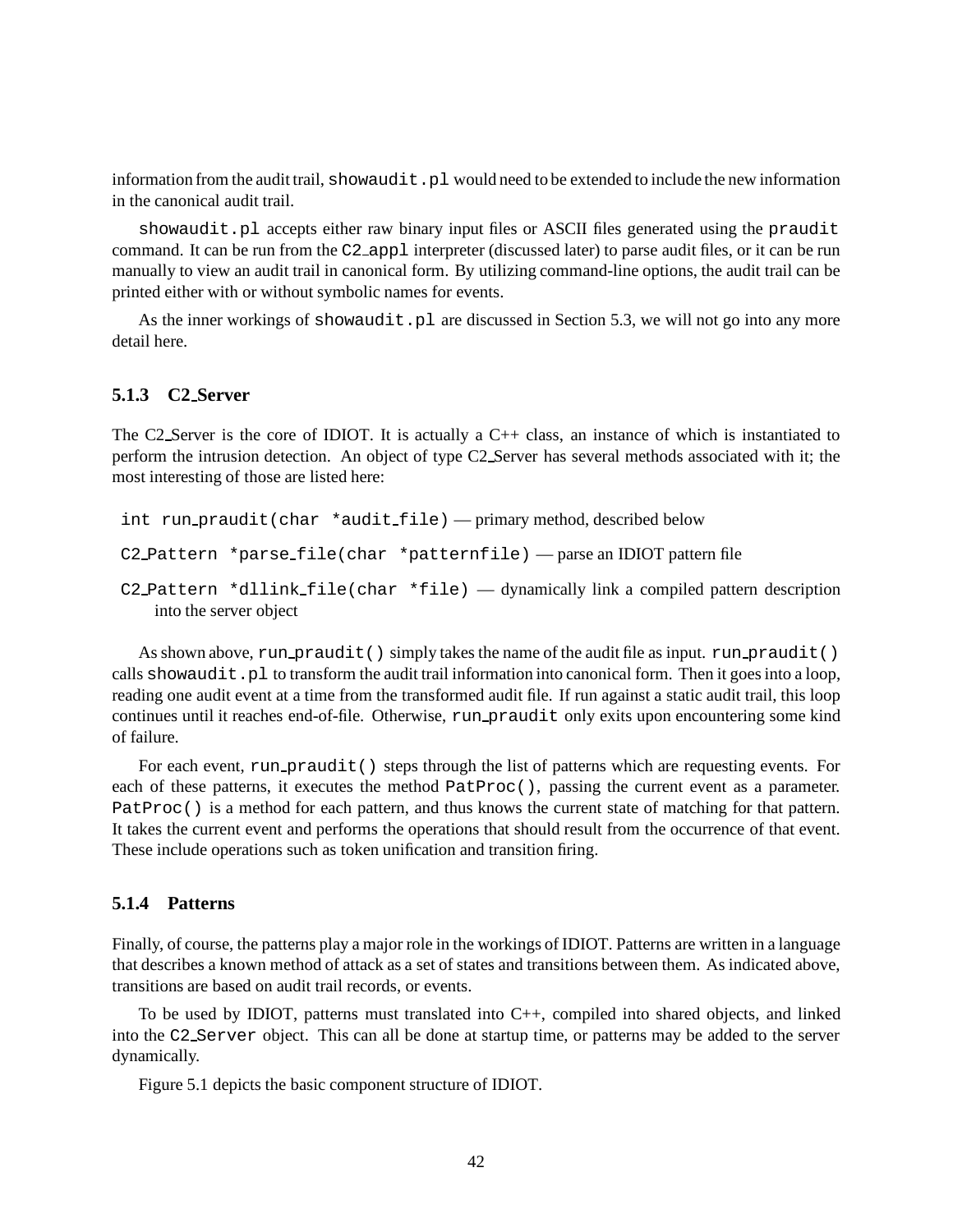information from the audit trail, `showaudit.pl` would need to be extended to include the new information in the canonical audit trail.

`showaudit.pl` accepts either raw binary input files or ASCII files generated using the `praudit` command. It can be run from the `C2_appl` interpreter (discussed later) to parse audit files, or it can be run manually to view an audit trail in canonical form. By utilizing command-line options, the audit trail can be printed either with or without symbolic names for events.

As the inner workings of `showaudit.pl` are discussed in Section 5.3, we will not go into any more detail here.

### 5.1.3 C2_Server

The C2_Server is the core of IDIOT. It is actually a C++ class, an instance of which is instantiated to perform the intrusion detection. An object of type C2_Server has several methods associated with it; the most interesting of those are listed here:

- `int run_praudit(char *audit_file)` — primary method, described below
- `C2_Pattern *parse_file(char *patternfile)` — parse an IDIOT pattern file
- `C2_Pattern *dllink_file(char *file)` — dynamically link a compiled pattern description into the server object

As shown above, `run_praudit()` simply takes the name of the audit file as input. `run_praudit()` calls `showaudit.pl` to transform the audit trail information into canonical form. Then it goes into a loop, reading one audit event at a time from the transformed audit file. If run against a static audit trail, this loop continues until it reaches end-of-file. Otherwise, `run_praudit` only exits upon encountering some kind of failure.

For each event, `run_praudit()` steps through the list of patterns which are requesting events. For each of these patterns, it executes the method `PatProc()`, passing the current event as a parameter. `PatProc()` is a method for each pattern, and thus knows the current state of matching for that pattern. It takes the current event and performs the operations that should result from the occurrence of that event. These include operations such as token unification and transition firing.

### 5.1.4 Patterns

Finally, of course, the patterns play a major role in the workings of IDIOT. Patterns are written in a language that describes a known method of attack as a set of states and transitions between them. As indicated above, transitions are based on audit trail records, or events.

To be used by IDIOT, patterns must translated into C++, compiled into shared objects, and linked into the `C2_Server` object. This can all be done at startup time, or patterns may be added to the server dynamically.

Figure 5.1 depicts the basic component structure of IDIOT.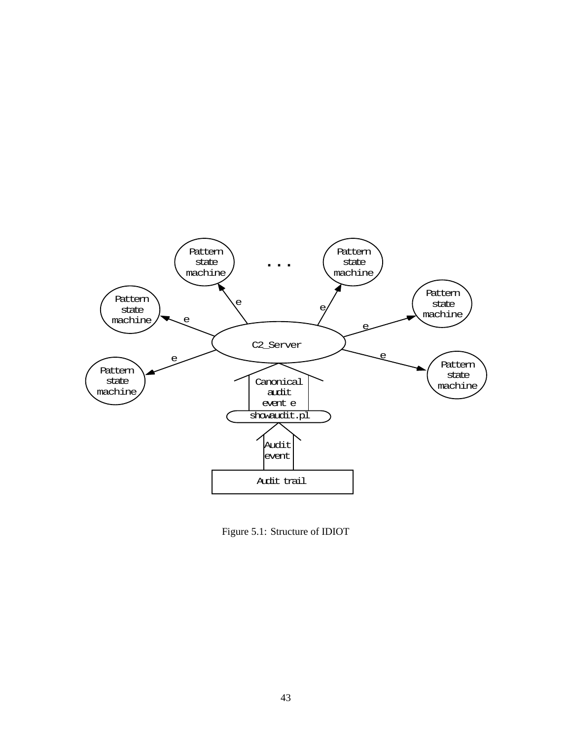Figure 5.1: Structure of IDIOT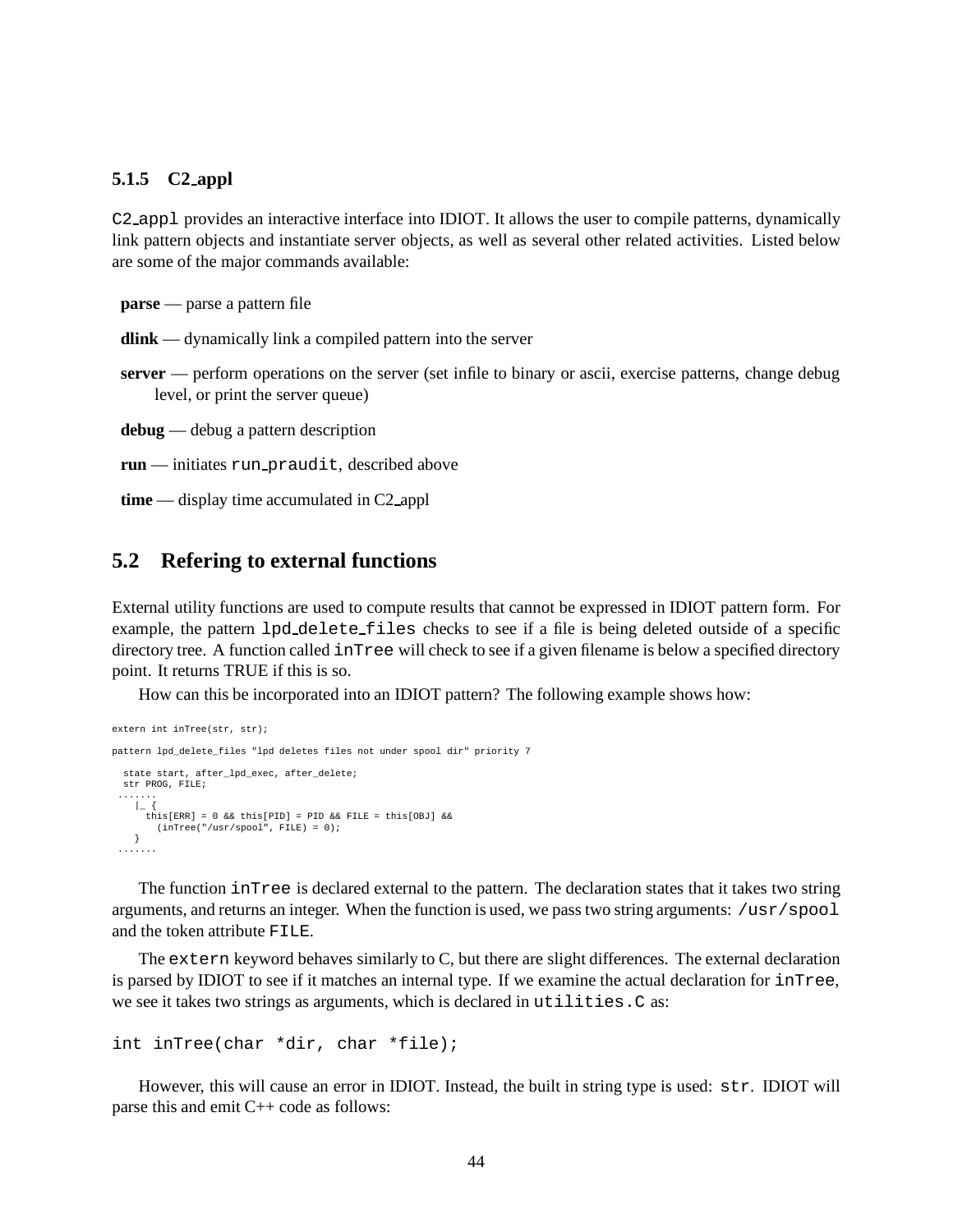### 5.1.5 C2_appl

`C2_appl` provides an interactive interface into IDIOT. It allows the user to compile patterns, dynamically link pattern objects and instantiate server objects, as well as several other related activities. Listed below are some of the major commands available:

**parse** — parse a pattern file

**dlink** — dynamically link a compiled pattern into the server

**server** — perform operations on the server (set infile to binary or ascii, exercise patterns, change debug level, or print the server queue)

**debug** — debug a pattern description

**run** — initiates `run_praudit`, described above

**time** — display time accumulated in C2_appl

## 5.2 Refering to external functions

External utility functions are used to compute results that cannot be expressed in IDIOT pattern form. For example, the pattern `lpd_delete_files` checks to see if a file is being deleted outside of a specific directory tree. A function called `inTree` will check to see if a given filename is below a specified directory point. It returns TRUE if this is so.

How can this be incorporated into an IDIOT pattern? The following example shows how:

```
extern int inTree(str, str);

pattern lpd_delete_files "lpd deletes files not under spool dir" priority 7

  state start, after_lpd_exec, after_delete;
  str PROG, FILE;
 .......
    |_ {
      this[ERR] = 0 && this[PID] = PID && FILE = this[OBJ] &&
        (inTree("/usr/spool", FILE) = 0);
    }
 .......
```

The function `inTree` is declared external to the pattern. The declaration states that it takes two string arguments, and returns an integer. When the function is used, we pass two string arguments: `/usr/spool` and the token attribute `FILE`.

The `extern` keyword behaves similarly to C, but there are slight differences. The external declaration is parsed by IDIOT to see if it matches an internal type. If we examine the actual declaration for `inTree`, we see it takes two strings as arguments, which is declared in `utilities.C` as:

```
int inTree(char *dir, char *file);
```

However, this will cause an error in IDIOT. Instead, the built in string type is used: `str`. IDIOT will parse this and emit C++ code as follows: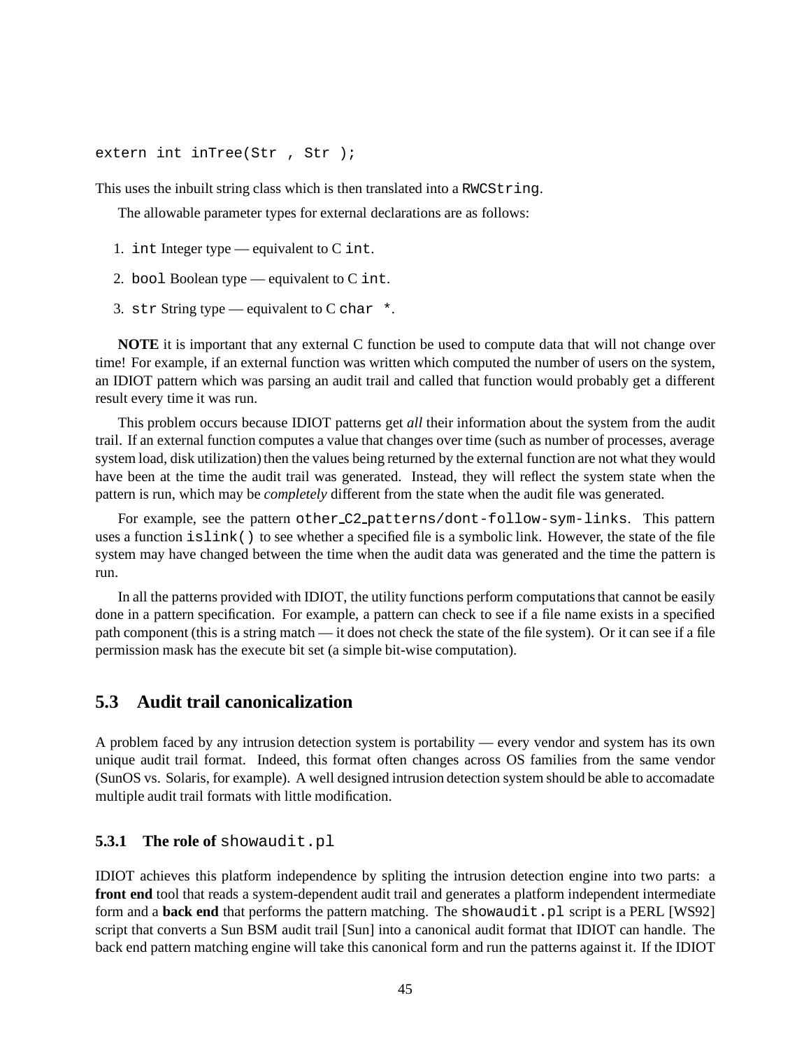```
extern int inTree(Str , Str );
```

This uses the inbuilt string class which is then translated into a `RWCString`.

The allowable parameter types for external declarations are as follows:

1. `int` Integer type — equivalent to C `int`.
2. `bool` Boolean type — equivalent to C `int`.
3. `str` String type — equivalent to C `char *`.

**NOTE** it is important that any external C function be used to compute data that will not change over time! For example, if an external function was written which computed the number of users on the system, an IDIOT pattern which was parsing an audit trail and called that function would probably get a different result every time it was run.

This problem occurs because IDIOT patterns get *all* their information about the system from the audit trail. If an external function computes a value that changes over time (such as number of processes, average system load, disk utilization) then the values being returned by the external function are not what they would have been at the time the audit trail was generated. Instead, they will reflect the system state when the pattern is run, which may be *completely* different from the state when the audit file was generated.

For example, see the pattern `other_C2_patterns/dont-follow-sym-links`. This pattern uses a function `islink()` to see whether a specified file is a symbolic link. However, the state of the file system may have changed between the time when the audit data was generated and the time the pattern is run.

In all the patterns provided with IDIOT, the utility functions perform computations that cannot be easily done in a pattern specification. For example, a pattern can check to see if a file name exists in a specified path component (this is a string match — it does not check the state of the file system). Or it can see if a file permission mask has the execute bit set (a simple bit-wise computation).

## 5.3 Audit trail canonicalization

A problem faced by any intrusion detection system is portability — every vendor and system has its own unique audit trail format. Indeed, this format often changes across OS families from the same vendor (SunOS vs. Solaris, for example). A well designed intrusion detection system should be able to accomadate multiple audit trail formats with little modification.

### 5.3.1 The role of `showaudit.pl`

IDIOT achieves this platform independence by spliting the intrusion detection engine into two parts: a **front end** tool that reads a system-dependent audit trail and generates a platform independent intermediate form and a **back end** that performs the pattern matching. The `showaudit.pl` script is a PERL [WS92] script that converts a Sun BSM audit trail [Sun] into a canonical audit format that IDIOT can handle. The back end pattern matching engine will take this canonical form and run the patterns against it. If the IDIOT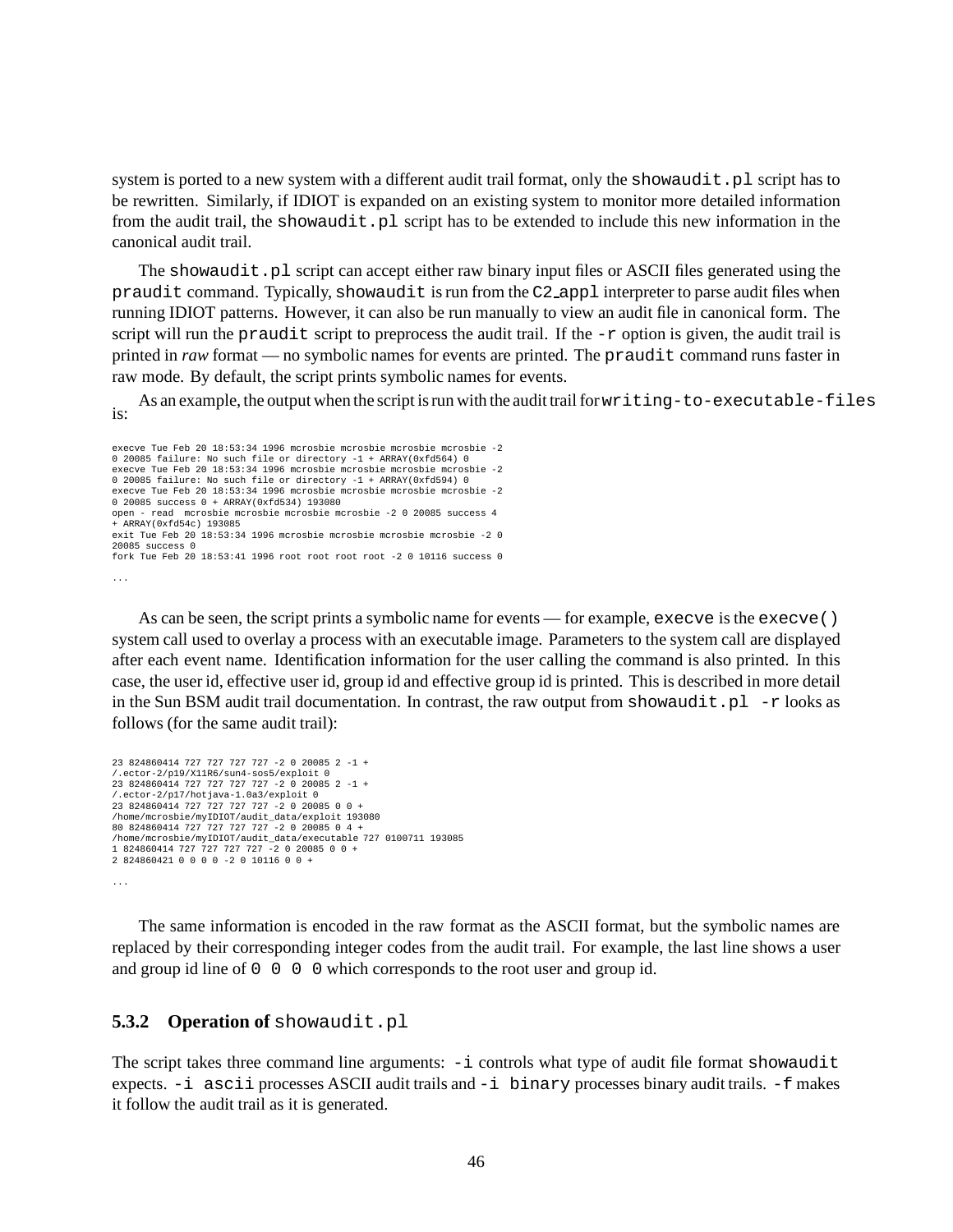system is ported to a new system with a different audit trail format, only the `showaudit.pl` script has to be rewritten. Similarly, if IDIOT is expanded on an existing system to monitor more detailed information from the audit trail, the `showaudit.pl` script has to be extended to include this new information in the canonical audit trail.

The `showaudit.pl` script can accept either raw binary input files or ASCII files generated using the `praudit` command. Typically, `showaudit` is run from the `C2_appl` interpreter to parse audit files when running IDIOT patterns. However, it can also be run manually to view an audit file in canonical form. The script will run the `praudit` script to preprocess the audit trail. If the `-r` option is given, the audit trail is printed in *raw* format — no symbolic names for events are printed. The `praudit` command runs faster in raw mode. By default, the script prints symbolic names for events.

As an example, the output when the script is run with the audit trail for `writing-to-executable-files` is:

```
execve Tue Feb 20 18:53:34 1996 mcrosbie mcrosbie mcrosbie mcrosbie -2
0 20085 failure: No such file or directory -1 + ARRAY(0xfd564) 0
execve Tue Feb 20 18:53:34 1996 mcrosbie mcrosbie mcrosbie mcrosbie -2
0 20085 failure: No such file or directory -1 + ARRAY(0xfd594) 0
execve Tue Feb 20 18:53:34 1996 mcrosbie mcrosbie mcrosbie mcrosbie -2
0 20085 success 0 + ARRAY(0xfd534) 193080
open - read  mcrosbie mcrosbie mcrosbie mcrosbie -2 0 20085 success 4
+ ARRAY(0xfd54c) 193085
exit Tue Feb 20 18:53:34 1996 mcrosbie mcrosbie mcrosbie mcrosbie -2 0
20085 success 0
fork Tue Feb 20 18:53:41 1996 root root root root -2 0 10116 success 0

...
```

As can be seen, the script prints a symbolic name for events — for example, `execve` is the `execve()` system call used to overlay a process with an executable image. Parameters to the system call are displayed after each event name. Identification information for the user calling the command is also printed. In this case, the user id, effective user id, group id and effective group id is printed. This is described in more detail in the Sun BSM audit trail documentation. In contrast, the raw output from `showaudit.pl -r` looks as follows (for the same audit trail):

```
23 824860414 727 727 727 727 -2 0 20085 2 -1 +
/.ector-2/p19/X11R6/sun4-sos5/exploit 0
23 824860414 727 727 727 727 -2 0 20085 2 -1 +
/.ector-2/p17/hotjava-1.0a3/exploit 0
23 824860414 727 727 727 727 -2 0 20085 0 0 +
/home/mcrosbie/myIDIOT/audit_data/exploit 193080
80 824860414 727 727 727 727 -2 0 20085 0 4 +
/home/mcrosbie/myIDIOT/audit_data/executable 727 0100711 193085
1 824860414 727 727 727 727 -2 0 20085 0 0 +
2 824860421 0 0 0 0 -2 0 10116 0 0 +

...
```

The same information is encoded in the raw format as the ASCII format, but the symbolic names are replaced by their corresponding integer codes from the audit trail. For example, the last line shows a user and group id line of `0 0 0 0` which corresponds to the root user and group id.

### 5.3.2 Operation of `showaudit.pl`

The script takes three command line arguments: `-i` controls what type of audit file format `showaudit` expects. `-i ascii` processes ASCII audit trails and `-i binary` processes binary audit trails. `-f` makes it follow the audit trail as it is generated.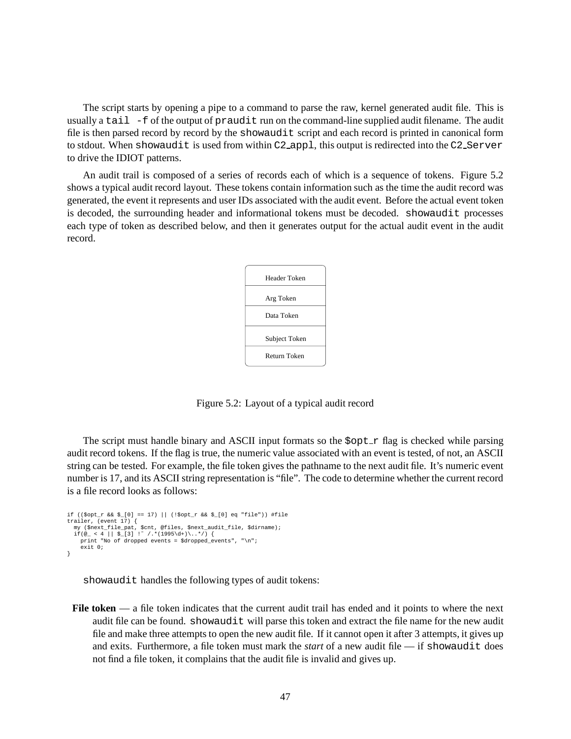The script starts by opening a pipe to a command to parse the raw, kernel generated audit file. This is usually a `tail -f` of the output of `praudit` run on the command-line supplied audit filename. The audit file is then parsed record by record by the `showaudit` script and each record is printed in canonical form to stdout. When `showaudit` is used from within `C2_appl`, this output is redirected into the `C2_Server` to drive the IDIOT patterns.

An audit trail is composed of a series of records each of which is a sequence of tokens. Figure 5.2 shows a typical audit record layout. These tokens contain information such as the time the audit record was generated, the event it represents and user IDs associated with the audit event. Before the actual event token is decoded, the surrounding header and informational tokens must be decoded. `showaudit` processes each type of token as described below, and then it generates output for the actual audit event in the audit record.

| Header Token |
|---|
| Arg Token |
| Data Token |
| Subject Token |
| Return Token |

Figure 5.2: Layout of a typical audit record

The script must handle binary and ASCII input formats so the `$opt_r` flag is checked while parsing audit record tokens. If the flag is true, the numeric value associated with an event is tested, of not, an ASCII string can be tested. For example, the file token gives the pathname to the next audit file. It's numeric event number is 17, and its ASCII string representation is "file". The code to determine whether the current record is a file record looks as follows:

```
if (($opt_r && $_[0] == 17) || (!$opt_r && $_[0] eq "file")) #file
trailer, (event 17) {
  my ($next_file_pat, $cnt, @files, $next_audit_file, $dirname);
  if(@_ < 4 || $_[3] !~ /.*(1995\d+)\..*/) {
    print "No of dropped events = $dropped_events", "\n";
    exit 0;
}
```

`showaudit` handles the following types of audit tokens:

**File token** — a file token indicates that the current audit trail has ended and it points to where the next audit file can be found. `showaudit` will parse this token and extract the file name for the new audit file and make three attempts to open the new audit file. If it cannot open it after 3 attempts, it gives up and exits. Furthermore, a file token must mark the *start* of a new audit file — if `showaudit` does not find a file token, it complains that the audit file is invalid and gives up.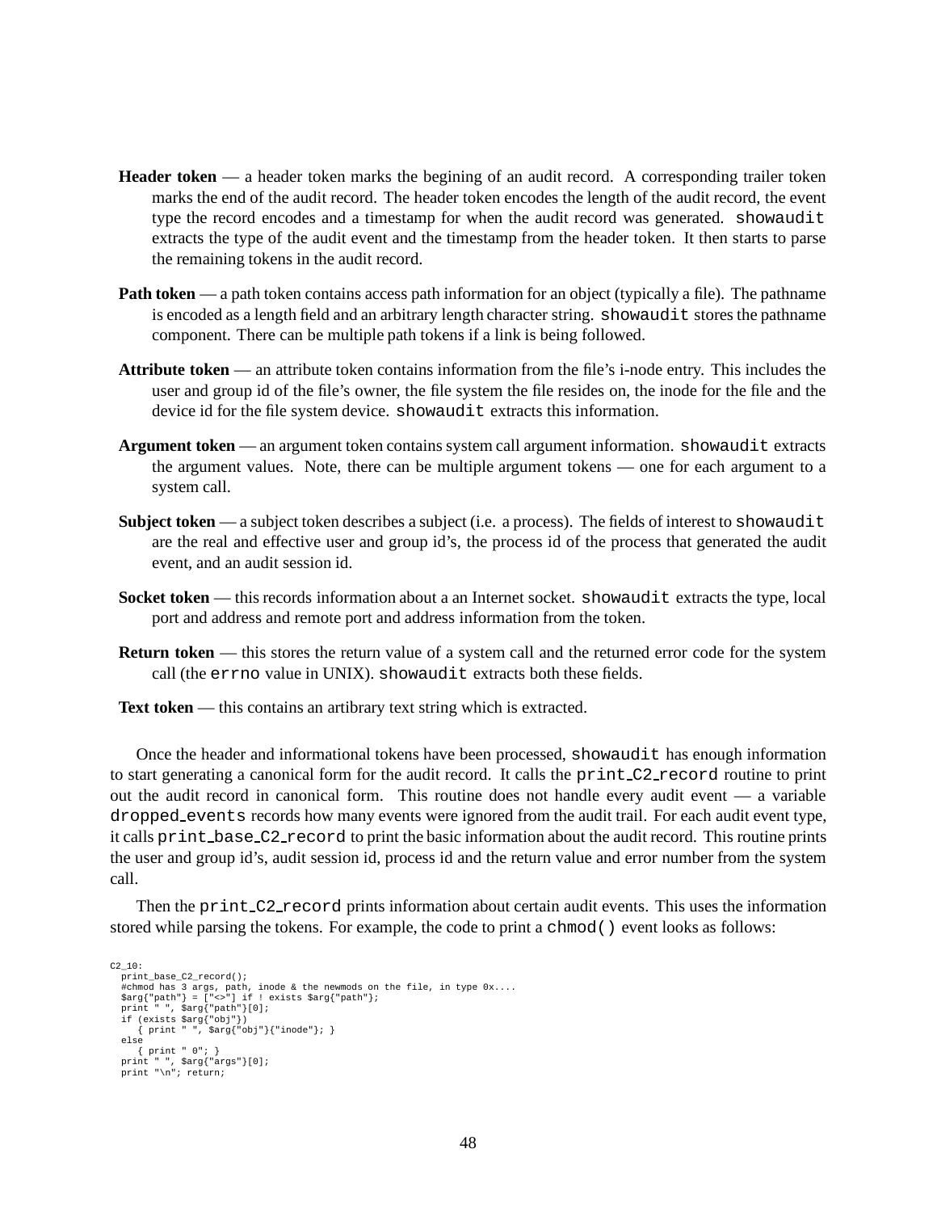- **Header token** — a header token marks the begining of an audit record. A corresponding trailer token marks the end of the audit record. The header token encodes the length of the audit record, the event type the record encodes and a timestamp for when the audit record was generated. `showaudit` extracts the type of the audit event and the timestamp from the header token. It then starts to parse the remaining tokens in the audit record.

- **Path token** — a path token contains access path information for an object (typically a file). The pathname is encoded as a length field and an arbitrary length character string. `showaudit` stores the pathname component. There can be multiple path tokens if a link is being followed.

- **Attribute token** — an attribute token contains information from the file's i-node entry. This includes the user and group id of the file's owner, the file system the file resides on, the inode for the file and the device id for the file system device. `showaudit` extracts this information.

- **Argument token** — an argument token contains system call argument information. `showaudit` extracts the argument values. Note, there can be multiple argument tokens — one for each argument to a system call.

- **Subject token** — a subject token describes a subject (i.e. a process). The fields of interest to `showaudit` are the real and effective user and group id's, the process id of the process that generated the audit event, and an audit session id.

- **Socket token** — this records information about a an Internet socket. `showaudit` extracts the type, local port and address and remote port and address information from the token.

- **Return token** — this stores the return value of a system call and the returned error code for the system call (the `errno` value in UNIX). `showaudit` extracts both these fields.

- **Text token** — this contains an artibrary text string which is extracted.

Once the header and informational tokens have been processed, `showaudit` has enough information to start generating a canonical form for the audit record. It calls the `print_C2_record` routine to print out the audit record in canonical form. This routine does not handle every audit event — a variable `dropped_events` records how many events were ignored from the audit trail. For each audit event type, it calls `print_base_C2_record` to print the basic information about the audit record. This routine prints the user and group id's, audit session id, process id and the return value and error number from the system call.

Then the `print_C2_record` prints information about certain audit events. This uses the information stored while parsing the tokens. For example, the code to print a `chmod()` event looks as follows:

```
C2_10:
  print_base_C2_record();
  #chmod has 3 args, path, inode & the newmods on the file, in type 0x....
  $arg{"path"} = ["<>"] if ! exists $arg{"path"};
  print " ", $arg{"path"}[0];
  if (exists $arg{"obj"})
     { print " ", $arg{"obj"}{"inode"}; }
  else
     { print " 0"; }
  print " ", $arg{"args"}[0];
  print "\n"; return;
```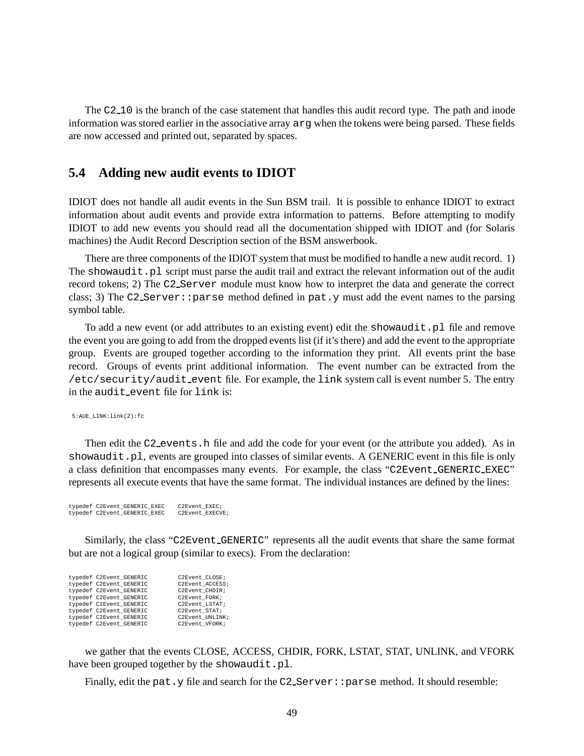The `C2_10` is the branch of the case statement that handles this audit record type. The path and inode information was stored earlier in the associative array `arg` when the tokens were being parsed. These fields are now accessed and printed out, separated by spaces.

## 5.4 Adding new audit events to IDIOT

IDIOT does not handle all audit events in the Sun BSM trail. It is possible to enhance IDIOT to extract information about audit events and provide extra information to patterns. Before attempting to modify IDIOT to add new events you should read all the documentation shipped with IDIOT and (for Solaris machines) the Audit Record Description section of the BSM answerbook.

There are three components of the IDIOT system that must be modified to handle a new audit record. 1) The `showaudit.pl` script must parse the audit trail and extract the relevant information out of the audit record tokens; 2) The `C2_Server` module must know how to interpret the data and generate the correct class; 3) The `C2_Server::parse` method defined in `pat.y` must add the event names to the parsing symbol table.

To add a new event (or add attributes to an existing event) edit the `showaudit.pl` file and remove the event you are going to add from the dropped events list (if it's there) and add the event to the appropriate group. Events are grouped together according to the information they print. All events print the base record. Groups of events print additional information. The event number can be extracted from the `/etc/security/audit_event` file. For example, the `link` system call is event number 5. The entry in the `audit_event` file for `link` is:

```
5:AUE_LINK:link(2):fc
```

Then edit the `C2_events.h` file and add the code for your event (or the attribute you added). As in `showaudit.pl`, events are grouped into classes of similar events. A GENERIC event in this file is only a class definition that encompasses many events. For example, the class "`C2Event_GENERIC_EXEC`" represents all execute events that have the same format. The individual instances are defined by the lines:

```
typedef C2Event_GENERIC_EXEC    C2Event_EXEC;
typedef C2Event_GENERIC_EXEC    C2Event_EXECVE;
```

Similarly, the class "`C2Event_GENERIC`" represents all the audit events that share the same format but are not a logical group (similar to execs). From the declaration:

```
typedef C2Event_GENERIC         C2Event_CLOSE;
typedef C2Event_GENERIC         C2Event_ACCESS;
typedef C2Event_GENERIC         C2Event_CHDIR;
typedef C2Event_GENERIC         C2Event_FORK;
typedef C2Event_GENERIC         C2Event_LSTAT;
typedef C2Event_GENERIC         C2Event_STAT;
typedef C2Event_GENERIC         C2Event_UNLINK;
typedef C2Event_GENERIC         C2Event_VFORK;
```

we gather that the events CLOSE, ACCESS, CHDIR, FORK, LSTAT, STAT, UNLINK, and VFORK have been grouped together by the `showaudit.pl`.

Finally, edit the `pat.y` file and search for the `C2_Server::parse` method. It should resemble: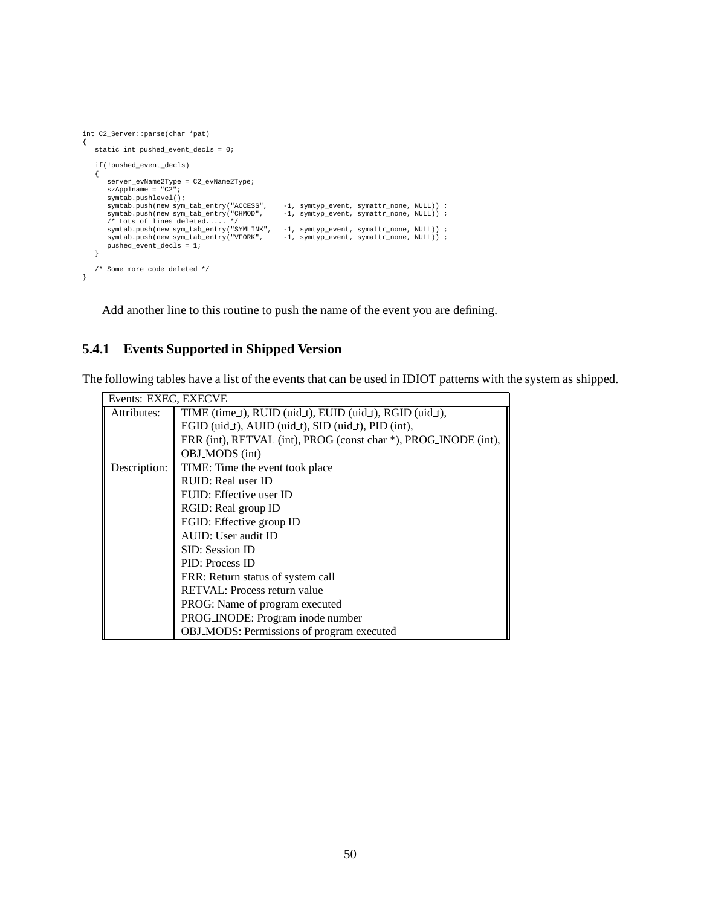```
int C2_Server::parse(char *pat)
{
   static int pushed_event_decls = 0;

   if(!pushed_event_decls)
   {
      server_evName2Type = C2_evName2Type;
      szApplname = "C2";
      symtab.pushlevel();
      symtab.push(new sym_tab_entry("ACCESS",    -1, symtyp_event, symattr_none, NULL)) ;
      symtab.push(new sym_tab_entry("CHMOD",     -1, symtyp_event, symattr_none, NULL)) ;
      /* Lots of lines deleted..... */
      symtab.push(new sym_tab_entry("SYMLINK",   -1, symtyp_event, symattr_none, NULL)) ;
      symtab.push(new sym_tab_entry("VFORK",     -1, symtyp_event, symattr_none, NULL)) ;
      pushed_event_decls = 1;
   }

   /* Some more code deleted */
}
```

Add another line to this routine to push the name of the event you are defining.

### 5.4.1 Events Supported in Shipped Version

The following tables have a list of the events that can be used in IDIOT patterns with the system as shipped.

| Events: EXEC, EXECVE | |
|---|---|
| Attributes: | TIME (time_t), RUID (uid_t), EUID (uid_t), RGID (uid_t), EGID (uid_t), AUID (uid_t), SID (uid_t), PID (int), ERR (int), RETVAL (int), PROG (const char *), PROG_INODE (int), OBJ_MODS (int) |
| Description: | TIME: Time the event took place<br>RUID: Real user ID<br>EUID: Effective user ID<br>RGID: Real group ID<br>EGID: Effective group ID<br>AUID: User audit ID<br>SID: Session ID<br>PID: Process ID<br>ERR: Return status of system call<br>RETVAL: Process return value<br>PROG: Name of program executed<br>PROG_INODE: Program inode number<br>OBJ_MODS: Permissions of program executed |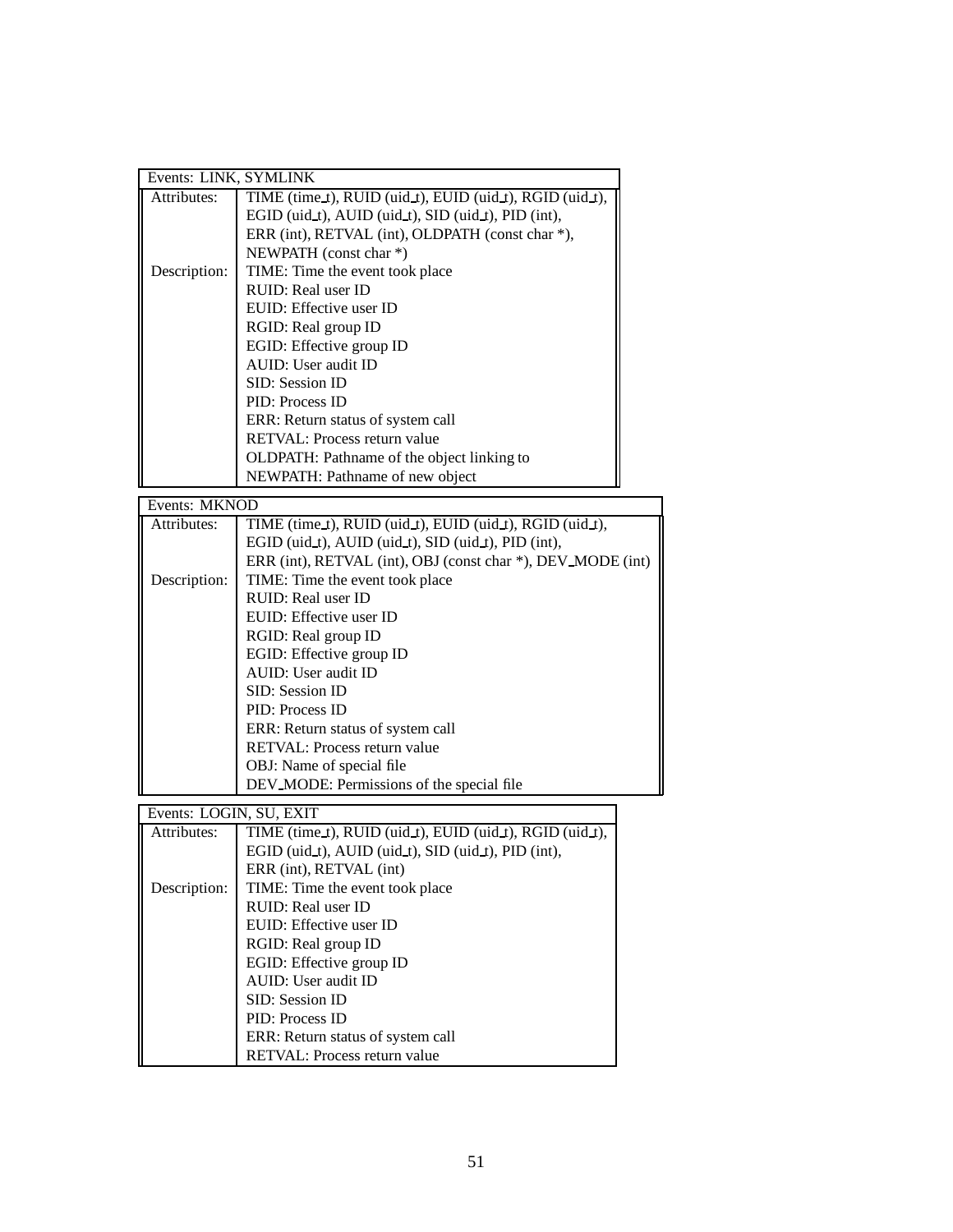| Events: LINK, SYMLINK | |
|---|---|
| Attributes: | TIME (time_t), RUID (uid_t), EUID (uid_t), RGID (uid_t), EGID (uid_t), AUID (uid_t), SID (uid_t), PID (int), ERR (int), RETVAL (int), OLDPATH (const char *), NEWPATH (const char *) |
| Description: | TIME: Time the event took place<br>RUID: Real user ID<br>EUID: Effective user ID<br>RGID: Real group ID<br>EGID: Effective group ID<br>AUID: User audit ID<br>SID: Session ID<br>PID: Process ID<br>ERR: Return status of system call<br>RETVAL: Process return value<br>OLDPATH: Pathname of the object linking to<br>NEWPATH: Pathname of new object |

| Events: MKNOD | |
|---|---|
| Attributes: | TIME (time_t), RUID (uid_t), EUID (uid_t), RGID (uid_t), EGID (uid_t), AUID (uid_t), SID (uid_t), PID (int), ERR (int), RETVAL (int), OBJ (const char *), DEV_MODE (int) |
| Description: | TIME: Time the event took place<br>RUID: Real user ID<br>EUID: Effective user ID<br>RGID: Real group ID<br>EGID: Effective group ID<br>AUID: User audit ID<br>SID: Session ID<br>PID: Process ID<br>ERR: Return status of system call<br>RETVAL: Process return value<br>OBJ: Name of special file<br>DEV_MODE: Permissions of the special file |

| Events: LOGIN, SU, EXIT | |
|---|---|
| Attributes: | TIME (time_t), RUID (uid_t), EUID (uid_t), RGID (uid_t), EGID (uid_t), AUID (uid_t), SID (uid_t), PID (int), ERR (int), RETVAL (int) |
| Description: | TIME: Time the event took place<br>RUID: Real user ID<br>EUID: Effective user ID<br>RGID: Real group ID<br>EGID: Effective group ID<br>AUID: User audit ID<br>SID: Session ID<br>PID: Process ID<br>ERR: Return status of system call<br>RETVAL: Process return value |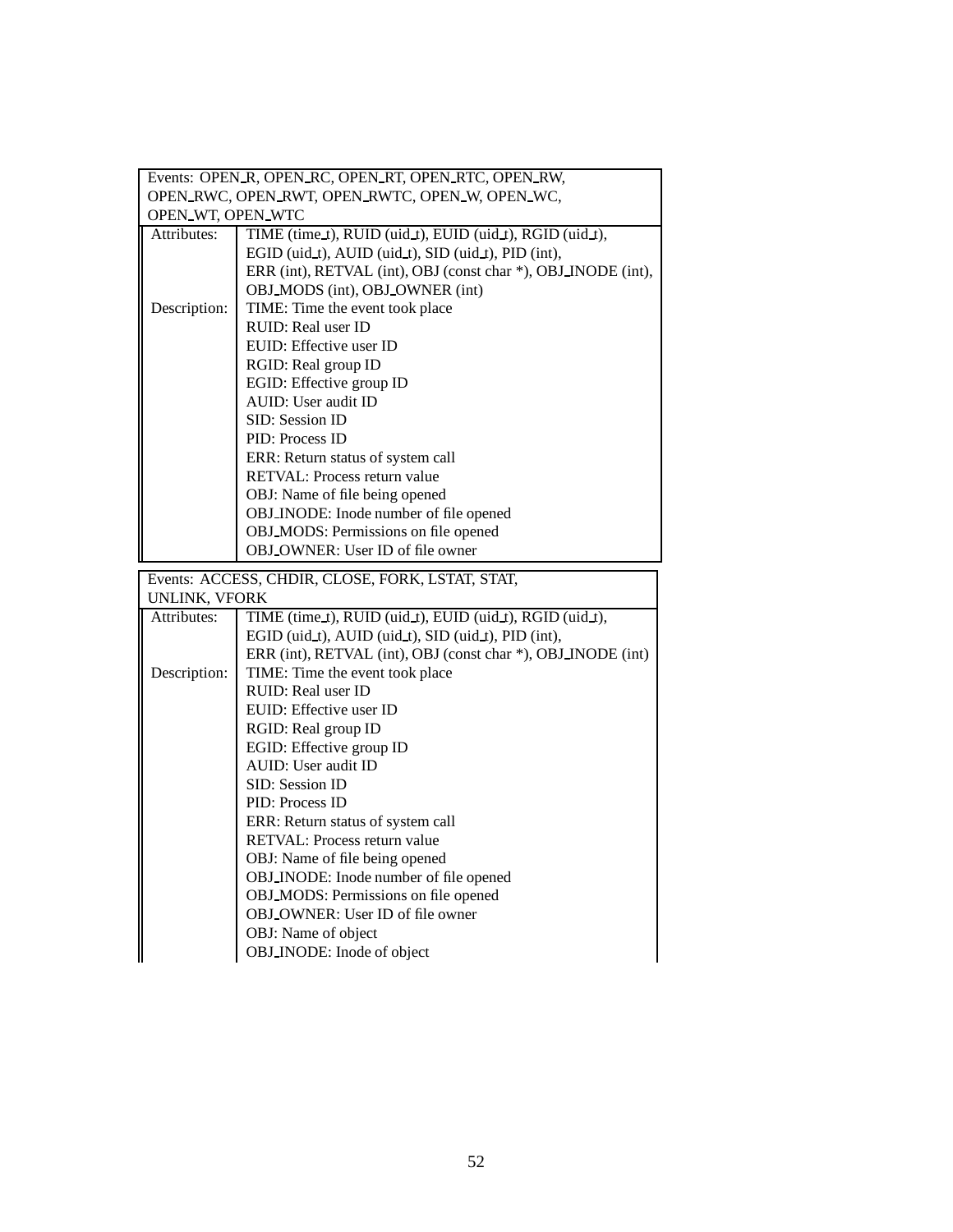| Events: OPEN_R, OPEN_RC, OPEN_RT, OPEN_RTC, OPEN_RW, OPEN_RWC, OPEN_RWT, OPEN_RWTC, OPEN_W, OPEN_WC, OPEN_WT, OPEN_WTC | |
|---|---|
| Attributes: | TIME (time_t), RUID (uid_t), EUID (uid_t), RGID (uid_t), EGID (uid_t), AUID (uid_t), SID (uid_t), PID (int), ERR (int), RETVAL (int), OBJ (const char *), OBJ_INODE (int), OBJ_MODS (int), OBJ_OWNER (int) |
| Description: | TIME: Time the event took place<br>RUID: Real user ID<br>EUID: Effective user ID<br>RGID: Real group ID<br>EGID: Effective group ID<br>AUID: User audit ID<br>SID: Session ID<br>PID: Process ID<br>ERR: Return status of system call<br>RETVAL: Process return value<br>OBJ: Name of file being opened<br>OBJ_INODE: Inode number of file opened<br>OBJ_MODS: Permissions on file opened<br>OBJ_OWNER: User ID of file owner |

| Events: ACCESS, CHDIR, CLOSE, FORK, LSTAT, STAT, UNLINK, VFORK | |
|---|---|
| Attributes: | TIME (time_t), RUID (uid_t), EUID (uid_t), RGID (uid_t), EGID (uid_t), AUID (uid_t), SID (uid_t), PID (int), ERR (int), RETVAL (int), OBJ (const char *), OBJ_INODE (int) |
| Description: | TIME: Time the event took place<br>RUID: Real user ID<br>EUID: Effective user ID<br>RGID: Real group ID<br>EGID: Effective group ID<br>AUID: User audit ID<br>SID: Session ID<br>PID: Process ID<br>ERR: Return status of system call<br>RETVAL: Process return value<br>OBJ: Name of file being opened<br>OBJ_INODE: Inode number of file opened<br>OBJ_MODS: Permissions on file opened<br>OBJ_OWNER: User ID of file owner<br>OBJ: Name of object<br>OBJ_INODE: Inode of object |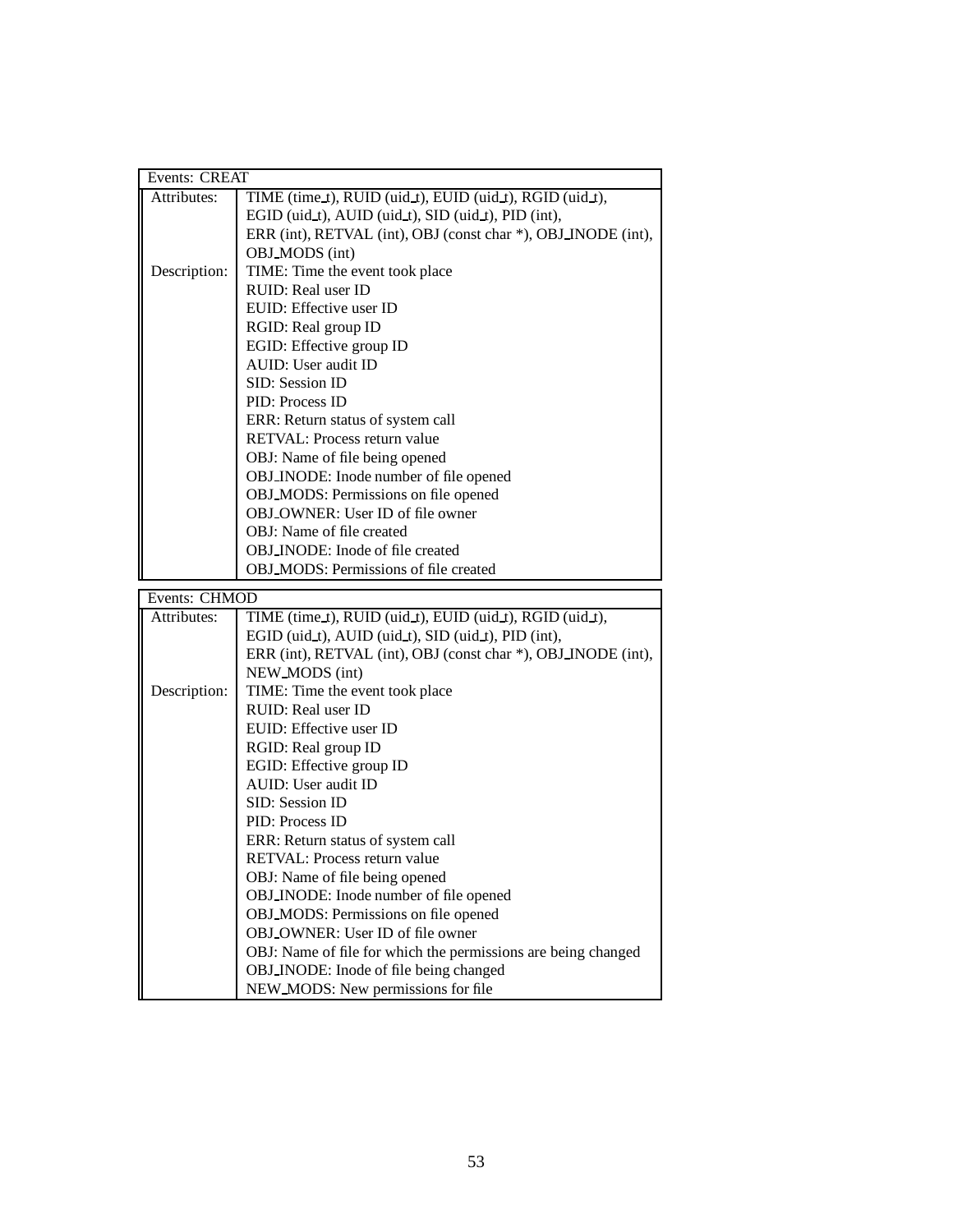| Events: CREAT | |
|---|---|
| Attributes: | TIME (time_t), RUID (uid_t), EUID (uid_t), RGID (uid_t), EGID (uid_t), AUID (uid_t), SID (uid_t), PID (int), ERR (int), RETVAL (int), OBJ (const char *), OBJ_INODE (int), OBJ_MODS (int) |
| Description: | TIME: Time the event took place<br>RUID: Real user ID<br>EUID: Effective user ID<br>RGID: Real group ID<br>EGID: Effective group ID<br>AUID: User audit ID<br>SID: Session ID<br>PID: Process ID<br>ERR: Return status of system call<br>RETVAL: Process return value<br>OBJ: Name of file being opened<br>OBJ_INODE: Inode number of file opened<br>OBJ_MODS: Permissions on file opened<br>OBJ_OWNER: User ID of file owner<br>OBJ: Name of file created<br>OBJ_INODE: Inode of file created<br>OBJ_MODS: Permissions of file created |

| Events: CHMOD | |
|---|---|
| Attributes: | TIME (time_t), RUID (uid_t), EUID (uid_t), RGID (uid_t), EGID (uid_t), AUID (uid_t), SID (uid_t), PID (int), ERR (int), RETVAL (int), OBJ (const char *), OBJ_INODE (int), NEW_MODS (int) |
| Description: | TIME: Time the event took place<br>RUID: Real user ID<br>EUID: Effective user ID<br>RGID: Real group ID<br>EGID: Effective group ID<br>AUID: User audit ID<br>SID: Session ID<br>PID: Process ID<br>ERR: Return status of system call<br>RETVAL: Process return value<br>OBJ: Name of file being opened<br>OBJ_INODE: Inode number of file opened<br>OBJ_MODS: Permissions on file opened<br>OBJ_OWNER: User ID of file owner<br>OBJ: Name of file for which the permissions are being changed<br>OBJ_INODE: Inode of file being changed<br>NEW_MODS: New permissions for file |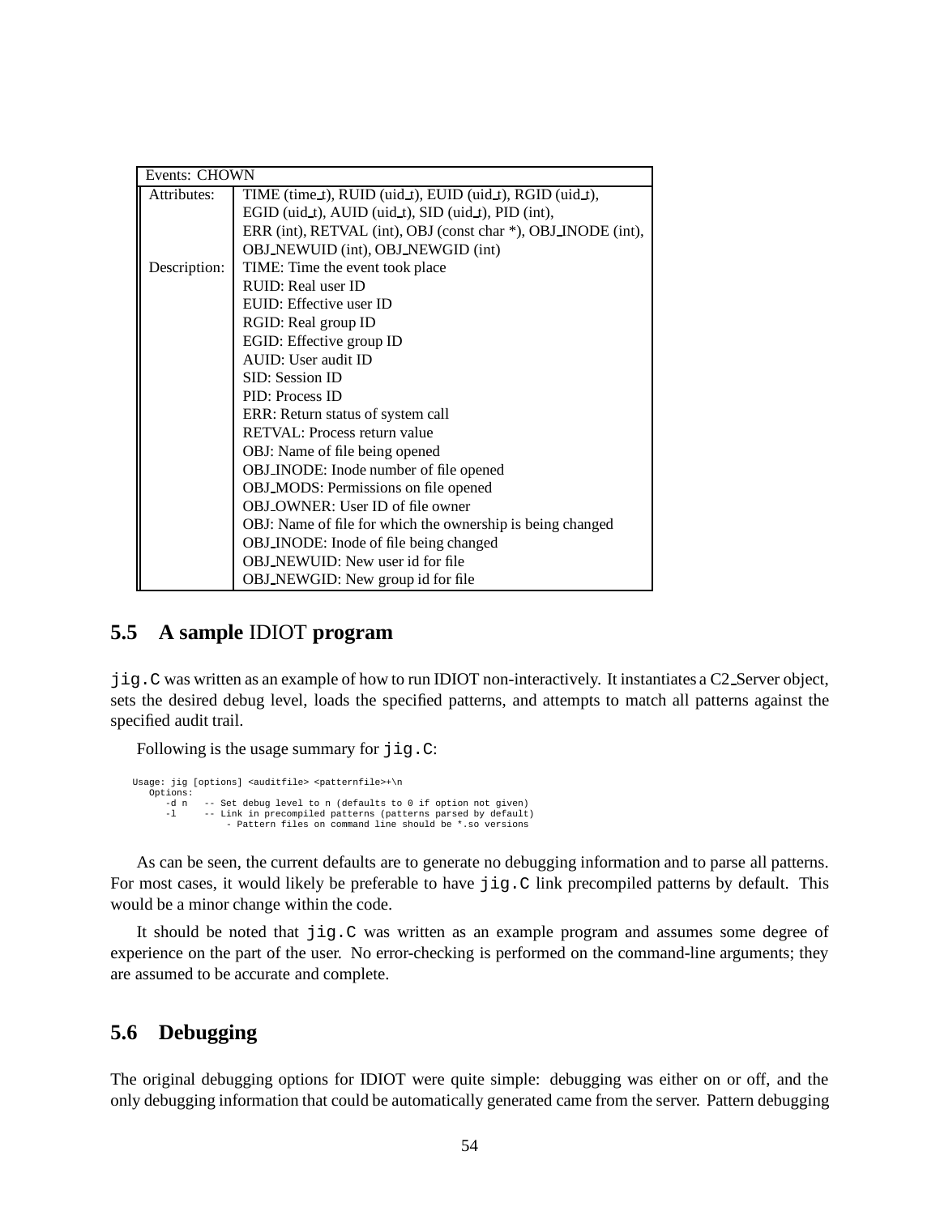| Events: CHOWN | |
|---|---|
| Attributes: | TIME (time_t), RUID (uid_t), EUID (uid_t), RGID (uid_t), EGID (uid_t), AUID (uid_t), SID (uid_t), PID (int), ERR (int), RETVAL (int), OBJ (const char *), OBJ_INODE (int), OBJ_NEWUID (int), OBJ_NEWGID (int) |
| Description: | TIME: Time the event took place |
| | RUID: Real user ID |
| | EUID: Effective user ID |
| | RGID: Real group ID |
| | EGID: Effective group ID |
| | AUID: User audit ID |
| | SID: Session ID |
| | PID: Process ID |
| | ERR: Return status of system call |
| | RETVAL: Process return value |
| | OBJ: Name of file being opened |
| | OBJ_INODE: Inode number of file opened |
| | OBJ_MODS: Permissions on file opened |
| | OBJ_OWNER: User ID of file owner |
| | OBJ: Name of file for which the ownership is being changed |
| | OBJ_INODE: Inode of file being changed |
| | OBJ_NEWUID: New user id for file |
| | OBJ_NEWGID: New group id for file |

## 5.5 A sample IDIOT program

`jig.C` was written as an example of how to run IDIOT non-interactively. It instantiates a C2_Server object, sets the desired debug level, loads the specified patterns, and attempts to match all patterns against the specified audit trail.

Following is the usage summary for `jig.C`:

```
Usage: jig [options] <auditfile> <patternfile>+\n
   Options:
      -d n   -- Set debug level to n (defaults to 0 if option not given)
      -l     -- Link in precompiled patterns (patterns parsed by default)
                 - Pattern files on command line should be *.so versions
```

As can be seen, the current defaults are to generate no debugging information and to parse all patterns. For most cases, it would likely be preferable to have `jig.C` link precompiled patterns by default. This would be a minor change within the code.

It should be noted that `jig.C` was written as an example program and assumes some degree of experience on the part of the user. No error-checking is performed on the command-line arguments; they are assumed to be accurate and complete.

## 5.6 Debugging

The original debugging options for IDIOT were quite simple: debugging was either on or off, and the only debugging information that could be automatically generated came from the server. Pattern debugging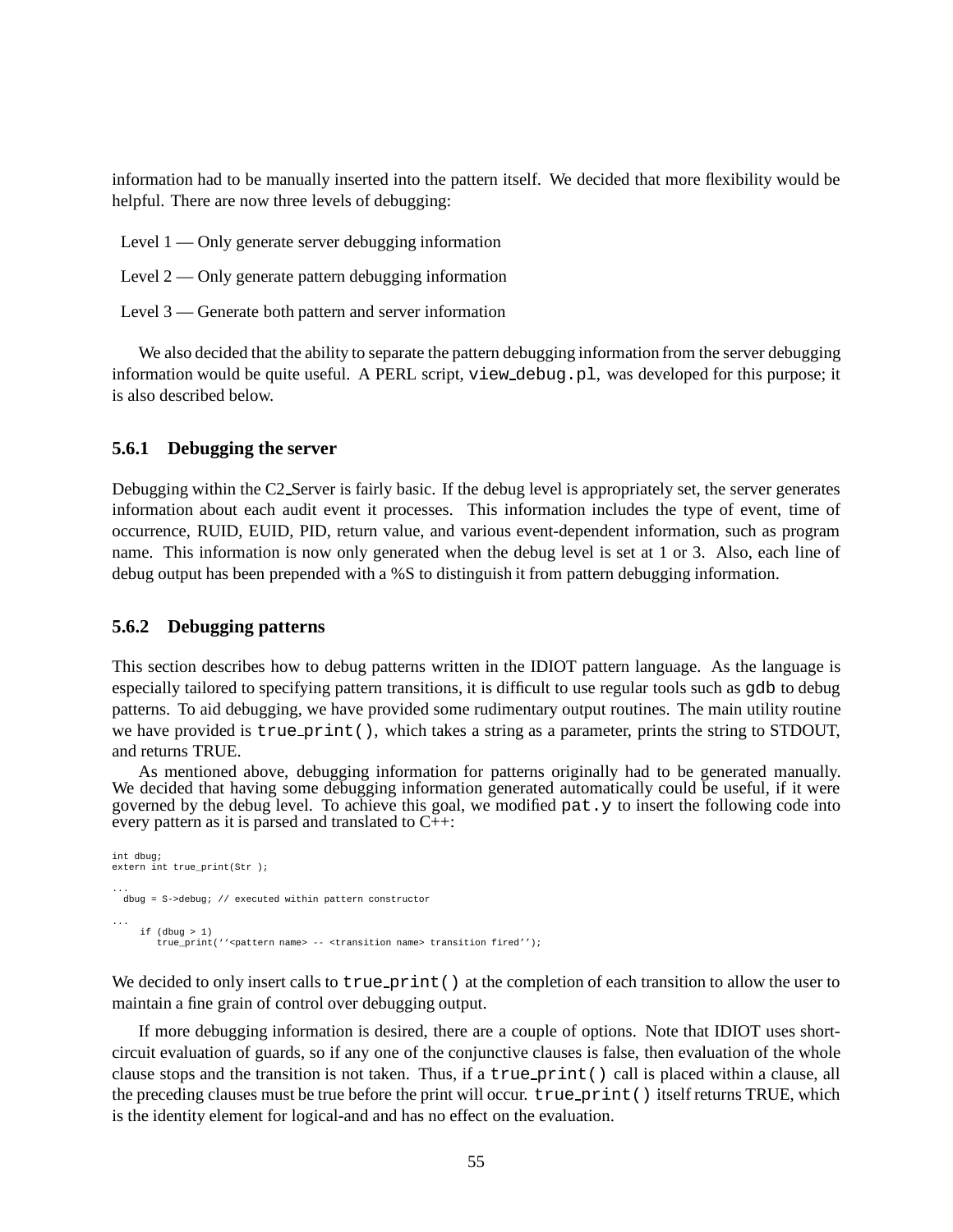information had to be manually inserted into the pattern itself. We decided that more flexibility would be helpful. There are now three levels of debugging:

Level 1 — Only generate server debugging information

Level 2 — Only generate pattern debugging information

Level 3 — Generate both pattern and server information

We also decided that the ability to separate the pattern debugging information from the server debugging information would be quite useful. A PERL script, `view_debug.pl`, was developed for this purpose; it is also described below.

### 5.6.1 Debugging the server

Debugging within the C2_Server is fairly basic. If the debug level is appropriately set, the server generates information about each audit event it processes. This information includes the type of event, time of occurrence, RUID, EUID, PID, return value, and various event-dependent information, such as program name. This information is now only generated when the debug level is set at 1 or 3. Also, each line of debug output has been prepended with a %S to distinguish it from pattern debugging information.

### 5.6.2 Debugging patterns

This section describes how to debug patterns written in the IDIOT pattern language. As the language is especially tailored to specifying pattern transitions, it is difficult to use regular tools such as `gdb` to debug patterns. To aid debugging, we have provided some rudimentary output routines. The main utility routine we have provided is `true_print()`, which takes a string as a parameter, prints the string to STDOUT, and returns TRUE.

As mentioned above, debugging information for patterns originally had to be generated manually. We decided that having some debugging information generated automatically could be useful, if it were governed by the debug level. To achieve this goal, we modified `pat.y` to insert the following code into every pattern as it is parsed and translated to C++:

```
int dbug;
extern int true_print(Str );

...
  dbug = S->debug; // executed within pattern constructor

...
     if (dbug > 1)
        true_print(''<pattern name> -- <transition name> transition fired'');
```

We decided to only insert calls to `true_print()` at the completion of each transition to allow the user to maintain a fine grain of control over debugging output.

If more debugging information is desired, there are a couple of options. Note that IDIOT uses short-circuit evaluation of guards, so if any one of the conjunctive clauses is false, then evaluation of the whole clause stops and the transition is not taken. Thus, if a `true_print()` call is placed within a clause, all the preceding clauses must be true before the print will occur. `true_print()` itself returns TRUE, which is the identity element for logical-and and has no effect on the evaluation.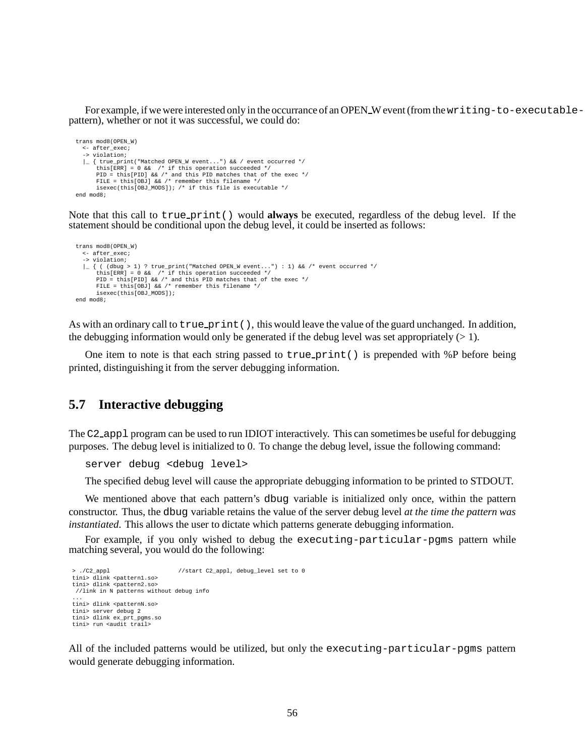For example, if we were interested only in the occurrance of an OPEN_W event (from the `writing-to-executable-` pattern), whether or not it was successful, we could do:

```
trans mod8(OPEN_W)
  <- after_exec;
  -> violation;
  |_ { true_print("Matched OPEN_W event...") && / event occurred */
      this[ERR] = 0 &&  /* if this operation succeeded */
      PID = this[PID] && /* and this PID matches that of the exec */
      FILE = this[OBJ] && /* remember this filename */
      isexec(this[OBJ_MODS]); /* if this file is executable */
end mod8;
```

Note that this call to `true_print()` would **always** be executed, regardless of the debug level. If the statement should be conditional upon the debug level, it could be inserted as follows:

```
trans mod8(OPEN_W)
  <- after_exec;
  -> violation;
  |_ { ( (dbug > 1) ? true_print("Matched OPEN_W event...") : 1) && /* event occurred */
      this[ERR] = 0 &&  /* if this operation succeeded */
      PID = this[PID] && /* and this PID matches that of the exec */
      FILE = this[OBJ] && /* remember this filename */
      isexec(this[OBJ_MODS]);
end mod8;
```

As with an ordinary call to `true_print()`, this would leave the value of the guard unchanged. In addition, the debugging information would only be generated if the debug level was set appropriately (> 1).

One item to note is that each string passed to `true_print()` is prepended with %P before being printed, distinguishing it from the server debugging information.

## 5.7 Interactive debugging

The `C2_appl` program can be used to run IDIOT interactively. This can sometimes be useful for debugging purposes. The debug level is initialized to 0. To change the debug level, issue the following command:

```
server debug <debug level>
```

The specified debug level will cause the appropriate debugging information to be printed to STDOUT.

We mentioned above that each pattern's `dbug` variable is initialized only once, within the pattern constructor. Thus, the `dbug` variable retains the value of the server debug level *at the time the pattern was instantiated.* This allows the user to dictate which patterns generate debugging information.

For example, if you only wished to debug the `executing-particular-pgms` pattern while matching several, you would do the following:

```
> ./C2_appl                 //start C2_appl, debug_level set to 0
tini> dlink <pattern1.so>
tini> dlink <pattern2.so>
 //link in N patterns without debug info
...
tini> dlink <patternN.so>
tini> server debug 2
tini> dlink ex_prt_pgms.so
tini> run <audit trail>
```

All of the included patterns would be utilized, but only the `executing-particular-pgms` pattern would generate debugging information.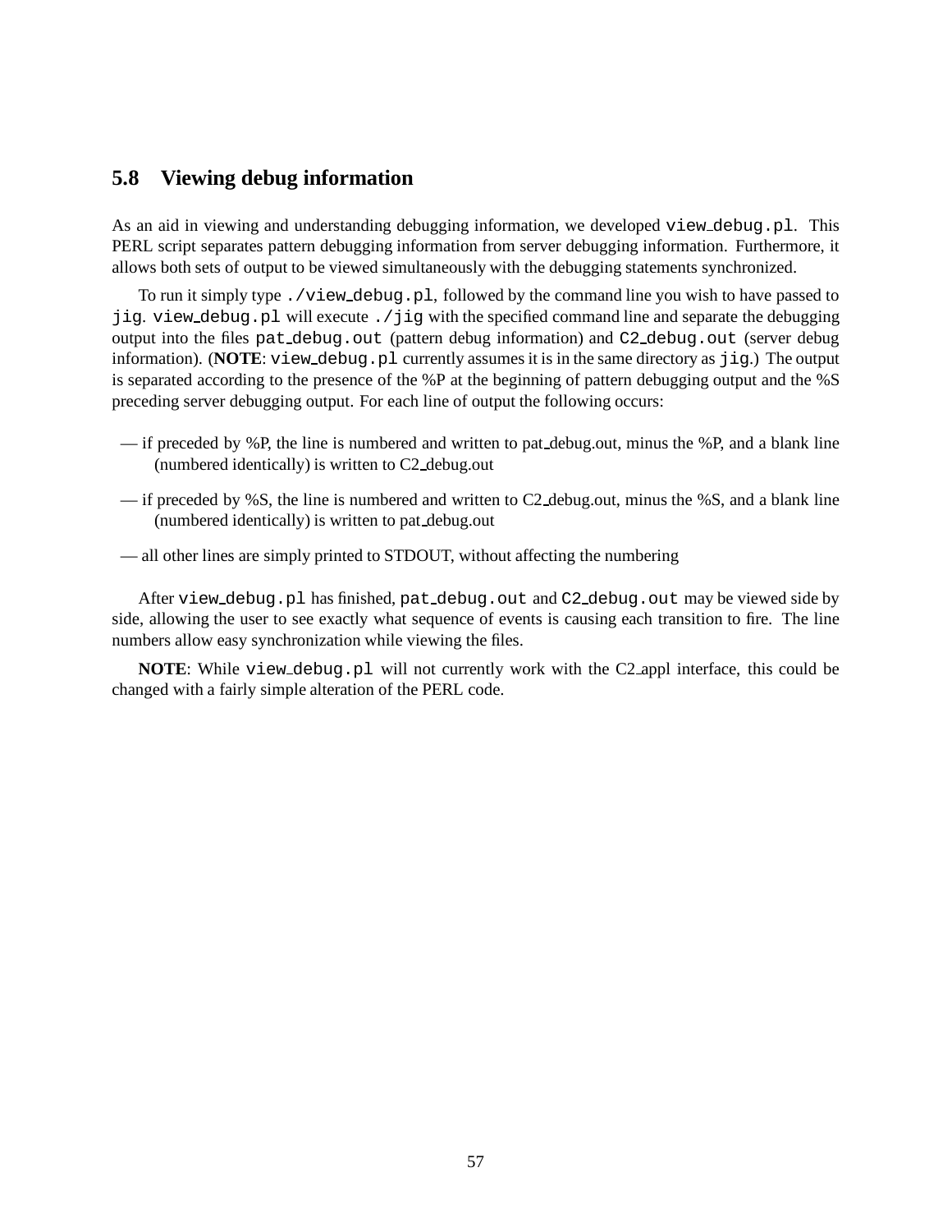## 5.8 Viewing debug information

As an aid in viewing and understanding debugging information, we developed `view_debug.pl`. This PERL script separates pattern debugging information from server debugging information. Furthermore, it allows both sets of output to be viewed simultaneously with the debugging statements synchronized.

To run it simply type `./view_debug.pl`, followed by the command line you wish to have passed to `jig`. `view_debug.pl` will execute `./jig` with the specified command line and separate the debugging output into the files `pat_debug.out` (pattern debug information) and `C2_debug.out` (server debug information). (**NOTE**: `view_debug.pl` currently assumes it is in the same directory as `jig`.) The output is separated according to the presence of the %P at the beginning of pattern debugging output and the %S preceding server debugging output. For each line of output the following occurs:

— if preceded by %P, the line is numbered and written to pat_debug.out, minus the %P, and a blank line (numbered identically) is written to C2_debug.out

— if preceded by %S, the line is numbered and written to C2_debug.out, minus the %S, and a blank line (numbered identically) is written to pat_debug.out

— all other lines are simply printed to STDOUT, without affecting the numbering

After `view_debug.pl` has finished, `pat_debug.out` and `C2_debug.out` may be viewed side by side, allowing the user to see exactly what sequence of events is causing each transition to fire. The line numbers allow easy synchronization while viewing the files.

**NOTE**: While `view_debug.pl` will not currently work with the C2_appl interface, this could be changed with a fairly simple alteration of the PERL code.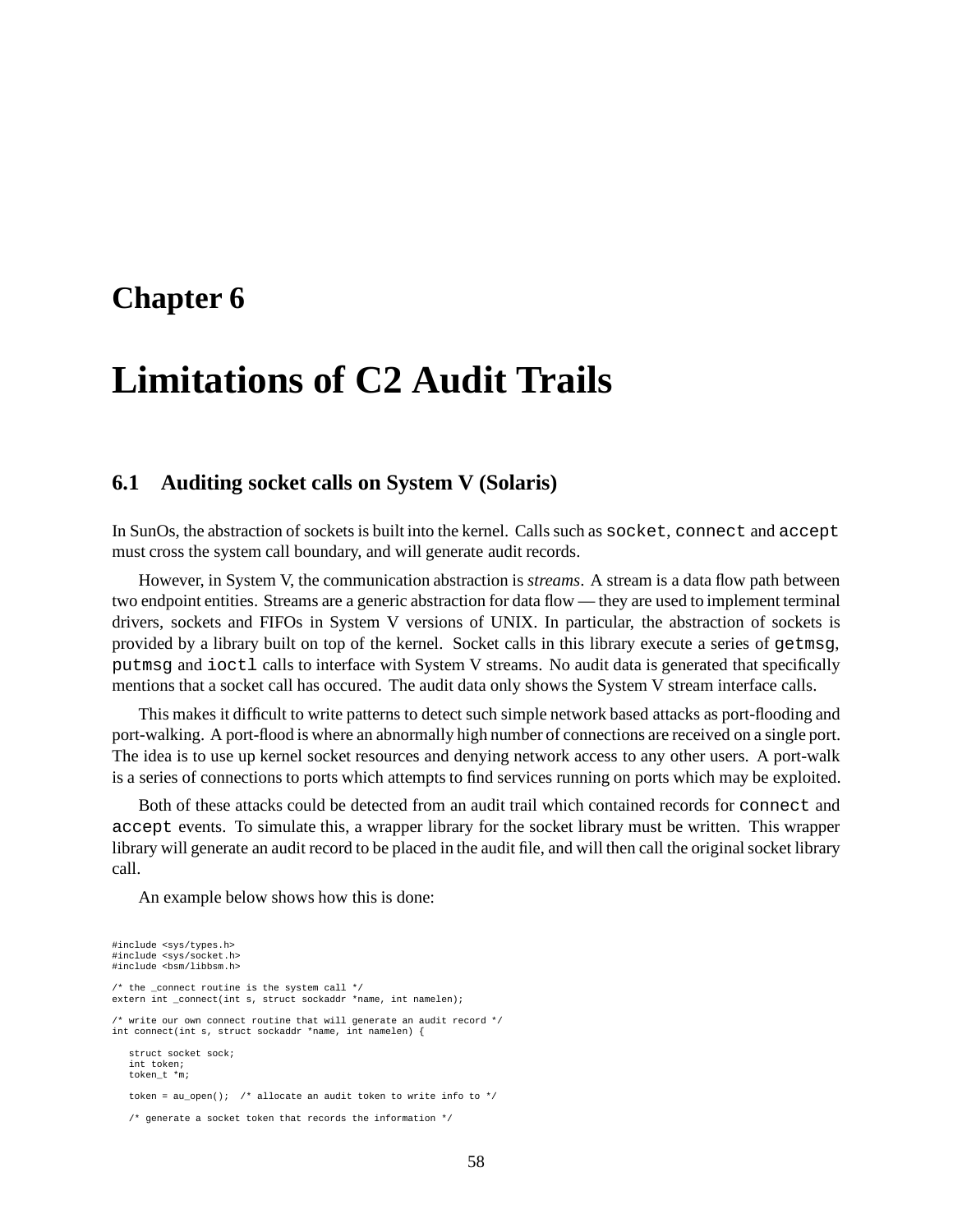# Chapter 6

# Limitations of C2 Audit Trails

## 6.1 Auditing socket calls on System V (Solaris)

In SunOs, the abstraction of sockets is built into the kernel. Calls such as `socket`, `connect` and `accept` must cross the system call boundary, and will generate audit records.

However, in System V, the communication abstraction is *streams*. A stream is a data flow path between two endpoint entities. Streams are a generic abstraction for data flow — they are used to implement terminal drivers, sockets and FIFOs in System V versions of UNIX. In particular, the abstraction of sockets is provided by a library built on top of the kernel. Socket calls in this library execute a series of `getmsg`, `putmsg` and `ioctl` calls to interface with System V streams. No audit data is generated that specifically mentions that a socket call has occured. The audit data only shows the System V stream interface calls.

This makes it difficult to write patterns to detect such simple network based attacks as port-flooding and port-walking. A port-flood is where an abnormally high number of connections are received on a single port. The idea is to use up kernel socket resources and denying network access to any other users. A port-walk is a series of connections to ports which attempts to find services running on ports which may be exploited.

Both of these attacks could be detected from an audit trail which contained records for `connect` and `accept` events. To simulate this, a wrapper library for the socket library must be written. This wrapper library will generate an audit record to be placed in the audit file, and will then call the original socket library call.

An example below shows how this is done:

```
#include <sys/types.h>
#include <sys/socket.h>
#include <bsm/libbsm.h>

/* the _connect routine is the system call */
extern int _connect(int s, struct sockaddr *name, int namelen);

/* write our own connect routine that will generate an audit record */
int connect(int s, struct sockaddr *name, int namelen) {

   struct socket sock;
   int token;
   token_t *m;

   token = au_open();  /* allocate an audit token to write info to */

   /* generate a socket token that records the information */
```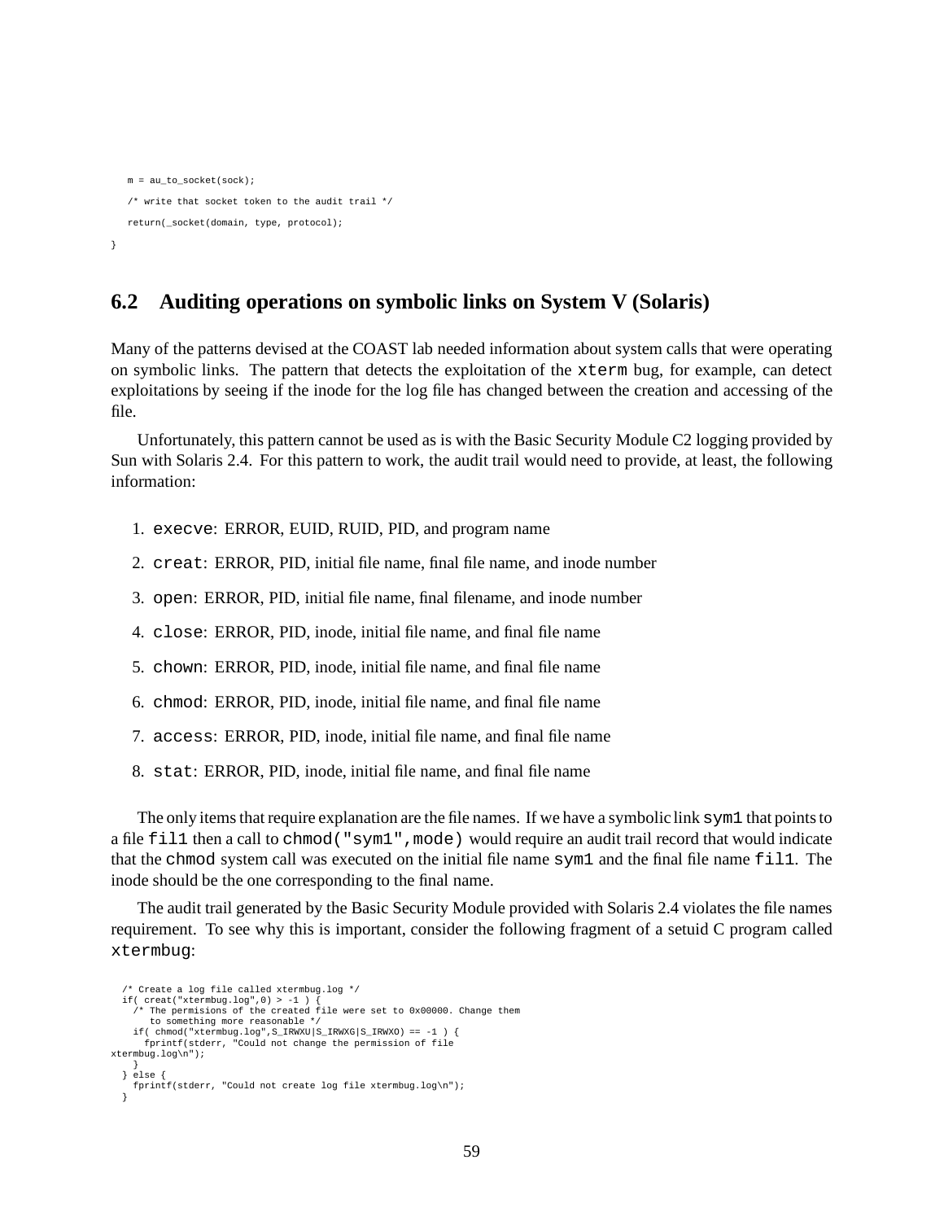```
   m = au_to_socket(sock);

   /* write that socket token to the audit trail */

   return(_socket(domain, type, protocol);

}
```

## 6.2 Auditing operations on symbolic links on System V (Solaris)

Many of the patterns devised at the COAST lab needed information about system calls that were operating on symbolic links. The pattern that detects the exploitation of the `xterm` bug, for example, can detect exploitations by seeing if the inode for the log file has changed between the creation and accessing of the file.

Unfortunately, this pattern cannot be used as is with the Basic Security Module C2 logging provided by Sun with Solaris 2.4. For this pattern to work, the audit trail would need to provide, at least, the following information:

1. `execve`: ERROR, EUID, RUID, PID, and program name
2. `creat`: ERROR, PID, initial file name, final file name, and inode number
3. `open`: ERROR, PID, initial file name, final filename, and inode number
4. `close`: ERROR, PID, inode, initial file name, and final file name
5. `chown`: ERROR, PID, inode, initial file name, and final file name
6. `chmod`: ERROR, PID, inode, initial file name, and final file name
7. `access`: ERROR, PID, inode, initial file name, and final file name
8. `stat`: ERROR, PID, inode, initial file name, and final file name

The only items that require explanation are the file names. If we have a symbolic link `sym1` that points to a file `fil1` then a call to `chmod("sym1",mode)` would require an audit trail record that would indicate that the `chmod` system call was executed on the initial file name `sym1` and the final file name `fil1`. The inode should be the one corresponding to the final name.

The audit trail generated by the Basic Security Module provided with Solaris 2.4 violates the file names requirement. To see why this is important, consider the following fragment of a setuid C program called `xtermbug`:

```
  /* Create a log file called xtermbug.log */
  if( creat("xtermbug.log",0) > -1 ) {
    /* The permisions of the created file were set to 0x00000. Change them
       to something more reasonable */
    if( chmod("xtermbug.log",S_IRWXU|S_IRWXG|S_IRWXO) == -1 ) {
      fprintf(stderr, "Could not change the permission of file
xtermbug.log\n");
    }
  } else {
    fprintf(stderr, "Could not create log file xtermbug.log\n");
  }
```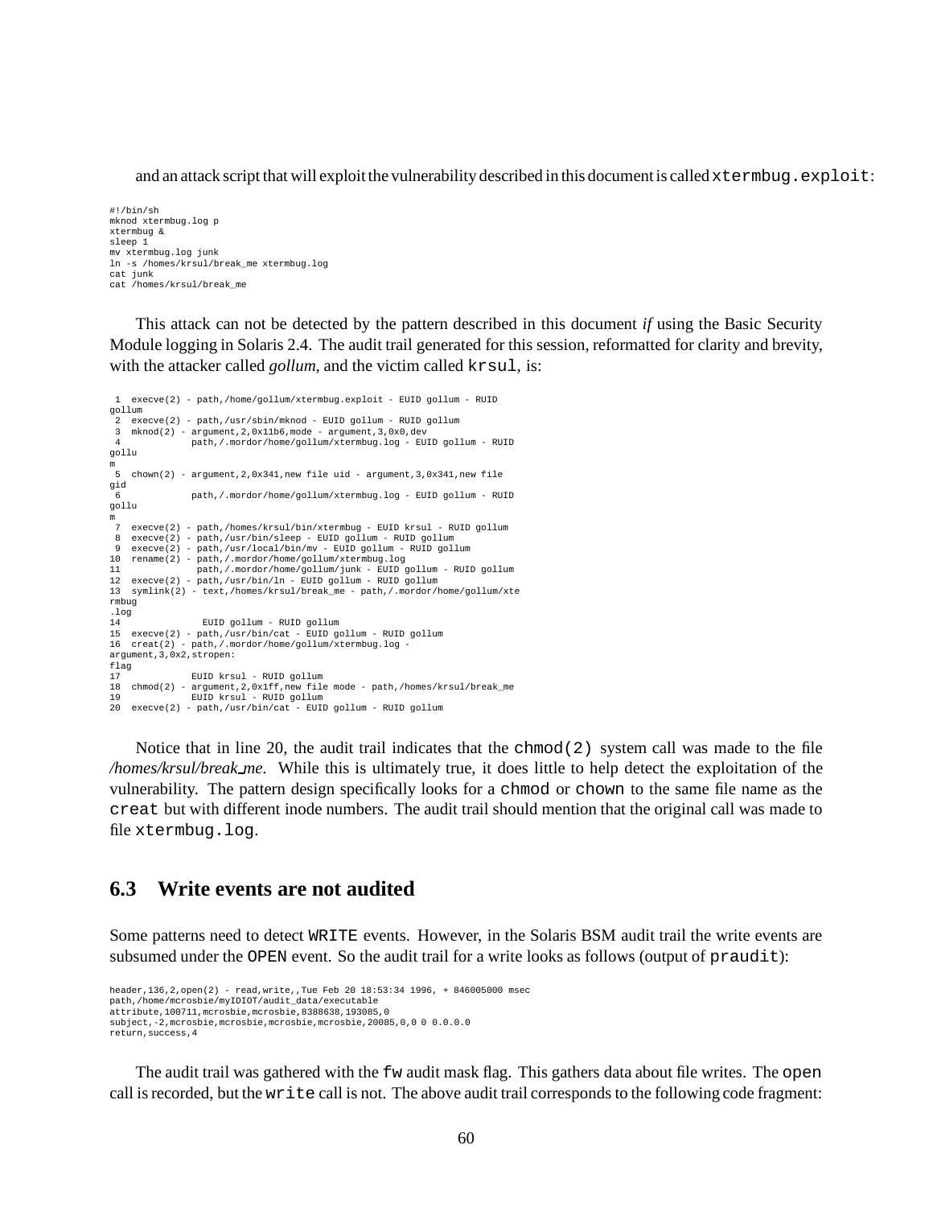and an attack script that will exploit the vulnerability described in this document is called `xtermbug.exploit`:

```
#!/bin/sh
mknod xtermbug.log p
xtermbug &
sleep 1
mv xtermbug.log junk
ln -s /homes/krsul/break_me xtermbug.log
cat junk
cat /homes/krsul/break_me
```

This attack can not be detected by the pattern described in this document *if* using the Basic Security Module logging in Solaris 2.4. The audit trail generated for this session, reformatted for clarity and brevity, with the attacker called *gollum*, and the victim called `krsul`, is:

```
 1  execve(2) - path,/home/gollum/xtermbug.exploit - EUID gollum - RUID
gollum
 2  execve(2) - path,/usr/sbin/mknod - EUID gollum - RUID gollum
 3  mknod(2) - argument,2,0x11b6,mode - argument,3,0x0,dev
 4            path,/.mordor/home/gollum/xtermbug.log - EUID gollum - RUID
gollu
m
 5  chown(2) - argument,2,0x341,new file uid - argument,3,0x341,new file
gid
 6            path,/.mordor/home/gollum/xtermbug.log - EUID gollum - RUID
gollu
m
 7  execve(2) - path,/homes/krsul/bin/xtermbug - EUID krsul - RUID gollum
 8  execve(2) - path,/usr/bin/sleep - EUID gollum - RUID gollum
 9  execve(2) - path,/usr/local/bin/mv - EUID gollum - RUID gollum
10  rename(2) - path,/.mordor/home/gollum/xtermbug.log
11             path,/.mordor/home/gollum/junk - EUID gollum - RUID gollum
12  execve(2) - path,/usr/bin/ln - EUID gollum - RUID gollum
13  symlink(2) - text,/homes/krsul/break_me - path,/.mordor/home/gollum/xte
rmbug
.log
14              EUID gollum - RUID gollum
15  execve(2) - path,/usr/bin/cat - EUID gollum - RUID gollum
16  creat(2) - path,/.mordor/home/gollum/xtermbug.log -
argument,3,0x2,stropen:
flag
17            EUID krsul - RUID gollum
18  chmod(2) - argument,2,0x1ff,new file mode - path,/homes/krsul/break_me
19            EUID krsul - RUID gollum
20  execve(2) - path,/usr/bin/cat - EUID gollum - RUID gollum
```

Notice that in line 20, the audit trail indicates that the `chmod(2)` system call was made to the file */homes/krsul/break_me*. While this is ultimately true, it does little to help detect the exploitation of the vulnerability. The pattern design specifically looks for a `chmod` or `chown` to the same file name as the `creat` but with different inode numbers. The audit trail should mention that the original call was made to file `xtermbug.log`.

### 6.3 Write events are not audited

Some patterns need to detect `WRITE` events. However, in the Solaris BSM audit trail the write events are subsumed under the `OPEN` event. So the audit trail for a write looks as follows (output of `praudit`):

```
header,136,2,open(2) - read,write,,Tue Feb 20 18:53:34 1996, + 846005000 msec
path,/home/mcrosbie/myIDIOT/audit_data/executable
attribute,100711,mcrosbie,mcrosbie,8388638,193085,0
subject,-2,mcrosbie,mcrosbie,mcrosbie,mcrosbie,20085,0,0 0 0.0.0.0
return,success,4
```

The audit trail was gathered with the `fw` audit mask flag. This gathers data about file writes. The `open` call is recorded, but the `write` call is not. The above audit trail corresponds to the following code fragment: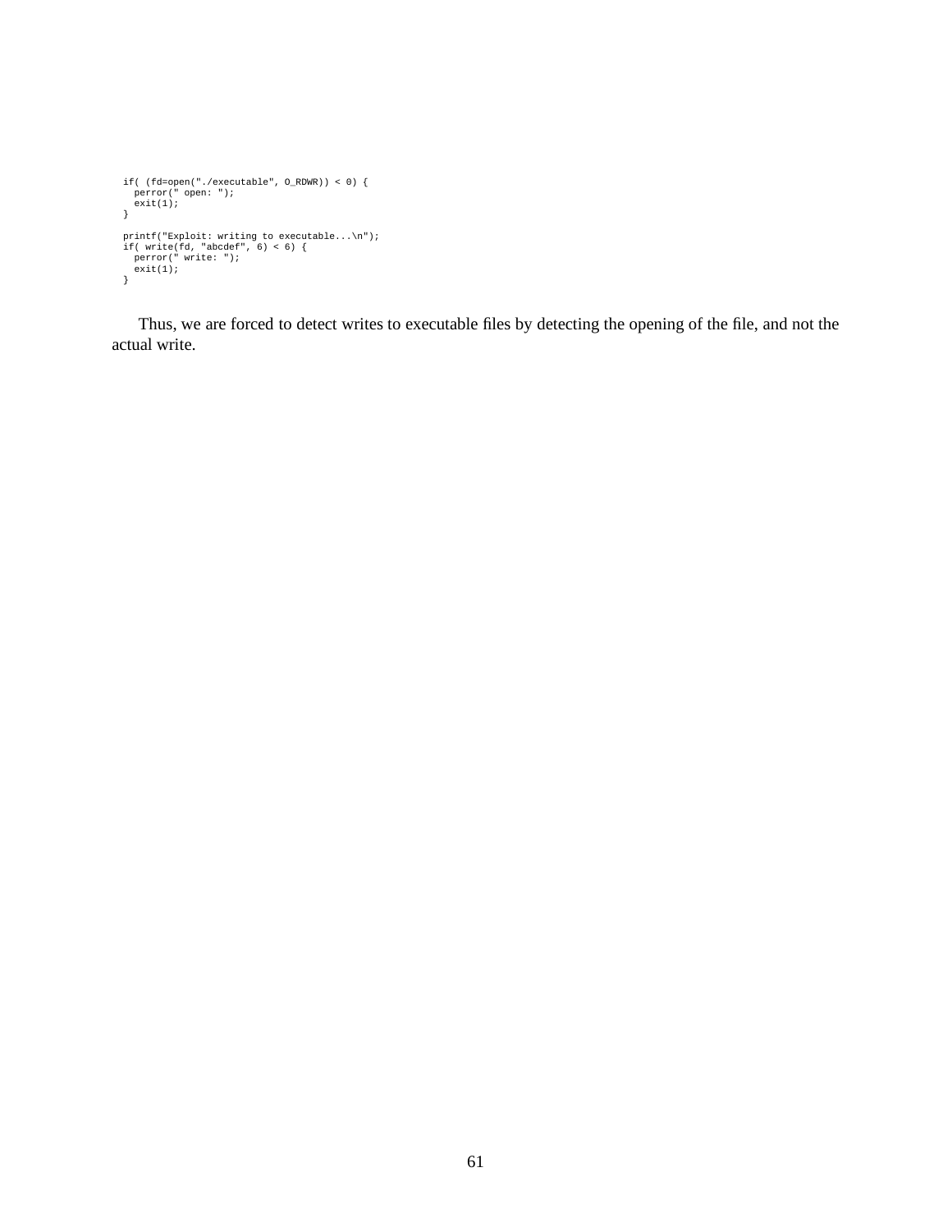```
  if( (fd=open("./executable", O_RDWR)) < 0) {
    perror(" open: ");
    exit(1);
  }

  printf("Exploit: writing to executable...\n");
  if( write(fd, "abcdef", 6) < 6) {
    perror(" write: ");
    exit(1);
  }
```

Thus, we are forced to detect writes to executable files by detecting the opening of the file, and not the actual write.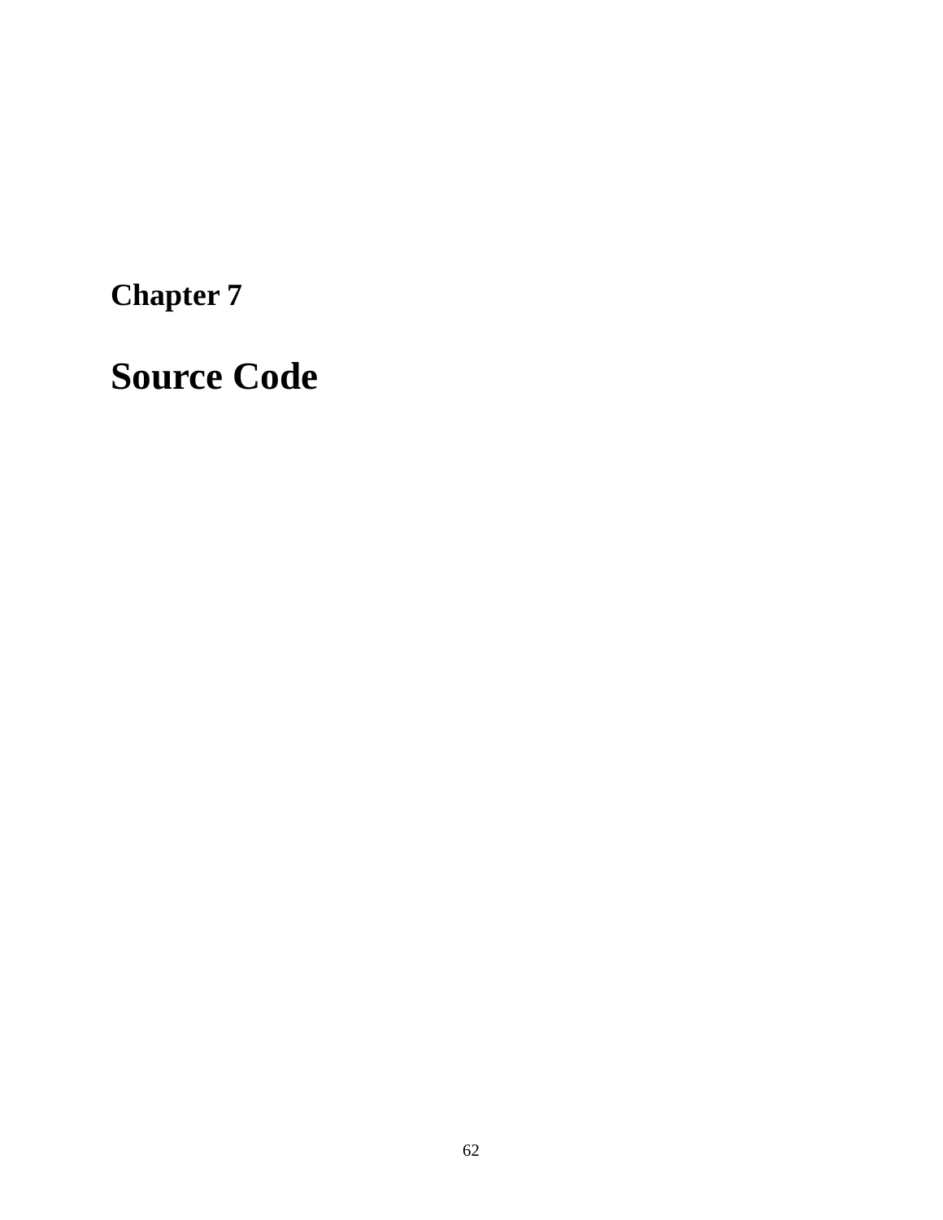## Chapter 7

# Source Code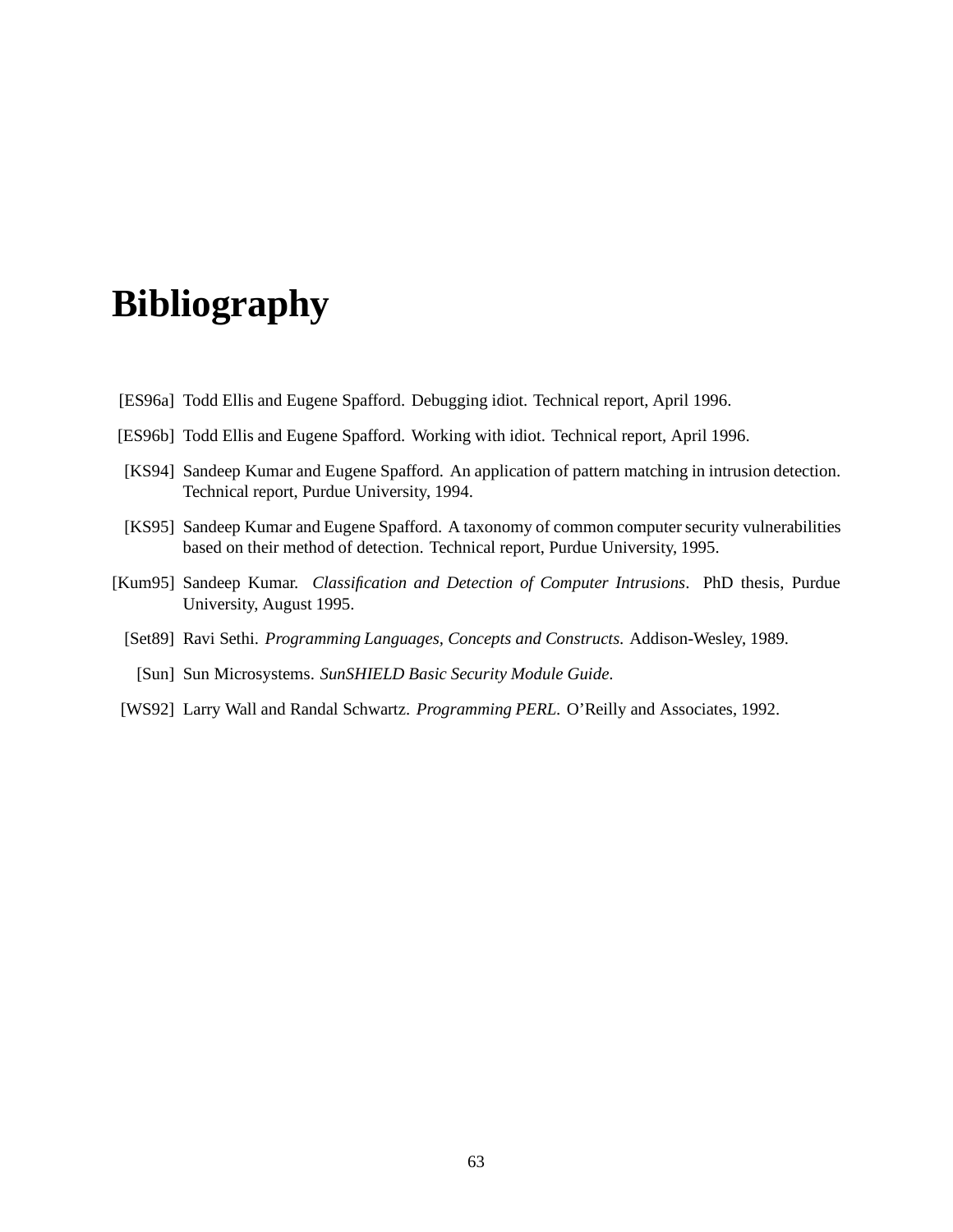# Bibliography

[ES96a] Todd Ellis and Eugene Spafford. Debugging idiot. Technical report, April 1996.

[ES96b] Todd Ellis and Eugene Spafford. Working with idiot. Technical report, April 1996.

[KS94] Sandeep Kumar and Eugene Spafford. An application of pattern matching in intrusion detection. Technical report, Purdue University, 1994.

[KS95] Sandeep Kumar and Eugene Spafford. A taxonomy of common computer security vulnerabilities based on their method of detection. Technical report, Purdue University, 1995.

[Kum95] Sandeep Kumar. *Classification and Detection of Computer Intrusions*. PhD thesis, Purdue University, August 1995.

[Set89] Ravi Sethi. *Programming Languages, Concepts and Constructs*. Addison-Wesley, 1989.

[Sun] Sun Microsystems. *SunSHIELD Basic Security Module Guide*.

[WS92] Larry Wall and Randal Schwartz. *Programming PERL*. O'Reilly and Associates, 1992.